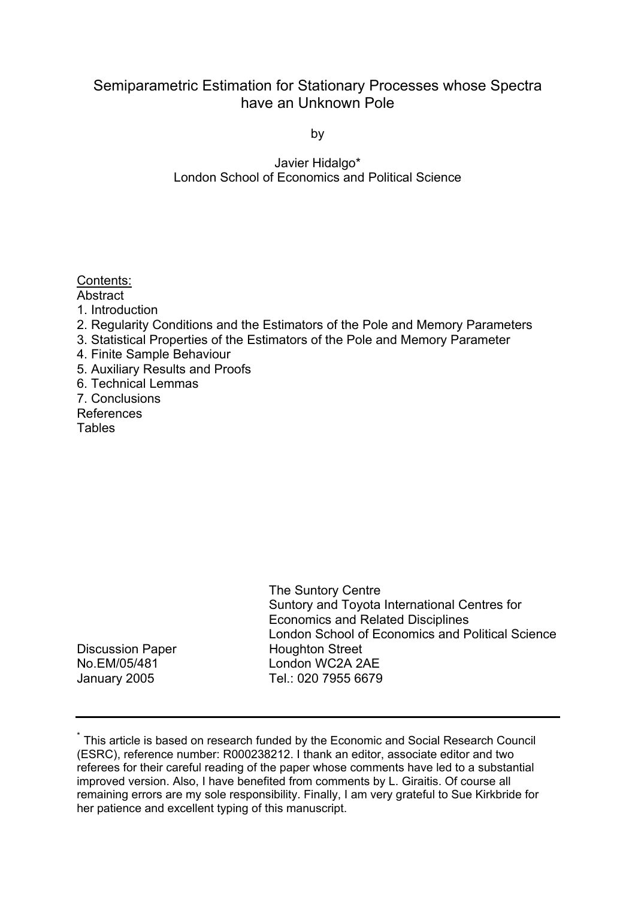# Semiparametric Estimation for Stationary Processes whose Spectra have an Unknown Pole

by

Javier Hidalgo*
London School of Economics and Political Science

Contents:
Abstract
1. Introduction
2. Regularity Conditions and the Estimators of the Pole and Memory Parameters
3. Statistical Properties of the Estimators of the Pole and Memory Parameter
4. Finite Sample Behaviour
5. Auxiliary Results and Proofs
6. Technical Lemmas
7. Conclusions
References
Tables

The Suntory Centre
Suntory and Toyota International Centres for Economics and Related Disciplines
London School of Economics and Political Science
Houghton Street
London WC2A 2AE
Tel.: 020 7955 6679

Discussion Paper
No.EM/05/481
January 2005

* This article is based on research funded by the Economic and Social Research Council (ESRC), reference number: R000238212. I thank an editor, associate editor and two referees for their careful reading of the paper whose comments have led to a substantial improved version. Also, I have benefited from comments by L. Giraitis. Of course all remaining errors are my sole responsibility. Finally, I am very grateful to Sue Kirkbride for her patience and excellent typing of this manuscript.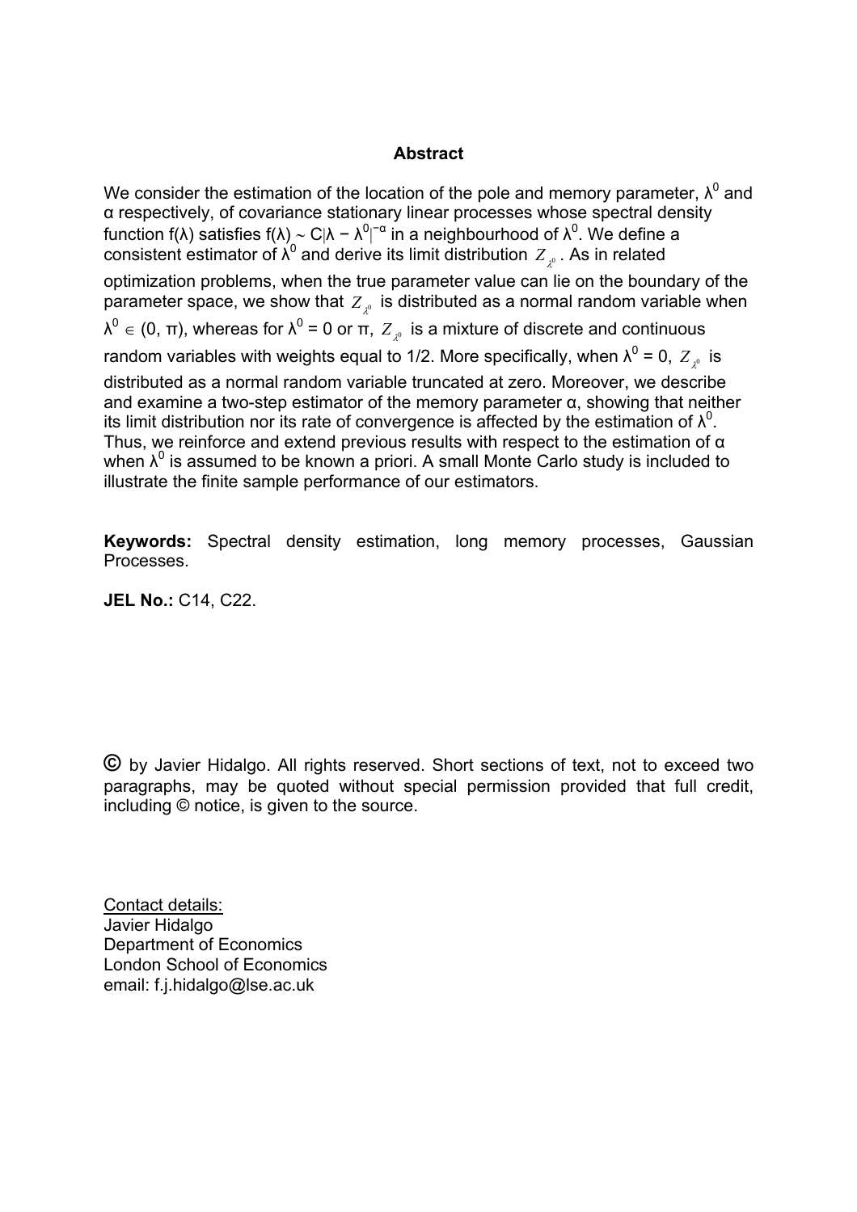**Abstract**

We consider the estimation of the location of the pole and memory parameter, $\lambda^0$ and $\alpha$ respectively, of covariance stationary linear processes whose spectral density function $f(\lambda)$ satisfies $f(\lambda) \sim C|\lambda - \lambda^0|^{-\alpha}$ in a neighbourhood of $\lambda^0$. We define a consistent estimator of $\lambda^0$ and derive its limit distribution $Z_{\lambda^0}$. As in related optimization problems, when the true parameter value can lie on the boundary of the parameter space, we show that $Z_{\lambda^0}$ is distributed as a normal random variable when $\lambda^0 \in (0, \pi)$, whereas for $\lambda^0 = 0$ or $\pi$, $Z_{\lambda^0}$ is a mixture of discrete and continuous random variables with weights equal to 1/2. More specifically, when $\lambda^0 = 0$, $Z_{\lambda^0}$ is distributed as a normal random variable truncated at zero. Moreover, we describe and examine a two-step estimator of the memory parameter $\alpha$, showing that neither its limit distribution nor its rate of convergence is affected by the estimation of $\lambda^0$. Thus, we reinforce and extend previous results with respect to the estimation of $\alpha$ when $\lambda^0$ is assumed to be known a priori. A small Monte Carlo study is included to illustrate the finite sample performance of our estimators.

**Keywords:** Spectral density estimation, long memory processes, Gaussian Processes.

**JEL No.:** C14, C22.

© by Javier Hidalgo. All rights reserved. Short sections of text, not to exceed two paragraphs, may be quoted without special permission provided that full credit, including © notice, is given to the source.

Contact details:
Javier Hidalgo
Department of Economics
London School of Economics
email: f.j.hidalgo@lse.ac.uk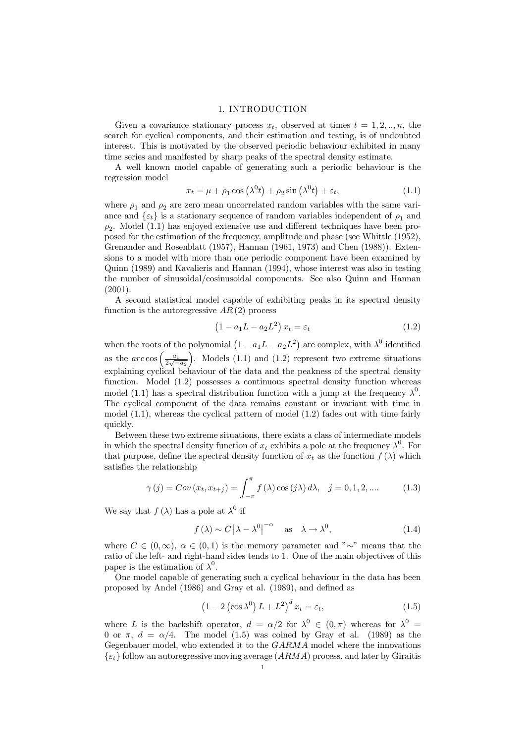# 1. INTRODUCTION

Given a covariance stationary process $x_t$, observed at times $t = 1, 2, .., n$, the search for cyclical components, and their estimation and testing, is of undoubted interest. This is motivated by the observed periodic behaviour exhibited in many time series and manifested by sharp peaks of the spectral density estimate.

A well known model capable of generating such a periodic behaviour is the regression model

$$x_t = \mu + \rho_1 \cos\left(\lambda^0 t\right) + \rho_2 \sin\left(\lambda^0 t\right) + \varepsilon_t, \tag{1.1}$$

where $\rho_1$ and $\rho_2$ are zero mean uncorrelated random variables with the same variance and $\{\varepsilon_t\}$ is a stationary sequence of random variables independent of $\rho_1$ and $\rho_2$. Model (1.1) has enjoyed extensive use and different techniques have been proposed for the estimation of the frequency, amplitude and phase (see Whittle (1952), Grenander and Rosenblatt (1957), Hannan (1961, 1973) and Chen (1988)). Extensions to a model with more than one periodic component have been examined by Quinn (1989) and Kavalieris and Hannan (1994), whose interest was also in testing the number of sinusoidal/cosinusoidal components. See also Quinn and Hannan (2001).

A second statistical model capable of exhibiting peaks in its spectral density function is the autoregressive $AR(2)$ process

$$\left(1 - a_1 L - a_2 L^2\right) x_t = \varepsilon_t \tag{1.2}$$

when the roots of the polynomial $\left(1 - a_1 L - a_2 L^2\right)$ are complex, with $\lambda^0$ identified as the $arc\cos\left(\frac{a_1}{2\sqrt{-a_2}}\right)$. Models (1.1) and (1.2) represent two extreme situations explaining cyclical behaviour of the data and the peakness of the spectral density function. Model (1.2) possesses a continuous spectral density function whereas model (1.1) has a spectral distribution function with a jump at the frequency $\lambda^0$. The cyclical component of the data remains constant or invariant with time in model (1.1), whereas the cyclical pattern of model (1.2) fades out with time fairly quickly.

Between these two extreme situations, there exists a class of intermediate models in which the spectral density function of $x_t$ exhibits a pole at the frequency $\lambda^0$. For that purpose, define the spectral density function of $x_t$ as the function $f(\lambda)$ which satisfies the relationship

$$\gamma(j) = Cov\left(x_t, x_{t+j}\right) = \int_{-\pi}^{\pi} f(\lambda) \cos(j\lambda)\, d\lambda, \quad j = 0, 1, 2, .... \tag{1.3}$$

We say that $f(\lambda)$ has a pole at $\lambda^0$ if

$$f(\lambda) \sim C \left|\lambda - \lambda^0\right|^{-\alpha} \quad \text{as} \quad \lambda \to \lambda^0, \tag{1.4}$$

where $C \in (0, \infty)$, $\alpha \in (0, 1)$ is the memory parameter and "$\sim$" means that the ratio of the left- and right-hand sides tends to 1. One of the main objectives of this paper is the estimation of $\lambda^0$.

One model capable of generating such a cyclical behaviour in the data has been proposed by Andel (1986) and Gray et al. (1989), and defined as

$$\left(1 - 2\left(\cos\lambda^0\right) L + L^2\right)^d x_t = \varepsilon_t, \tag{1.5}$$

where $L$ is the backshift operator, $d = \alpha/2$ for $\lambda^0 \in (0, \pi)$ whereas for $\lambda^0 = 0$ or $\pi$, $d = \alpha/4$. The model (1.5) was coined by Gray et al. (1989) as the Gegenbauer model, who extended it to the $GARMA$ model where the innovations $\{\varepsilon_t\}$ follow an autoregressive moving average ($ARMA$) process, and later by Giraitis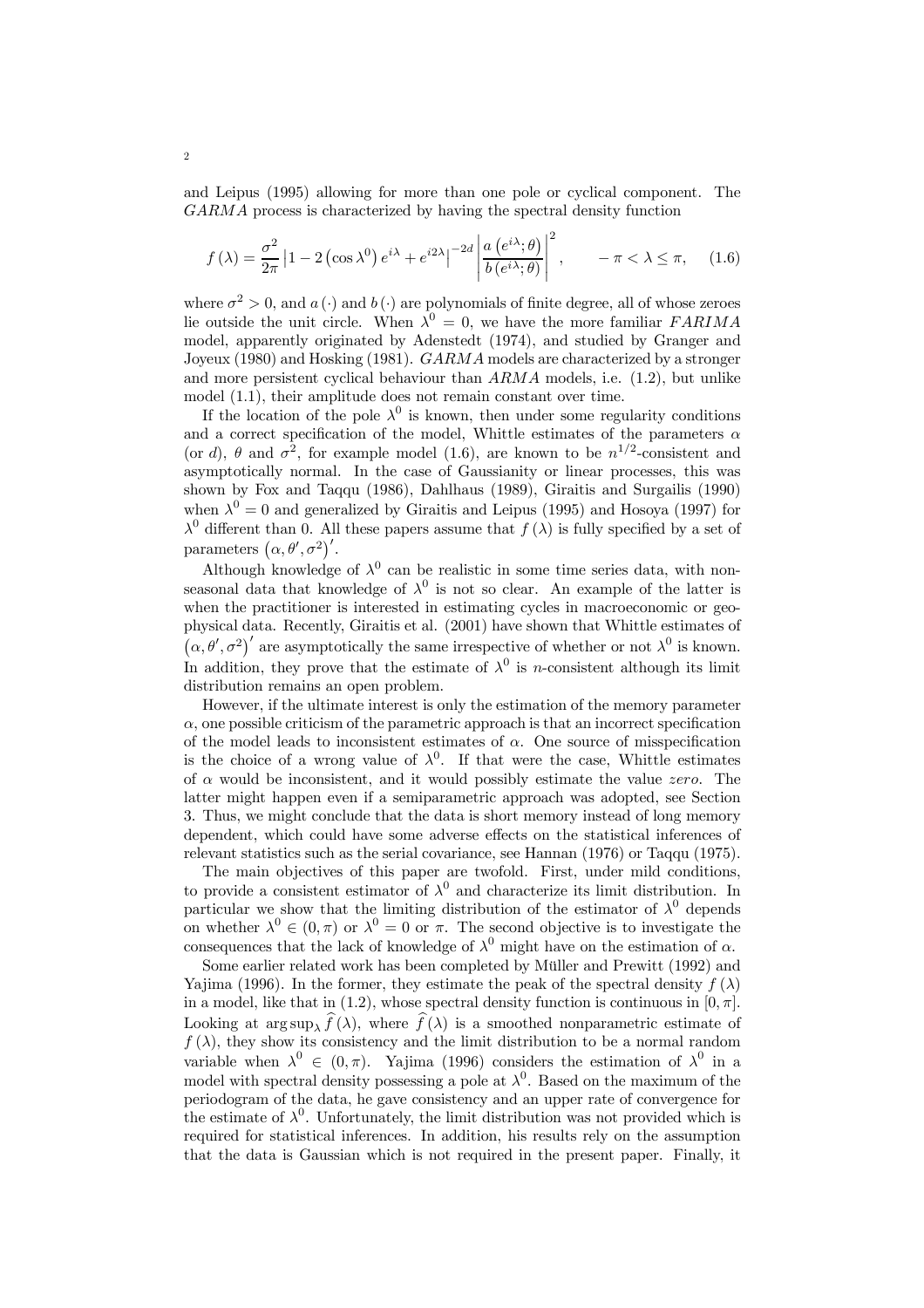and Leipus (1995) allowing for more than one pole or cyclical component. The $GARMA$ process is characterized by having the spectral density function

$$f(\lambda) = \frac{\sigma^2}{2\pi} \left|1 - 2\left(\cos\lambda^0\right)e^{i\lambda} + e^{i2\lambda}\right|^{-2d} \left|\frac{a\left(e^{i\lambda};\theta\right)}{b\left(e^{i\lambda};\theta\right)}\right|^2, \qquad -\pi < \lambda \leq \pi, \quad (1.6)$$

where $\sigma^2 > 0$, and $a(\cdot)$ and $b(\cdot)$ are polynomials of finite degree, all of whose zeroes lie outside the unit circle. When $\lambda^0 = 0$, we have the more familiar $FARIMA$ model, apparently originated by Adenstedt (1974), and studied by Granger and Joyeux (1980) and Hosking (1981). $GARMA$ models are characterized by a stronger and more persistent cyclical behaviour than $ARMA$ models, i.e. (1.2), but unlike model (1.1), their amplitude does not remain constant over time.

If the location of the pole $\lambda^0$ is known, then under some regularity conditions and a correct specification of the model, Whittle estimates of the parameters $\alpha$ (or $d$), $\theta$ and $\sigma^2$, for example model (1.6), are known to be $n^{1/2}$-consistent and asymptotically normal. In the case of Gaussianity or linear processes, this was shown by Fox and Taqqu (1986), Dahlhaus (1989), Giraitis and Surgailis (1990) when $\lambda^0 = 0$ and generalized by Giraitis and Leipus (1995) and Hosoya (1997) for $\lambda^0$ different than 0. All these papers assume that $f(\lambda)$ is fully specified by a set of parameters $\left(\alpha, \theta', \sigma^2\right)'$.

Although knowledge of $\lambda^0$ can be realistic in some time series data, with non-seasonal data that knowledge of $\lambda^0$ is not so clear. An example of the latter is when the practitioner is interested in estimating cycles in macroeconomic or geophysical data. Recently, Giraitis et al. (2001) have shown that Whittle estimates of $\left(\alpha, \theta', \sigma^2\right)'$ are asymptotically the same irrespective of whether or not $\lambda^0$ is known. In addition, they prove that the estimate of $\lambda^0$ is $n$-consistent although its limit distribution remains an open problem.

However, if the ultimate interest is only the estimation of the memory parameter $\alpha$, one possible criticism of the parametric approach is that an incorrect specification of the model leads to inconsistent estimates of $\alpha$. One source of misspecification is the choice of a wrong value of $\lambda^0$. If that were the case, Whittle estimates of $\alpha$ would be inconsistent, and it would possibly estimate the value *zero*. The latter might happen even if a semiparametric approach was adopted, see Section 3. Thus, we might conclude that the data is short memory instead of long memory dependent, which could have some adverse effects on the statistical inferences of relevant statistics such as the serial covariance, see Hannan (1976) or Taqqu (1975).

The main objectives of this paper are twofold. First, under mild conditions, to provide a consistent estimator of $\lambda^0$ and characterize its limit distribution. In particular we show that the limiting distribution of the estimator of $\lambda^0$ depends on whether $\lambda^0 \in (0, \pi)$ or $\lambda^0 = 0$ or $\pi$. The second objective is to investigate the consequences that the lack of knowledge of $\lambda^0$ might have on the estimation of $\alpha$.

Some earlier related work has been completed by Müller and Prewitt (1992) and Yajima (1996). In the former, they estimate the peak of the spectral density $f(\lambda)$ in a model, like that in (1.2), whose spectral density function is continuous in $[0, \pi]$. Looking at $\arg\sup_\lambda \widehat{f}(\lambda)$, where $\widehat{f}(\lambda)$ is a smoothed nonparametric estimate of $f(\lambda)$, they show its consistency and the limit distribution to be a normal random variable when $\lambda^0 \in (0, \pi)$. Yajima (1996) considers the estimation of $\lambda^0$ in a model with spectral density possessing a pole at $\lambda^0$. Based on the maximum of the periodogram of the data, he gave consistency and an upper rate of convergence for the estimate of $\lambda^0$. Unfortunately, the limit distribution was not provided which is required for statistical inferences. In addition, his results rely on the assumption that the data is Gaussian which is not required in the present paper. Finally, it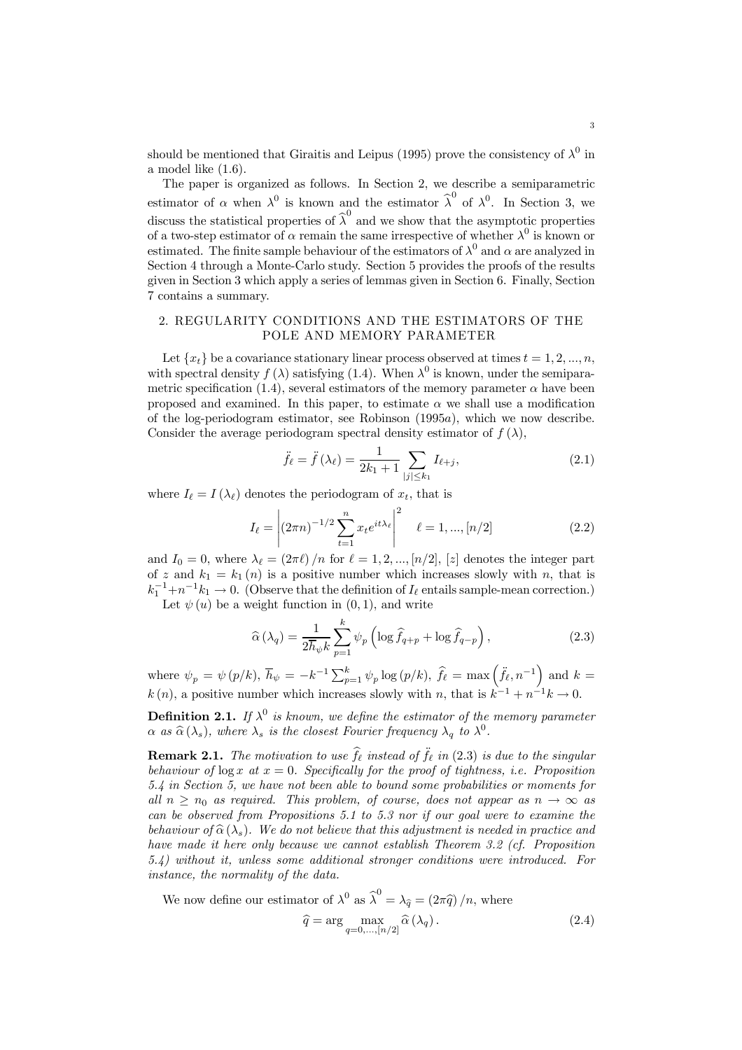should be mentioned that Giraitis and Leipus (1995) prove the consistency of $\lambda^0$ in a model like (1.6).

The paper is organized as follows. In Section 2, we describe a semiparametric estimator of $\alpha$ when $\lambda^0$ is known and the estimator $\widehat{\lambda}^0$ of $\lambda^0$. In Section 3, we discuss the statistical properties of $\widehat{\lambda}^0$ and we show that the asymptotic properties of a two-step estimator of $\alpha$ remain the same irrespective of whether $\lambda^0$ is known or estimated. The finite sample behaviour of the estimators of $\lambda^0$ and $\alpha$ are analyzed in Section 4 through a Monte-Carlo study. Section 5 provides the proofs of the results given in Section 3 which apply a series of lemmas given in Section 6. Finally, Section 7 contains a summary.

## 2. REGULARITY CONDITIONS AND THE ESTIMATORS OF THE POLE AND MEMORY PARAMETER

Let $\{x_t\}$ be a covariance stationary linear process observed at times $t = 1, 2, ..., n$, with spectral density $f(\lambda)$ satisfying (1.4). When $\lambda^0$ is known, under the semiparametric specification (1.4), several estimators of the memory parameter $\alpha$ have been proposed and examined. In this paper, to estimate $\alpha$ we shall use a modification of the log-periodogram estimator, see Robinson (1995*a*), which we now describe. Consider the average periodogram spectral density estimator of $f(\lambda)$,

$$\ddot{f}_\ell = \ddot{f}(\lambda_\ell) = \frac{1}{2k_1 + 1} \sum_{|j| \le k_1} I_{\ell+j}, \tag{2.1}$$

where $I_\ell = I(\lambda_\ell)$ denotes the periodogram of $x_t$, that is

$$I_\ell = \left| (2\pi n)^{-1/2} \sum_{t=1}^{n} x_t e^{it\lambda_\ell} \right|^2 \quad \ell = 1, ..., [n/2] \tag{2.2}$$

and $I_0 = 0$, where $\lambda_\ell = (2\pi\ell)/n$ for $\ell = 1, 2, ..., [n/2]$, $[z]$ denotes the integer part of $z$ and $k_1 = k_1(n)$ is a positive number which increases slowly with $n$, that is $k_1^{-1} + n^{-1}k_1 \to 0$. (Observe that the definition of $I_\ell$ entails sample-mean correction.)

Let $\psi(u)$ be a weight function in $(0, 1)$, and write

$$\widehat{\alpha}(\lambda_q) = \frac{1}{2\overline{h}_\psi k} \sum_{p=1}^{k} \psi_p \left( \log \widehat{f}_{q+p} + \log \widehat{f}_{q-p} \right), \tag{2.3}$$

where $\psi_p = \psi(p/k)$, $\overline{h}_\psi = -k^{-1} \sum_{p=1}^{k} \psi_p \log(p/k)$, $\widehat{f}_\ell = \max\left(\ddot{f}_\ell, n^{-1}\right)$ and $k = k(n)$, a positive number which increases slowly with $n$, that is $k^{-1} + n^{-1}k \to 0$.

**Definition 2.1.** *If $\lambda^0$ is known, we define the estimator of the memory parameter $\alpha$ as $\widehat{\alpha}(\lambda_s)$, where $\lambda_s$ is the closest Fourier frequency $\lambda_q$ to $\lambda^0$.*

**Remark 2.1.** *The motivation to use $\widehat{f}_\ell$ instead of $\ddot{f}_\ell$ in (2.3) is due to the singular behaviour of $\log x$ at $x = 0$. Specifically for the proof of tightness, i.e. Proposition 5.4 in Section 5, we have not been able to bound some probabilities or moments for all $n \ge n_0$ as required. This problem, of course, does not appear as $n \to \infty$ as can be observed from Propositions 5.1 to 5.3 nor if our goal were to examine the behaviour of $\widehat{\alpha}(\lambda_s)$. We do not believe that this adjustment is needed in practice and have made it here only because we cannot establish Theorem 3.2 (cf. Proposition 5.4) without it, unless some additional stronger conditions were introduced. For instance, the normality of the data.*

We now define our estimator of $\lambda^0$ as $\widehat{\lambda}^0 = \lambda_{\widehat{q}} = (2\pi\widehat{q})/n$, where

$$\widehat{q} = \arg \max_{q=0,...,[n/2]} \widehat{\alpha}(\lambda_q). \tag{2.4}$$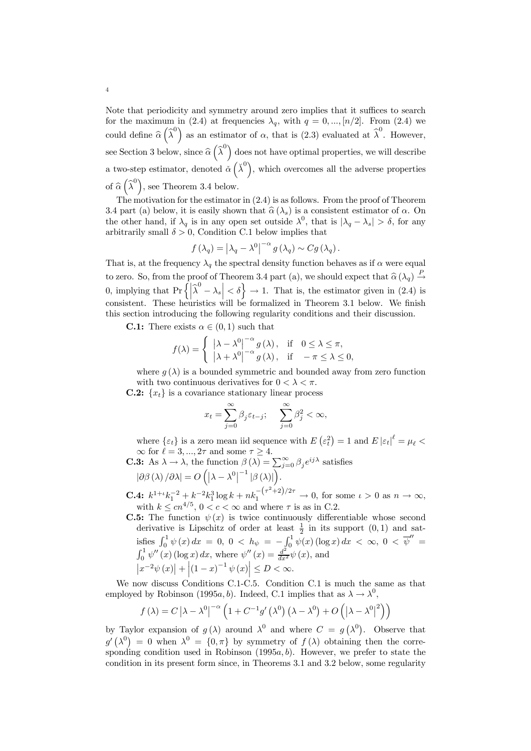Note that periodicity and symmetry around zero implies that it suffices to search for the maximum in (2.4) at frequencies $\lambda_q$, with $q = 0, ..., [n/2]$. From (2.4) we could define $\widehat{\alpha}\left(\widehat{\lambda}^0\right)$ as an estimator of $\alpha$, that is (2.3) evaluated at $\widehat{\lambda}^0$. However, see Section 3 below, since $\widehat{\alpha}\left(\widehat{\lambda}^0\right)$ does not have optimal properties, we will describe a two-step estimator, denoted $\breve{\alpha}\left(\breve{\lambda}^0\right)$, which overcomes all the adverse properties of $\widehat{\alpha}\left(\widehat{\lambda}^0\right)$, see Theorem 3.4 below.

The motivation for the estimator in (2.4) is as follows. From the proof of Theorem 3.4 part (a) below, it is easily shown that $\widehat{\alpha}\left(\lambda_s\right)$ is a consistent estimator of $\alpha$. On the other hand, if $\lambda_q$ is in any open set outside $\lambda^0$, that is $|\lambda_q - \lambda_s| > \delta$, for any arbitrarily small $\delta > 0$, Condition C.1 below implies that

$$f\left(\lambda_q\right) = \left|\lambda_q - \lambda^0\right|^{-\alpha} g\left(\lambda_q\right) \sim Cg\left(\lambda_q\right).$$

That is, at the frequency $\lambda_q$ the spectral density function behaves as if $\alpha$ were equal to zero. So, from the proof of Theorem 3.4 part (a), we should expect that $\widehat{\alpha}\left(\lambda_q\right) \xrightarrow{P} 0$, implying that $\Pr\left\{\left|\widehat{\lambda}^0 - \lambda_s\right| < \delta\right\} \to 1$. That is, the estimator given in (2.4) is consistent. These heuristics will be formalized in Theorem 3.1 below. We finish this section introducing the following regularity conditions and their discussion.

**C.1:** There exists $\alpha \in (0, 1)$ such that

$$f(\lambda) = \begin{cases} \left|\lambda - \lambda^0\right|^{-\alpha} g\left(\lambda\right), & \text{if} \quad 0 \leq \lambda \leq \pi, \\ \left|\lambda + \lambda^0\right|^{-\alpha} g\left(\lambda\right), & \text{if} \quad -\pi \leq \lambda \leq 0, \end{cases}$$

where $g\left(\lambda\right)$ is a bounded symmetric and bounded away from zero function with two continuous derivatives for $0 < \lambda < \pi$.

**C.2:** $\{x_t\}$ is a covariance stationary linear process

$$x_t = \sum_{j=0}^{\infty} \beta_j \varepsilon_{t-j}; \quad \sum_{j=0}^{\infty} \beta_j^2 < \infty,$$

where $\{\varepsilon_t\}$ is a zero mean iid sequence with $E\left(\varepsilon_t^2\right) = 1$ and $E\left|\varepsilon_t\right|^\ell = \mu_\ell < \infty$ for $\ell = 3, ..., 2\tau$ and some $\tau \geq 4$.

**C.3:** As $\lambda \to \lambda$, the function $\beta\left(\lambda\right) = \sum_{j=0}^{\infty} \beta_j e^{ij\lambda}$ satisfies $\left|\partial\beta\left(\lambda\right)/\partial\lambda\right| = O\left(\left|\lambda - \lambda^0\right|^{-1}\left|\beta\left(\lambda\right)\right|\right)$.

**C.4:** $k^{1+\iota}k_1^{-2} + k^{-2}k_1^3 \log k + nk_1^{-\left(\tau^2+2\right)/2\tau} \to 0$, for some $\iota > 0$ as $n \to \infty$, with $k \leq cn^{4/5}$, $0 < c < \infty$ and where $\tau$ is as in C.2.

**C.5:** The function $\psi\left(x\right)$ is twice continuously differentiable whose second derivative is Lipschitz of order at least $\frac{1}{2}$ in its support $(0, 1)$ and satisfies $\int_0^1 \psi\left(x\right) dx = 0$, $0 < h_\psi = -\int_0^1 \psi(x) \left(\log x\right) dx < \infty$, $0 < \overline{\psi}'' = \int_0^1 \psi''\left(x\right) \left(\log x\right) dx$, where $\psi''\left(x\right) = \frac{d^2}{dx^2}\psi\left(x\right)$, and $\left|x^{-2}\psi\left(x\right)\right| + \left|\left(1-x\right)^{-1}\psi\left(x\right)\right| \leq D < \infty$.

We now discuss Conditions C.1-C.5. Condition C.1 is much the same as that employed by Robinson (1995$a, b$). Indeed, C.1 implies that as $\lambda \to \lambda^0$,

$$f\left(\lambda\right) = C\left|\lambda - \lambda^0\right|^{-\alpha}\left(1 + C^{-1}g'\left(\lambda^0\right)\left(\lambda - \lambda^0\right) + O\left(\left|\lambda - \lambda^0\right|^2\right)\right)$$

by Taylor expansion of $g\left(\lambda\right)$ around $\lambda^0$ and where $C = g\left(\lambda^0\right)$. Observe that $g'\left(\lambda^0\right) = 0$ when $\lambda^0 = \{0, \pi\}$ by symmetry of $f\left(\lambda\right)$ obtaining then the corresponding condition used in Robinson (1995$a, b$). However, we prefer to state the condition in its present form since, in Theorems 3.1 and 3.2 below, some regularity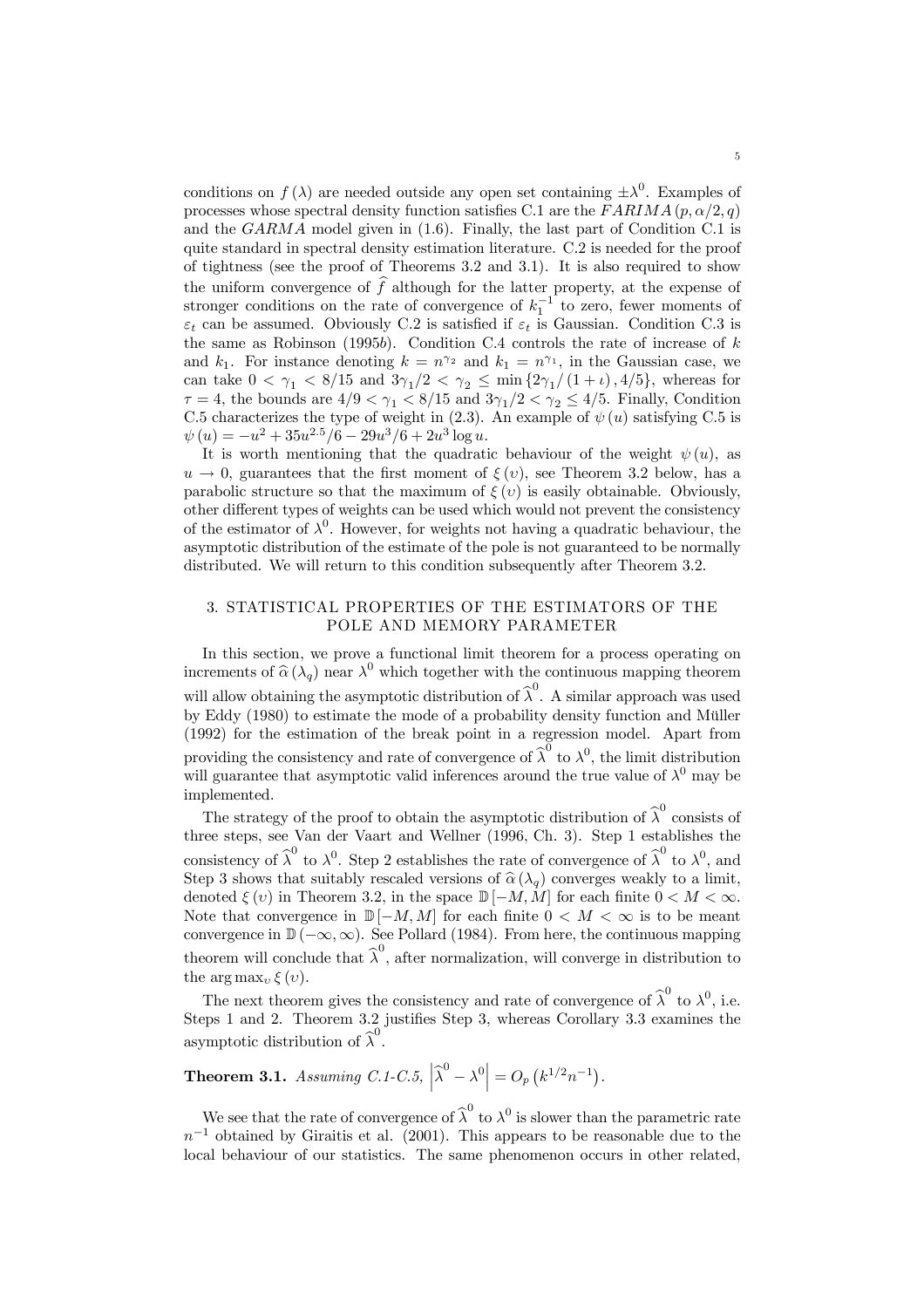conditions on $f(\lambda)$ are needed outside any open set containing $\pm\lambda^0$. Examples of processes whose spectral density function satisfies C.1 are the $FARIMA(p, \alpha/2, q)$ and the $GARMA$ model given in (1.6). Finally, the last part of Condition C.1 is quite standard in spectral density estimation literature. C.2 is needed for the proof of tightness (see the proof of Theorems 3.2 and 3.1). It is also required to show the uniform convergence of $\widehat{f}$ although for the latter property, at the expense of stronger conditions on the rate of convergence of $k_1^{-1}$ to zero, fewer moments of $\varepsilon_t$ can be assumed. Obviously C.2 is satisfied if $\varepsilon_t$ is Gaussian. Condition C.3 is the same as Robinson (1995*b*). Condition C.4 controls the rate of increase of $k$ and $k_1$. For instance denoting $k = n^{\gamma_2}$ and $k_1 = n^{\gamma_1}$, in the Gaussian case, we can take $0 < \gamma_1 < 8/15$ and $3\gamma_1/2 < \gamma_2 \leq \min\{2\gamma_1/(1+\iota), 4/5\}$, whereas for $\tau = 4$, the bounds are $4/9 < \gamma_1 < 8/15$ and $3\gamma_1/2 < \gamma_2 \leq 4/5$. Finally, Condition C.5 characterizes the type of weight in (2.3). An example of $\psi(u)$ satisfying C.5 is $\psi(u) = -u^2 + 35u^{2.5}/6 - 29u^3/6 + 2u^3 \log u$.

It is worth mentioning that the quadratic behaviour of the weight $\psi(u)$, as $u \to 0$, guarantees that the first moment of $\xi(v)$, see Theorem 3.2 below, has a parabolic structure so that the maximum of $\xi(v)$ is easily obtainable. Obviously, other different types of weights can be used which would not prevent the consistency of the estimator of $\lambda^0$. However, for weights not having a quadratic behaviour, the asymptotic distribution of the estimate of the pole is not guaranteed to be normally distributed. We will return to this condition subsequently after Theorem 3.2.

## 3. STATISTICAL PROPERTIES OF THE ESTIMATORS OF THE POLE AND MEMORY PARAMETER

In this section, we prove a functional limit theorem for a process operating on increments of $\widehat{\alpha}(\lambda_q)$ near $\lambda^0$ which together with the continuous mapping theorem will allow obtaining the asymptotic distribution of $\widehat{\lambda}^0$. A similar approach was used by Eddy (1980) to estimate the mode of a probability density function and Müller (1992) for the estimation of the break point in a regression model. Apart from providing the consistency and rate of convergence of $\widehat{\lambda}^0$ to $\lambda^0$, the limit distribution will guarantee that asymptotic valid inferences around the true value of $\lambda^0$ may be implemented.

The strategy of the proof to obtain the asymptotic distribution of $\widehat{\lambda}^0$ consists of three steps, see Van der Vaart and Wellner (1996, Ch. 3). Step 1 establishes the consistency of $\widehat{\lambda}^0$ to $\lambda^0$. Step 2 establishes the rate of convergence of $\widehat{\lambda}^0$ to $\lambda^0$, and Step 3 shows that suitably rescaled versions of $\widehat{\alpha}(\lambda_q)$ converges weakly to a limit, denoted $\xi(v)$ in Theorem 3.2, in the space $\mathbb{D}[-M, M]$ for each finite $0 < M < \infty$. Note that convergence in $\mathbb{D}[-M, M]$ for each finite $0 < M < \infty$ is to be meant convergence in $\mathbb{D}(-\infty, \infty)$. See Pollard (1984). From here, the continuous mapping theorem will conclude that $\widehat{\lambda}^0$, after normalization, will converge in distribution to the $\arg\max_v \xi(v)$.

The next theorem gives the consistency and rate of convergence of $\widehat{\lambda}^0$ to $\lambda^0$, i.e. Steps 1 and 2. Theorem 3.2 justifies Step 3, whereas Corollary 3.3 examines the asymptotic distribution of $\widehat{\lambda}^0$.

**Theorem 3.1.** *Assuming C.1-C.5,* $\left|\widehat{\lambda}^0 - \lambda^0\right| = O_p\left(k^{1/2} n^{-1}\right)$.

We see that the rate of convergence of $\widehat{\lambda}^0$ to $\lambda^0$ is slower than the parametric rate $n^{-1}$ obtained by Giraitis et al. (2001). This appears to be reasonable due to the local behaviour of our statistics. The same phenomenon occurs in other related,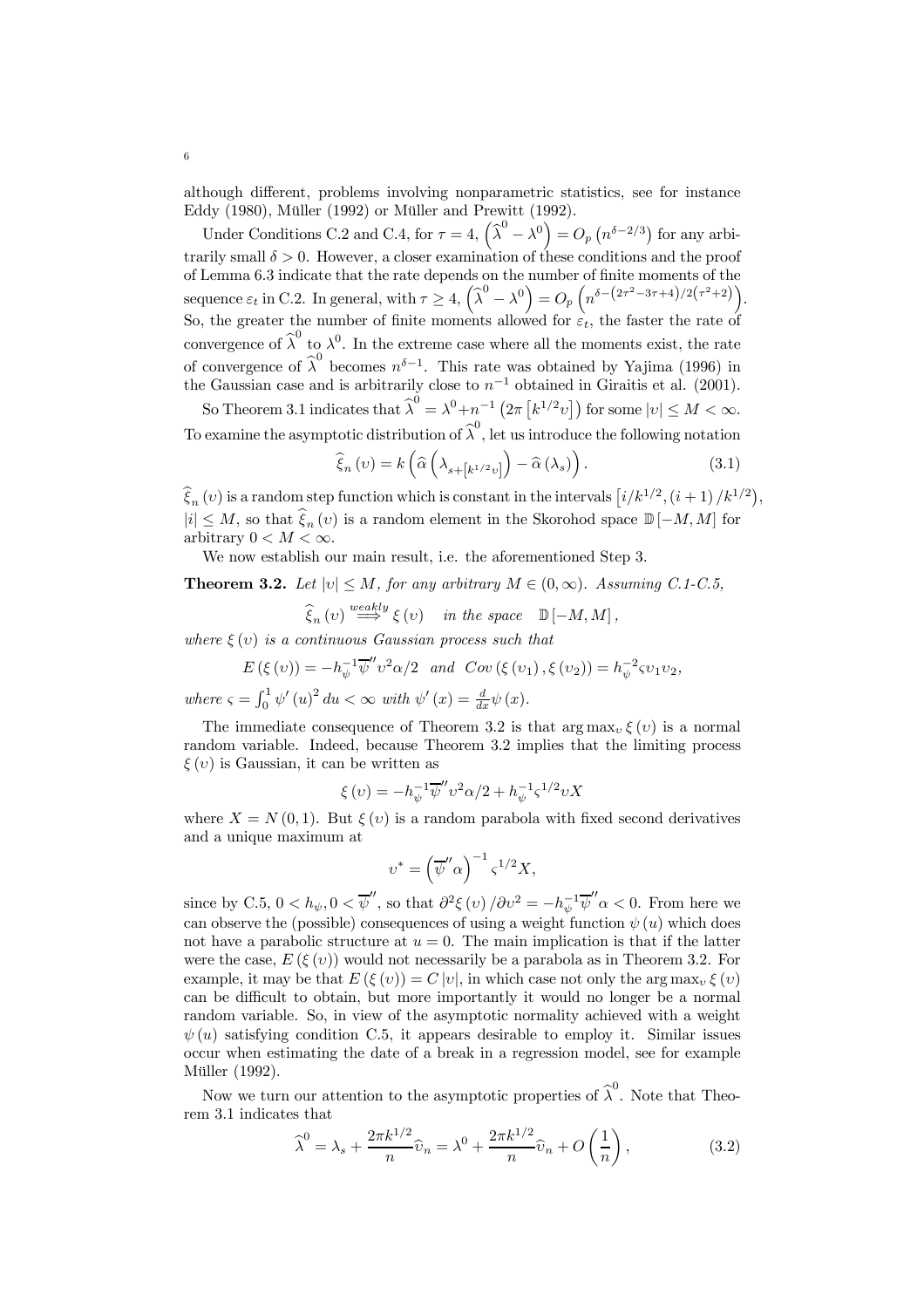although different, problems involving nonparametric statistics, see for instance Eddy (1980), Müller (1992) or Müller and Prewitt (1992).

Under Conditions C.2 and C.4, for $\tau = 4$, $\left(\widehat{\lambda}^0 - \lambda^0\right) = O_p\left(n^{\delta - 2/3}\right)$ for any arbitrarily small $\delta > 0$. However, a closer examination of these conditions and the proof of Lemma 6.3 indicate that the rate depends on the number of finite moments of the sequence $\varepsilon_t$ in C.2. In general, with $\tau \geq 4$, $\left(\widehat{\lambda}^0 - \lambda^0\right) = O_p\left(n^{\delta - \left(2\tau^2 - 3\tau + 4\right)/2\left(\tau^2 + 2\right)}\right)$. So, the greater the number of finite moments allowed for $\varepsilon_t$, the faster the rate of convergence of $\widehat{\lambda}^0$ to $\lambda^0$. In the extreme case where all the moments exist, the rate of convergence of $\widehat{\lambda}^0$ becomes $n^{\delta - 1}$. This rate was obtained by Yajima (1996) in the Gaussian case and is arbitrarily close to $n^{-1}$ obtained in Giraitis et al. (2001).

So Theorem 3.1 indicates that $\widehat{\lambda}^0 = \lambda^0 + n^{-1}\left(2\pi\left[k^{1/2}\upsilon\right]\right)$ for some $|\upsilon| \leq M < \infty$. To examine the asymptotic distribution of $\widehat{\lambda}^0$, let us introduce the following notation

$$\widehat{\xi}_n(\upsilon) = k\left(\widehat{\alpha}\left(\lambda_{s+\left[k^{1/2}\upsilon\right]}\right) - \widehat{\alpha}(\lambda_s)\right). \tag{3.1}$$

$\widehat{\xi}_n(\upsilon)$ is a random step function which is constant in the intervals $\left[i/k^{1/2}, (i+1)/k^{1/2}\right)$, $|i| \leq M$, so that $\widehat{\xi}_n(\upsilon)$ is a random element in the Skorohod space $\mathbb{D}[-M, M]$ for arbitrary $0 < M < \infty$.

We now establish our main result, i.e. the aforementioned Step 3.

**Theorem 3.2.** *Let $|\upsilon| \leq M$, for any arbitrary $M \in (0, \infty)$. Assuming C.1-C.5,*

$$\widehat{\xi}_n(\upsilon) \overset{weakly}{\Longrightarrow} \xi(\upsilon) \quad \text{in the space} \quad \mathbb{D}[-M, M],$$

*where $\xi(\upsilon)$ is a continuous Gaussian process such that*

$$E(\xi(\upsilon)) = -h_\psi^{-1}\overline{\psi}''\upsilon^2\alpha/2 \quad \text{and} \quad Cov(\xi(\upsilon_1), \xi(\upsilon_2)) = h_\psi^{-2}\varsigma\upsilon_1\upsilon_2,$$

*where $\varsigma = \int_0^1 \psi'(u)^2 du < \infty$ with $\psi'(x) = \frac{d}{dx}\psi(x)$.*

The immediate consequence of Theorem 3.2 is that $\arg\max_\upsilon \xi(\upsilon)$ is a normal random variable. Indeed, because Theorem 3.2 implies that the limiting process $\xi(\upsilon)$ is Gaussian, it can be written as

$$\xi(\upsilon) = -h_\psi^{-1}\overline{\psi}''\upsilon^2\alpha/2 + h_\psi^{-1}\varsigma^{1/2}\upsilon X$$

where $X = N(0, 1)$. But $\xi(\upsilon)$ is a random parabola with fixed second derivatives and a unique maximum at

$$\upsilon^* = \left(\overline{\psi}''\alpha\right)^{-1}\varsigma^{1/2}X,$$

since by C.5, $0 < h_\psi, 0 < \overline{\psi}''$, so that $\partial^2\xi(\upsilon)/\partial\upsilon^2 = -h_\psi^{-1}\overline{\psi}''\alpha < 0$. From here we can observe the (possible) consequences of using a weight function $\psi(u)$ which does not have a parabolic structure at $u = 0$. The main implication is that if the latter were the case, $E(\xi(\upsilon))$ would not necessarily be a parabola as in Theorem 3.2. For example, it may be that $E(\xi(\upsilon)) = C|\upsilon|$, in which case not only the $\arg\max_\upsilon \xi(\upsilon)$ can be difficult to obtain, but more importantly it would no longer be a normal random variable. So, in view of the asymptotic normality achieved with a weight $\psi(u)$ satisfying condition C.5, it appears desirable to employ it. Similar issues occur when estimating the date of a break in a regression model, see for example Müller (1992).

Now we turn our attention to the asymptotic properties of $\widehat{\lambda}^0$. Note that Theorem 3.1 indicates that

$$\widehat{\lambda}^0 = \lambda_s + \frac{2\pi k^{1/2}}{n}\widehat{\upsilon}_n = \lambda^0 + \frac{2\pi k^{1/2}}{n}\widehat{\upsilon}_n + O\left(\frac{1}{n}\right), \tag{3.2}$$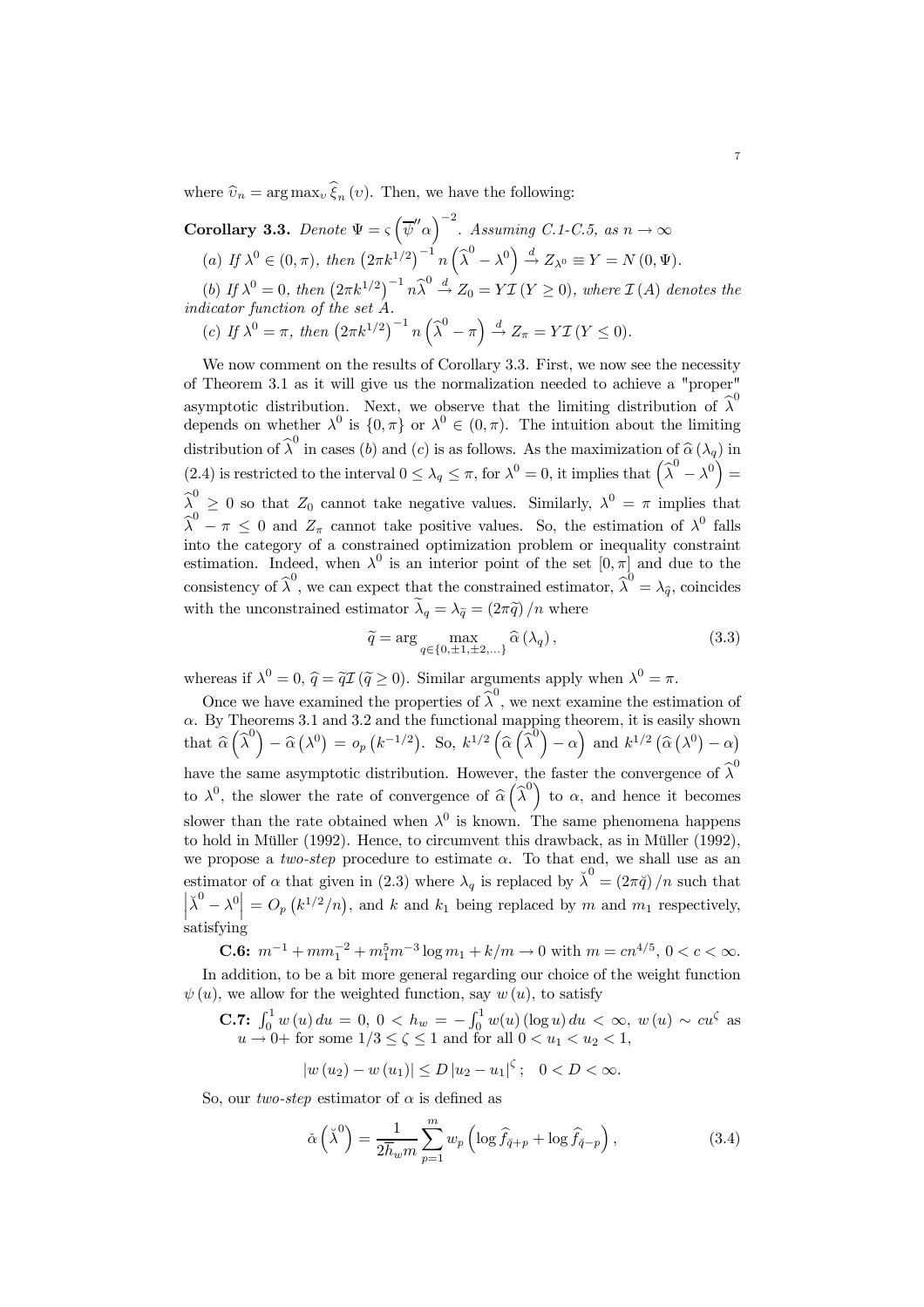where $\widehat{\upsilon}_n = \arg\max_{\upsilon} \widehat{\xi}_n(\upsilon)$. Then, we have the following:

**Corollary 3.3.** *Denote* $\Psi = \varsigma\left(\overline{\psi}''\alpha\right)^{-2}$. *Assuming C.1-C.5, as* $n\to\infty$

(*a*) *If* $\lambda^0 \in (0,\pi)$, *then* $\left(2\pi k^{1/2}\right)^{-1} n\left(\widehat{\lambda}^0 - \lambda^0\right) \xrightarrow{d} Z_{\lambda^0} \equiv Y = N(0,\Psi)$.

(*b*) *If* $\lambda^0 = 0$, *then* $\left(2\pi k^{1/2}\right)^{-1} n\widehat{\lambda}^0 \xrightarrow{d} Z_0 = Y\mathcal{I}(Y\geq 0)$, *where* $\mathcal{I}(A)$ *denotes the indicator function of the set* $A$.

(*c*) *If* $\lambda^0 = \pi$, *then* $\left(2\pi k^{1/2}\right)^{-1} n\left(\widehat{\lambda}^0 - \pi\right) \xrightarrow{d} Z_\pi = Y\mathcal{I}(Y\leq 0)$.

We now comment on the results of Corollary 3.3. First, we now see the necessity of Theorem 3.1 as it will give us the normalization needed to achieve a "proper" asymptotic distribution. Next, we observe that the limiting distribution of $\widehat{\lambda}^0$ depends on whether $\lambda^0$ is $\{0,\pi\}$ or $\lambda^0 \in (0,\pi)$. The intuition about the limiting distribution of $\widehat{\lambda}^0$ in cases (*b*) and (*c*) is as follows. As the maximization of $\widehat{\alpha}(\lambda_q)$ in (2.4) is restricted to the interval $0\leq \lambda_q \leq \pi$, for $\lambda^0 = 0$, it implies that $\left(\widehat{\lambda}^0 - \lambda^0\right) = \widehat{\lambda}^0 \geq 0$ so that $Z_0$ cannot take negative values. Similarly, $\lambda^0 = \pi$ implies that $\widehat{\lambda}^0 - \pi \leq 0$ and $Z_\pi$ cannot take positive values. So, the estimation of $\lambda^0$ falls into the category of a constrained optimization problem or inequality constraint estimation. Indeed, when $\lambda^0$ is an interior point of the set $[0,\pi]$ and due to the consistency of $\widehat{\lambda}^0$, we can expect that the constrained estimator, $\widehat{\lambda}^0 = \lambda_{\widehat{q}}$, coincides with the unconstrained estimator $\widetilde{\lambda}_q = \lambda_{\widetilde{q}} = (2\pi\widetilde{q})/n$ where

$$\widetilde{q} = \arg\max_{q\in\{0,\pm1,\pm2,\ldots\}} \widehat{\alpha}(\lambda_q), \tag{3.3}$$

whereas if $\lambda^0 = 0$, $\widehat{q} = \widetilde{q}\mathcal{I}(\widetilde{q}\geq 0)$. Similar arguments apply when $\lambda^0 = \pi$.

Once we have examined the properties of $\widehat{\lambda}^0$, we next examine the estimation of $\alpha$. By Theorems 3.1 and 3.2 and the functional mapping theorem, it is easily shown that $\widehat{\alpha}\left(\widehat{\lambda}^0\right) - \widehat{\alpha}\left(\lambda^0\right) = o_p\left(k^{-1/2}\right)$. So, $k^{1/2}\left(\widehat{\alpha}\left(\widehat{\lambda}^0\right) - \alpha\right)$ and $k^{1/2}\left(\widehat{\alpha}\left(\lambda^0\right) - \alpha\right)$ have the same asymptotic distribution. However, the faster the convergence of $\widehat{\lambda}^0$ to $\lambda^0$, the slower the rate of convergence of $\widehat{\alpha}\left(\widehat{\lambda}^0\right)$ to $\alpha$, and hence it becomes slower than the rate obtained when $\lambda^0$ is known. The same phenomena happens to hold in Müller (1992). Hence, to circumvent this drawback, as in Müller (1992), we propose a *two-step* procedure to estimate $\alpha$. To that end, we shall use as an estimator of $\alpha$ that given in (2.3) where $\lambda_q$ is replaced by $\breve{\lambda}^0 = (2\pi\breve{q})/n$ such that $\left|\breve{\lambda}^0 - \lambda^0\right| = O_p\left(k^{1/2}/n\right)$, and $k$ and $k_1$ being replaced by $m$ and $m_1$ respectively, satisfying

**C.6:** $m^{-1} + mm_1^{-2} + m_1^5 m^{-3}\log m_1 + k/m \to 0$ with $m = cn^{4/5}$, $0<c<\infty$.

In addition, to be a bit more general regarding our choice of the weight function $\psi(u)$, we allow for the weighted function, say $w(u)$, to satisfy

**C.7:** $\int_0^1 w(u)\,du = 0$, $0 < h_w = -\int_0^1 w(u)(\log u)\,du < \infty$, $w(u)\sim cu^\zeta$ as $u\to 0+$ for some $1/3\leq\zeta\leq 1$ and for all $0<u_1<u_2<1$,

$$|w(u_2) - w(u_1)| \leq D\,|u_2 - u_1|^\zeta\,; \quad 0<D<\infty.$$

So, our *two-step* estimator of $\alpha$ is defined as

$$\breve{\alpha}\left(\breve{\lambda}^0\right) = \frac{1}{2\overline{h}_w m}\sum_{p=1}^m w_p\left(\log\widehat{f}_{\breve{q}+p} + \log\widehat{f}_{\breve{q}-p}\right), \tag{3.4}$$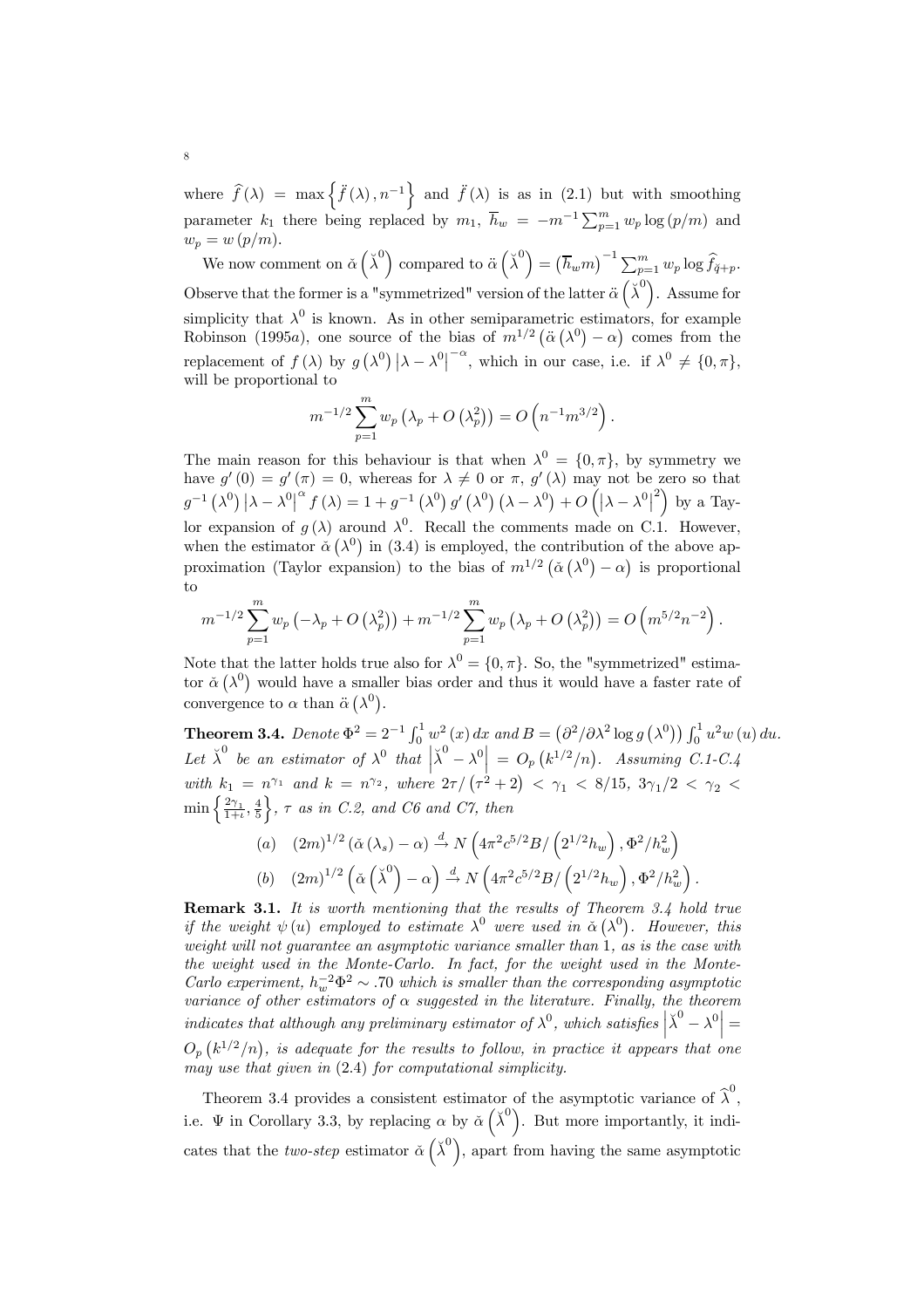where $\widehat{f}(\lambda) = \max\left\{\ddot{f}(\lambda), n^{-1}\right\}$ and $\ddot{f}(\lambda)$ is as in (2.1) but with smoothing parameter $k_1$ there being replaced by $m_1$, $\overline{h}_w = -m^{-1}\sum_{p=1}^{m} w_p \log(p/m)$ and $w_p = w(p/m)$.

We now comment on $\breve{\alpha}\left(\breve{\lambda}^0\right)$ compared to $\ddot{\alpha}\left(\breve{\lambda}^0\right) = \left(\overline{h}_w m\right)^{-1}\sum_{p=1}^{m} w_p \log \widehat{f}_{\check{q}+p}$. Observe that the former is a "symmetrized" version of the latter $\ddot{\alpha}\left(\breve{\lambda}^0\right)$. Assume for simplicity that $\lambda^0$ is known. As in other semiparametric estimators, for example Robinson (1995*a*), one source of the bias of $m^{1/2}\left(\ddot{\alpha}\left(\lambda^0\right) - \alpha\right)$ comes from the replacement of $f(\lambda)$ by $g\left(\lambda^0\right)\left|\lambda - \lambda^0\right|^{-\alpha}$, which in our case, i.e. if $\lambda^0 \neq \{0, \pi\}$, will be proportional to

$$m^{-1/2}\sum_{p=1}^{m} w_p\left(\lambda_p + O\left(\lambda_p^2\right)\right) = O\left(n^{-1}m^{3/2}\right).$$

The main reason for this behaviour is that when $\lambda^0 = \{0, \pi\}$, by symmetry we have $g'(0) = g'(\pi) = 0$, whereas for $\lambda \neq 0$ or $\pi$, $g'(\lambda)$ may not be zero so that $g^{-1}\left(\lambda^0\right)\left|\lambda - \lambda^0\right|^{\alpha} f(\lambda) = 1 + g^{-1}\left(\lambda^0\right) g'\left(\lambda^0\right)\left(\lambda - \lambda^0\right) + O\left(\left|\lambda - \lambda^0\right|^2\right)$ by a Taylor expansion of $g(\lambda)$ around $\lambda^0$. Recall the comments made on C.1. However, when the estimator $\breve{\alpha}\left(\lambda^0\right)$ in (3.4) is employed, the contribution of the above approximation (Taylor expansion) to the bias of $m^{1/2}\left(\breve{\alpha}\left(\lambda^0\right) - \alpha\right)$ is proportional to

$$m^{-1/2}\sum_{p=1}^{m} w_p\left(-\lambda_p + O\left(\lambda_p^2\right)\right) + m^{-1/2}\sum_{p=1}^{m} w_p\left(\lambda_p + O\left(\lambda_p^2\right)\right) = O\left(m^{5/2}n^{-2}\right).$$

Note that the latter holds true also for $\lambda^0 = \{0, \pi\}$. So, the "symmetrized" estimator $\breve{\alpha}\left(\lambda^0\right)$ would have a smaller bias order and thus it would have a faster rate of convergence to $\alpha$ than $\ddot{\alpha}\left(\lambda^0\right)$.

**Theorem 3.4.** *Denote* $\Phi^2 = 2^{-1}\int_0^1 w^2(x)\,dx$ *and* $B = \left(\partial^2/\partial\lambda^2 \log g\left(\lambda^0\right)\right)\int_0^1 u^2 w(u)\,du$. *Let* $\breve{\lambda}^0$ *be an estimator of* $\lambda^0$ *that* $\left|\breve{\lambda}^0 - \lambda^0\right| = O_p\left(k^{1/2}/n\right)$. *Assuming C.1-C.4 with* $k_1 = n^{\gamma_1}$ *and* $k = n^{\gamma_2}$, *where* $2\tau/\left(\tau^2+2\right) < \gamma_1 < 8/15$, $3\gamma_1/2 < \gamma_2 < \min\left\{\frac{2\gamma_1}{1+\iota}, \frac{4}{5}\right\}$, $\tau$ *as in C.2, and C6 and C7, then*

$$(a) \quad (2m)^{1/2}\left(\breve{\alpha}\left(\lambda_s\right) - \alpha\right) \xrightarrow{d} N\left(4\pi^2 c^{5/2} B/\left(2^{1/2}h_w\right), \Phi^2/h_w^2\right)$$

$$(b) \quad (2m)^{1/2}\left(\breve{\alpha}\left(\breve{\lambda}^0\right) - \alpha\right) \xrightarrow{d} N\left(4\pi^2 c^{5/2} B/\left(2^{1/2}h_w\right), \Phi^2/h_w^2\right).$$

**Remark 3.1.** *It is worth mentioning that the results of Theorem 3.4 hold true if the weight* $\psi(u)$ *employed to estimate* $\lambda^0$ *were used in* $\breve{\alpha}\left(\lambda^0\right)$. *However, this weight will not guarantee an asymptotic variance smaller than* 1, *as is the case with the weight used in the Monte-Carlo. In fact, for the weight used in the Monte-Carlo experiment,* $h_w^{-2}\Phi^2 \sim .70$ *which is smaller than the corresponding asymptotic variance of other estimators of* $\alpha$ *suggested in the literature. Finally, the theorem indicates that although any preliminary estimator of* $\lambda^0$, *which satisfies* $\left|\breve{\lambda}^0 - \lambda^0\right| = O_p\left(k^{1/2}/n\right)$, *is adequate for the results to follow, in practice it appears that one may use that given in* (2.4) *for computational simplicity.*

Theorem 3.4 provides a consistent estimator of the asymptotic variance of $\widehat{\lambda}^0$, i.e. $\Psi$ in Corollary 3.3, by replacing $\alpha$ by $\breve{\alpha}\left(\breve{\lambda}^0\right)$. But more importantly, it indicates that the *two-step* estimator $\breve{\alpha}\left(\breve{\lambda}^0\right)$, apart from having the same asymptotic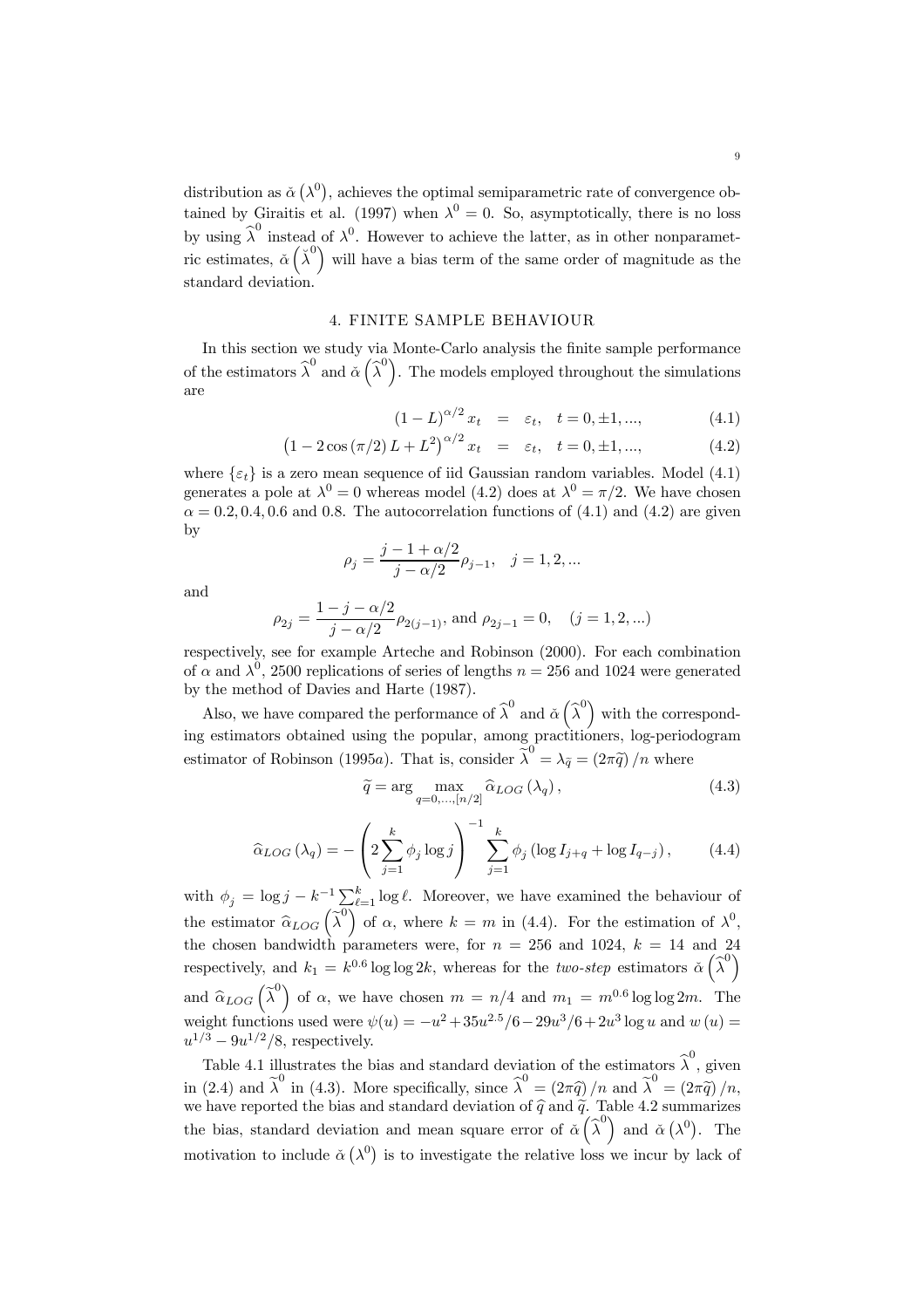distribution as $\breve{\alpha}\left(\lambda^0\right)$, achieves the optimal semiparametric rate of convergence obtained by Giraitis et al. (1997) when $\lambda^0 = 0$. So, asymptotically, there is no loss by using $\widehat{\lambda}^0$ instead of $\lambda^0$. However to achieve the latter, as in other nonparametric estimates, $\breve{\alpha}\left(\check{\lambda}^0\right)$ will have a bias term of the same order of magnitude as the standard deviation.

## 4. FINITE SAMPLE BEHAVIOUR

In this section we study via Monte-Carlo analysis the finite sample performance of the estimators $\widehat{\lambda}^0$ and $\breve{\alpha}\left(\widehat{\lambda}^0\right)$. The models employed throughout the simulations are

$$(1-L)^{\alpha/2} x_t = \varepsilon_t, \quad t = 0, \pm 1, ..., \tag{4.1}$$

$$\left(1 - 2\cos(\pi/2) L + L^2\right)^{\alpha/2} x_t = \varepsilon_t, \quad t = 0, \pm 1, ..., \tag{4.2}$$

where $\{\varepsilon_t\}$ is a zero mean sequence of iid Gaussian random variables. Model (4.1) generates a pole at $\lambda^0 = 0$ whereas model (4.2) does at $\lambda^0 = \pi/2$. We have chosen $\alpha = 0.2, 0.4, 0.6$ and $0.8$. The autocorrelation functions of (4.1) and (4.2) are given by

$$\rho_j = \frac{j - 1 + \alpha/2}{j - \alpha/2} \rho_{j-1}, \quad j = 1, 2, ...$$

and

$$\rho_{2j} = \frac{1 - j - \alpha/2}{j - \alpha/2} \rho_{2(j-1)}, \text{ and } \rho_{2j-1} = 0, \quad (j = 1, 2, ...)$$

respectively, see for example Arteche and Robinson (2000). For each combination of $\alpha$ and $\lambda^0$, 2500 replications of series of lengths $n = 256$ and 1024 were generated by the method of Davies and Harte (1987).

Also, we have compared the performance of $\widehat{\lambda}^0$ and $\breve{\alpha}\left(\widehat{\lambda}^0\right)$ with the corresponding estimators obtained using the popular, among practitioners, log-periodogram estimator of Robinson (1995*a*). That is, consider $\widetilde{\lambda}^0 = \lambda_{\widetilde{q}} = (2\pi\widetilde{q})/n$ where

$$\widetilde{q} = \arg \max_{q=0,...,[n/2]} \widehat{\alpha}_{LOG}\left(\lambda_q\right), \tag{4.3}$$

$$\widehat{\alpha}_{LOG}\left(\lambda_q\right) = -\left(2\sum_{j=1}^{k} \phi_j \log j\right)^{-1} \sum_{j=1}^{k} \phi_j \left(\log I_{j+q} + \log I_{q-j}\right), \tag{4.4}$$

with $\phi_j = \log j - k^{-1}\sum_{\ell=1}^{k} \log \ell$. Moreover, we have examined the behaviour of the estimator $\widehat{\alpha}_{LOG}\left(\widetilde{\lambda}^0\right)$ of $\alpha$, where $k = m$ in (4.4). For the estimation of $\lambda^0$, the chosen bandwidth parameters were, for $n = 256$ and 1024, $k = 14$ and 24 respectively, and $k_1 = k^{0.6} \log\log 2k$, whereas for the *two-step* estimators $\breve{\alpha}\left(\widehat{\lambda}^0\right)$ and $\widehat{\alpha}_{LOG}\left(\widetilde{\lambda}^0\right)$ of $\alpha$, we have chosen $m = n/4$ and $m_1 = m^{0.6}\log\log 2m$. The weight functions used were $\psi(u) = -u^2 + 35u^{2.5}/6 - 29u^3/6 + 2u^3 \log u$ and $w(u) = u^{1/3} - 9u^{1/2}/8$, respectively.

Table 4.1 illustrates the bias and standard deviation of the estimators $\widehat{\lambda}^0$, given in (2.4) and $\widetilde{\lambda}^0$ in (4.3). More specifically, since $\widehat{\lambda}^0 = (2\pi\widehat{q})/n$ and $\widetilde{\lambda}^0 = (2\pi\widetilde{q})/n$, we have reported the bias and standard deviation of $\widehat{q}$ and $\widetilde{q}$. Table 4.2 summarizes the bias, standard deviation and mean square error of $\breve{\alpha}\left(\widehat{\lambda}^0\right)$ and $\breve{\alpha}\left(\lambda^0\right)$. The motivation to include $\breve{\alpha}\left(\lambda^0\right)$ is to investigate the relative loss we incur by lack of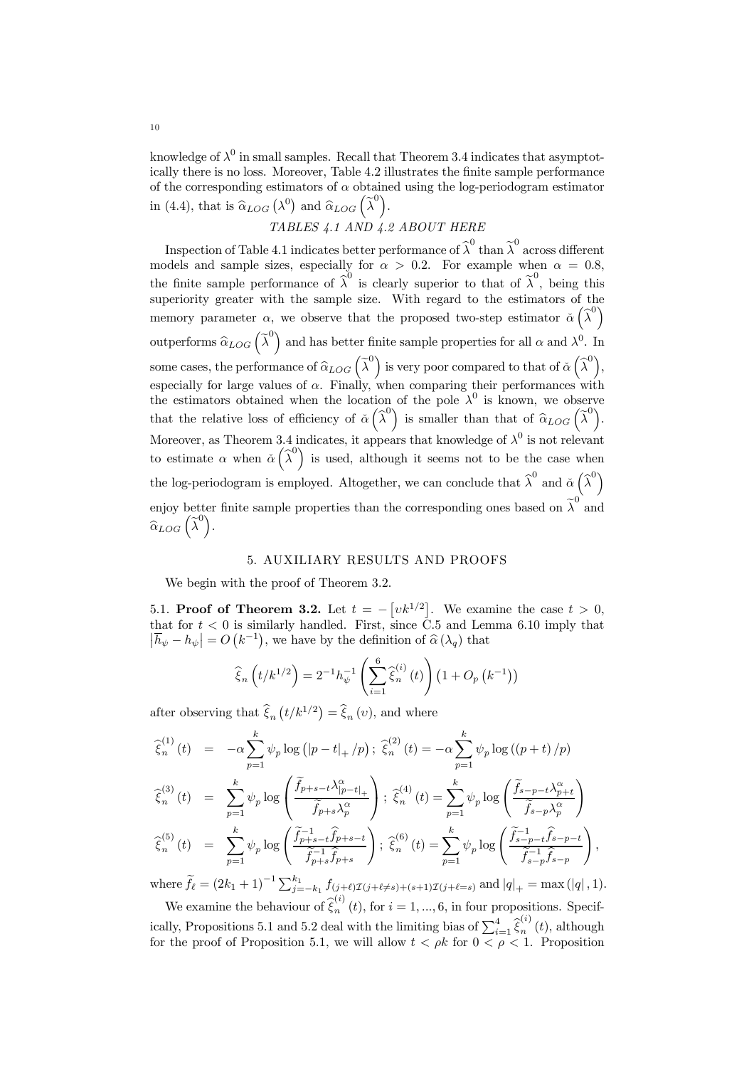knowledge of $\lambda^0$ in small samples. Recall that Theorem 3.4 indicates that asymptotically there is no loss. Moreover, Table 4.2 illustrates the finite sample performance of the corresponding estimators of $\alpha$ obtained using the log-periodogram estimator in (4.4), that is $\widehat{\alpha}_{LOG}\left(\lambda^0\right)$ and $\widehat{\alpha}_{LOG}\left(\widetilde{\lambda}^0\right)$.

*TABLES 4.1 AND 4.2 ABOUT HERE*

Inspection of Table 4.1 indicates better performance of $\widehat{\lambda}^0$ than $\widetilde{\lambda}^0$ across different models and sample sizes, especially for $\alpha > 0.2$. For example when $\alpha = 0.8$, the finite sample performance of $\widehat{\lambda}^0$ is clearly superior to that of $\widetilde{\lambda}^0$, being this superiority greater with the sample size. With regard to the estimators of the memory parameter $\alpha$, we observe that the proposed two-step estimator $\breve{\alpha}\left(\widehat{\lambda}^0\right)$ outperforms $\widehat{\alpha}_{LOG}\left(\widetilde{\lambda}^0\right)$ and has better finite sample properties for all $\alpha$ and $\lambda^0$. In some cases, the performance of $\widehat{\alpha}_{LOG}\left(\widetilde{\lambda}^0\right)$ is very poor compared to that of $\breve{\alpha}\left(\widehat{\lambda}^0\right)$, especially for large values of $\alpha$. Finally, when comparing their performances with the estimators obtained when the location of the pole $\lambda^0$ is known, we observe that the relative loss of efficiency of $\breve{\alpha}\left(\widehat{\lambda}^0\right)$ is smaller than that of $\widehat{\alpha}_{LOG}\left(\widetilde{\lambda}^0\right)$. Moreover, as Theorem 3.4 indicates, it appears that knowledge of $\lambda^0$ is not relevant to estimate $\alpha$ when $\breve{\alpha}\left(\widehat{\lambda}^0\right)$ is used, although it seems not to be the case when the log-periodogram is employed. Altogether, we can conclude that $\widehat{\lambda}^0$ and $\breve{\alpha}\left(\widehat{\lambda}^0\right)$ enjoy better finite sample properties than the corresponding ones based on $\widetilde{\lambda}^0$ and $\widehat{\alpha}_{LOG}\left(\widetilde{\lambda}^0\right)$.

## 5. AUXILIARY RESULTS AND PROOFS

We begin with the proof of Theorem 3.2.

5.1. **Proof of Theorem 3.2.** Let $t = -\left[\upsilon k^{1/2}\right]$. We examine the case $t > 0$, that for $t < 0$ is similarly handled. First, since C.5 and Lemma 6.10 imply that $\left|\overline{h}_\psi - h_\psi\right| = O\left(k^{-1}\right)$, we have by the definition of $\widehat{\alpha}\left(\lambda_q\right)$ that

$$\widehat{\xi}_n\left(t/k^{1/2}\right) = 2^{-1}h_\psi^{-1}\left(\sum_{i=1}^{6}\widehat{\xi}_n^{(i)}(t)\right)\left(1+O_p\left(k^{-1}\right)\right)$$

after observing that $\widehat{\xi}_n\left(t/k^{1/2}\right) = \widehat{\xi}_n(\upsilon)$, and where

$$\widehat{\xi}_n^{(1)}(t) = -\alpha\sum_{p=1}^{k}\psi_p\log\left(|p-t|_+/p\right);\ \widehat{\xi}_n^{(2)}(t) = -\alpha\sum_{p=1}^{k}\psi_p\log\left((p+t)/p\right)$$

$$\widehat{\xi}_n^{(3)}(t) = \sum_{p=1}^{k}\psi_p\log\left(\frac{\widetilde{f}_{p+s-t}\lambda_{|p-t|_+}^{\alpha}}{\widetilde{f}_{p+s}\lambda_p^{\alpha}}\right);\ \widehat{\xi}_n^{(4)}(t) = \sum_{p=1}^{k}\psi_p\log\left(\frac{\widetilde{f}_{s-p-t}\lambda_{p+t}^{\alpha}}{\widetilde{f}_{s-p}\lambda_p^{\alpha}}\right)$$

$$\widehat{\xi}_n^{(5)}(t) = \sum_{p=1}^{k}\psi_p\log\left(\frac{\widetilde{f}_{p+s-t}^{-1}\widehat{f}_{p+s-t}}{\widetilde{f}_{p+s}^{-1}\widehat{f}_{p+s}}\right);\ \widehat{\xi}_n^{(6)}(t) = \sum_{p=1}^{k}\psi_p\log\left(\frac{\widetilde{f}_{s-p-t}^{-1}\widehat{f}_{s-p-t}}{\widetilde{f}_{s-p}^{-1}\widehat{f}_{s-p}}\right),$$

where $\widetilde{f}_\ell = (2k_1+1)^{-1}\sum_{j=-k_1}^{k_1} f_{(j+\ell)\mathcal{I}(j+\ell\neq s)+(s+1)\mathcal{I}(j+\ell=s)}$ and $|q|_+ = \max(|q|, 1)$.

We examine the behaviour of $\widehat{\xi}_n^{(i)}(t)$, for $i = 1, ..., 6$, in four propositions. Specifically, Propositions 5.1 and 5.2 deal with the limiting bias of $\sum_{i=1}^{4}\widehat{\xi}_n^{(i)}(t)$, although for the proof of Proposition 5.1, we will allow $t < \rho k$ for $0 < \rho < 1$. Proposition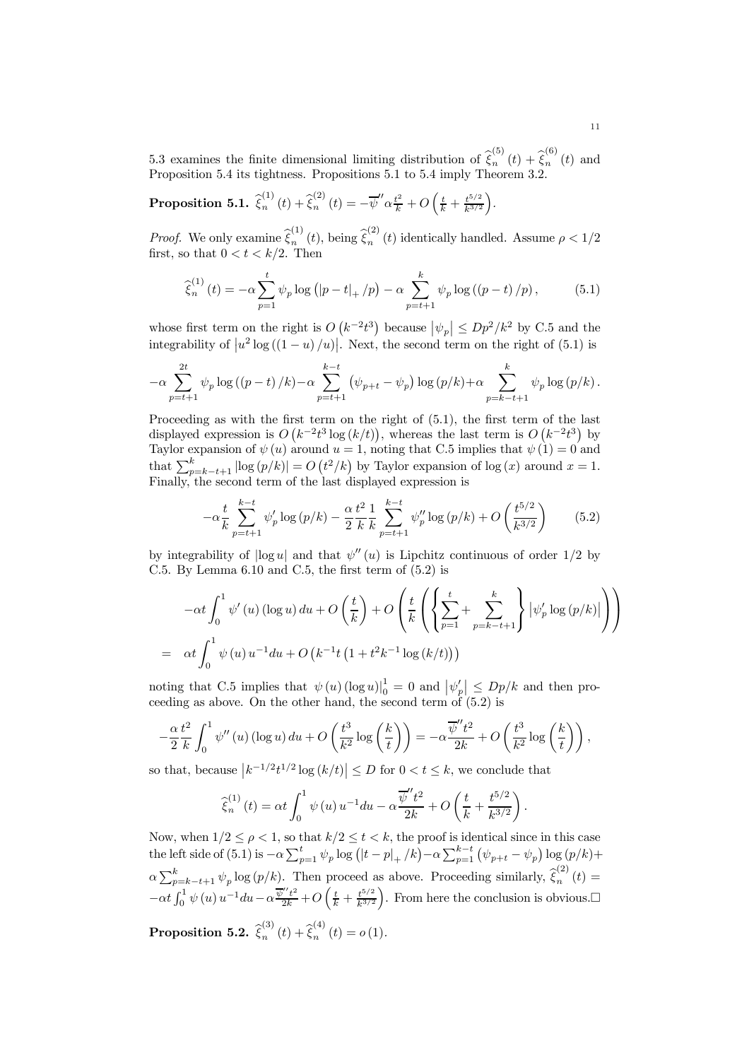5.3 examines the finite dimensional limiting distribution of $\widehat{\xi}_n^{(5)}(t)+\widehat{\xi}_n^{(6)}(t)$ and Proposition 5.4 its tightness. Propositions 5.1 to 5.4 imply Theorem 3.2.

**Proposition 5.1.** $\widehat{\xi}_n^{(1)}(t)+\widehat{\xi}_n^{(2)}(t)=-\overline{\psi}''\alpha\frac{t^2}{k}+O\left(\frac{t}{k}+\frac{t^{5/2}}{k^{3/2}}\right)$.

*Proof.* We only examine $\widehat{\xi}_n^{(1)}(t)$, being $\widehat{\xi}_n^{(2)}(t)$ identically handled. Assume $\rho<1/2$ first, so that $0<t<k/2$. Then

$$
\widehat{\xi}_n^{(1)}(t)=-\alpha\sum_{p=1}^{t}\psi_p\log\left(|p-t|_+/p\right)-\alpha\sum_{p=t+1}^{k}\psi_p\log\left((p-t)/p\right), \tag{5.1}
$$

whose first term on the right is $O\left(k^{-2}t^3\right)$ because $|\psi_p|\leq Dp^2/k^2$ by C.5 and the integrability of $\left|u^2\log\left((1-u)/u\right)\right|$. Next, the second term on the right of (5.1) is

$$
-\alpha\sum_{p=t+1}^{2t}\psi_p\log\left((p-t)/k\right)-\alpha\sum_{p=t+1}^{k-t}\left(\psi_{p+t}-\psi_p\right)\log\left(p/k\right)+\alpha\sum_{p=k-t+1}^{k}\psi_p\log\left(p/k\right).
$$

Proceeding as with the first term on the right of (5.1), the first term of the last displayed expression is $O\left(k^{-2}t^3\log\left(k/t\right)\right)$, whereas the last term is $O\left(k^{-2}t^3\right)$ by Taylor expansion of $\psi(u)$ around $u=1$, noting that C.5 implies that $\psi(1)=0$ and that $\sum_{p=k-t+1}^{k}\left|\log\left(p/k\right)\right|=O\left(t^2/k\right)$ by Taylor expansion of $\log(x)$ around $x=1$. Finally, the second term of the last displayed expression is

$$
-\alpha\frac{t}{k}\sum_{p=t+1}^{k-t}\psi_p'\log\left(p/k\right)-\frac{\alpha}{2}\frac{t^2}{k}\frac{1}{k}\sum_{p=t+1}^{k-t}\psi_p''\log\left(p/k\right)+O\left(\frac{t^{5/2}}{k^{3/2}}\right) \tag{5.2}
$$

by integrability of $|\log u|$ and that $\psi''(u)$ is Lipchitz continuous of order $1/2$ by C.5. By Lemma 6.10 and C.5, the first term of (5.2) is

$$
\begin{aligned}
&-\alpha t\int_0^1\psi'(u)\left(\log u\right)du+O\left(\frac{t}{k}\right)+O\left(\frac{t}{k}\left(\left\{\sum_{p=1}^{t}+\sum_{p=k-t+1}^{k}\right\}\left|\psi_p'\log\left(p/k\right)\right|\right)\right)\\
=\ &\alpha t\int_0^1\psi(u)\,u^{-1}du+O\left(k^{-1}t\left(1+t^2k^{-1}\log\left(k/t\right)\right)\right)
\end{aligned}
$$

noting that C.5 implies that $\psi(u)\left(\log u\right)\big|_0^1=0$ and $|\psi_p'|\leq Dp/k$ and then proceeding as above. On the other hand, the second term of (5.2) is

$$
-\frac{\alpha}{2}\frac{t^2}{k}\int_0^1\psi''(u)\left(\log u\right)du+O\left(\frac{t^3}{k^2}\log\left(\frac{k}{t}\right)\right)=-\alpha\frac{\overline{\psi}''t^2}{2k}+O\left(\frac{t^3}{k^2}\log\left(\frac{k}{t}\right)\right),
$$

so that, because $\left|k^{-1/2}t^{1/2}\log\left(k/t\right)\right|\leq D$ for $0<t\leq k$, we conclude that

$$
\widehat{\xi}_n^{(1)}(t)=\alpha t\int_0^1\psi(u)\,u^{-1}du-\alpha\frac{\overline{\psi}''t^2}{2k}+O\left(\frac{t}{k}+\frac{t^{5/2}}{k^{3/2}}\right).
$$

Now, when $1/2\leq\rho<1$, so that $k/2\leq t<k$, the proof is identical since in this case the left side of (5.1) is $-\alpha\sum_{p=1}^{t}\psi_p\log\left(|t-p|_+/k\right)-\alpha\sum_{p=1}^{k-t}\left(\psi_{p+t}-\psi_p\right)\log\left(p/k\right)+\alpha\sum_{p=k-t+1}^{k}\psi_p\log\left(p/k\right)$. Then proceed as above. Proceeding similarly, $\widehat{\xi}_n^{(2)}(t)=-\alpha t\int_0^1\psi(u)\,u^{-1}du-\alpha\frac{\overline{\psi}''t^2}{2k}+O\left(\frac{t}{k}+\frac{t^{5/2}}{k^{3/2}}\right)$. From here the conclusion is obvious.□

**Proposition 5.2.** $\widehat{\xi}_n^{(3)}(t)+\widehat{\xi}_n^{(4)}(t)=o(1)$.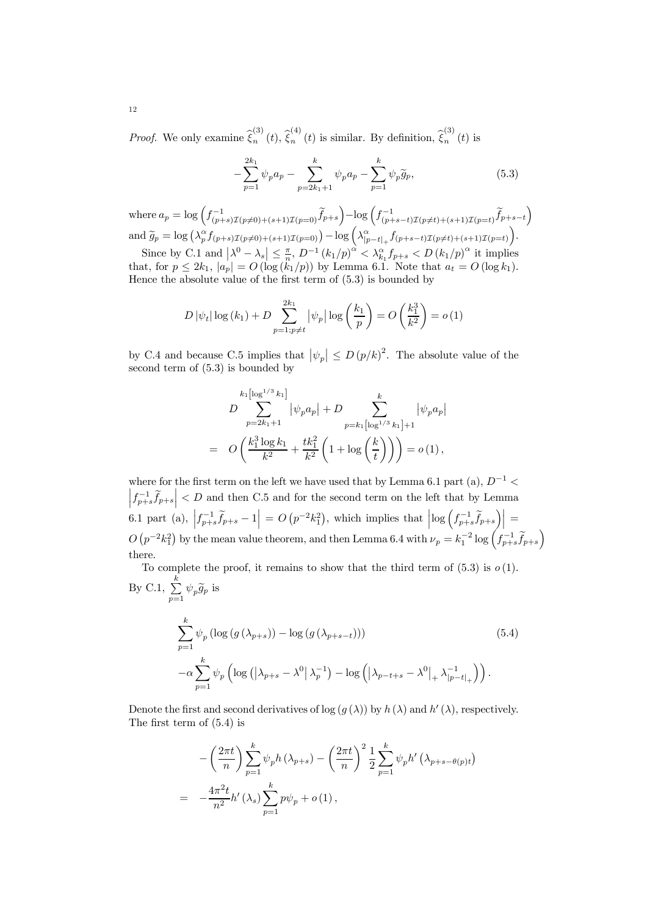*Proof.* We only examine $\widehat{\xi}_n^{(3)}(t)$, $\widehat{\xi}_n^{(4)}(t)$ is similar. By definition, $\widehat{\xi}_n^{(3)}(t)$ is

$$-\sum_{p=1}^{2k_1}\psi_p a_p-\sum_{p=2k_1+1}^{k}\psi_p a_p-\sum_{p=1}^{k}\psi_p\widetilde{g}_p, \tag{5.3}$$

where $a_p=\log\left(f^{-1}_{(p+s)\mathcal{I}(p\neq 0)+(s+1)\mathcal{I}(p=0)}\widetilde{f}_{p+s}\right)-\log\left(f^{-1}_{(p+s-t)\mathcal{I}(p\neq t)+(s+1)\mathcal{I}(p=t)}\widetilde{f}_{p+s-t}\right)$ and $\widetilde{g}_p=\log\left(\lambda_p^{\alpha}f_{(p+s)\mathcal{I}(p\neq 0)+(s+1)\mathcal{I}(p=0)}\right)-\log\left(\lambda^{\alpha}_{|p-t|_+}f_{(p+s-t)\mathcal{I}(p\neq t)+(s+1)\mathcal{I}(p=t)}\right)$.

Since by C.1 and $\left|\lambda^0-\lambda_s\right|\leq\frac{\pi}{n}$, $D^{-1}\left(k_1/p\right)^{\alpha}<\lambda^{\alpha}_{k_1}f_{p+s}<D\left(k_1/p\right)^{\alpha}$ it implies that, for $p\leq 2k_1$, $|a_p|=O\left(\log\left(k_1/p\right)\right)$ by Lemma 6.1. Note that $a_t=O\left(\log k_1\right)$. Hence the absolute value of the first term of (5.3) is bounded by

$$D\left|\psi_t\right|\log\left(k_1\right)+D\sum_{p=1;p\neq t}^{2k_1}\left|\psi_p\right|\log\left(\frac{k_1}{p}\right)=O\left(\frac{k_1^3}{k^2}\right)=o\left(1\right)$$

by C.4 and because C.5 implies that $\left|\psi_p\right|\leq D\left(p/k\right)^2$. The absolute value of the second term of (5.3) is bounded by

$$\begin{aligned}
&D\sum_{p=2k_1+1}^{k_1\left[\log^{1/3}k_1\right]}\left|\psi_p a_p\right|+D\sum_{p=k_1\left[\log^{1/3}k_1\right]+1}^{k}\left|\psi_p a_p\right|\\
=\;&O\left(\frac{k_1^3\log k_1}{k^2}+\frac{tk_1^2}{k^2}\left(1+\log\left(\frac{k}{t}\right)\right)\right)=o\left(1\right),
\end{aligned}$$

where for the first term on the left we have used that by Lemma 6.1 part (a), $D^{-1}<\left|f^{-1}_{p+s}\widetilde{f}_{p+s}\right|<D$ and then C.5 and for the second term on the left that by Lemma 6.1 part (a), $\left|f^{-1}_{p+s}\widetilde{f}_{p+s}-1\right|=O\left(p^{-2}k_1^2\right)$, which implies that $\left|\log\left(f^{-1}_{p+s}\widetilde{f}_{p+s}\right)\right|=O\left(p^{-2}k_1^2\right)$ by the mean value theorem, and then Lemma 6.4 with $\nu_p=k_1^{-2}\log\left(f^{-1}_{p+s}\widetilde{f}_{p+s}\right)$ there.

To complete the proof, it remains to show that the third term of (5.3) is $o\left(1\right)$. By C.1, $\sum_{p=1}^{k}\psi_p\widetilde{g}_p$ is

$$\begin{aligned}
&\sum_{p=1}^{k}\psi_p\left(\log\left(g\left(\lambda_{p+s}\right)\right)-\log\left(g\left(\lambda_{p+s-t}\right)\right)\right) \\
&-\alpha\sum_{p=1}^{k}\psi_p\left(\log\left(\left|\lambda_{p+s}-\lambda^0\right|\lambda_p^{-1}\right)-\log\left(\left|\lambda_{p-t+s}-\lambda^0\right|_+\lambda^{-1}_{|p-t|_+}\right)\right).
\end{aligned}\tag{5.4}$$

Denote the first and second derivatives of $\log\left(g\left(\lambda\right)\right)$ by $h\left(\lambda\right)$ and $h'\left(\lambda\right)$, respectively. The first term of (5.4) is

$$\begin{aligned}
&-\left(\frac{2\pi t}{n}\right)\sum_{p=1}^{k}\psi_p h\left(\lambda_{p+s}\right)-\left(\frac{2\pi t}{n}\right)^2\frac{1}{2}\sum_{p=1}^{k}\psi_p h'\left(\lambda_{p+s-\theta(p)t}\right)\\
=\;&-\frac{4\pi^2 t}{n^2}h'\left(\lambda_s\right)\sum_{p=1}^{k}p\psi_p+o\left(1\right),
\end{aligned}$$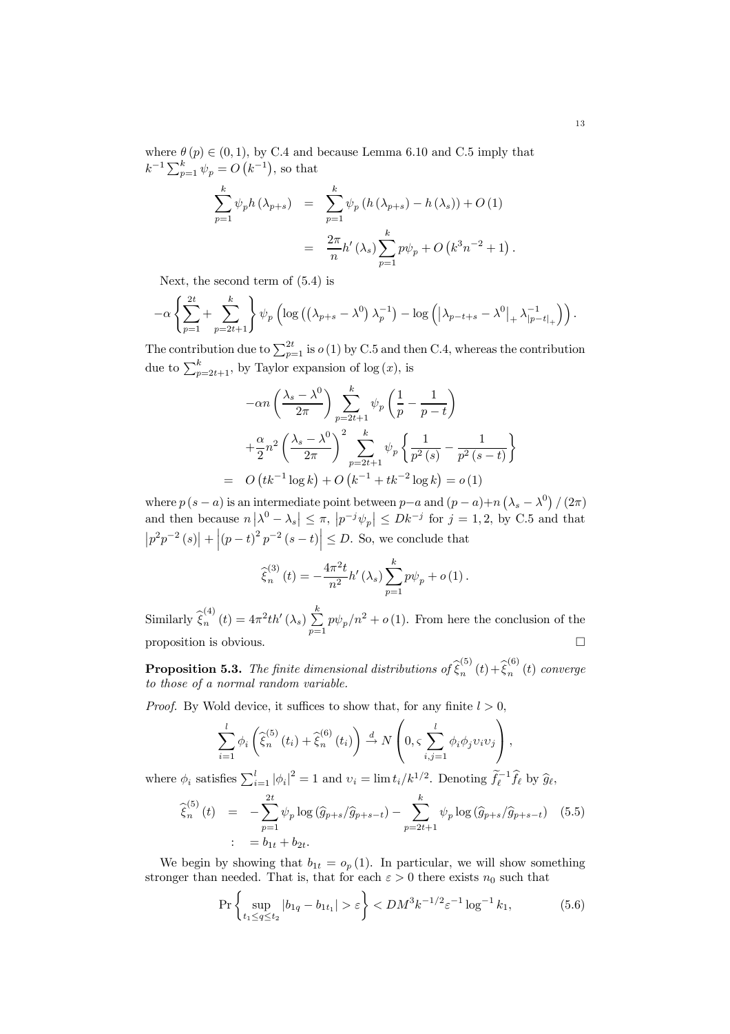where $\theta(p) \in (0,1)$, by C.4 and because Lemma 6.10 and C.5 imply that $k^{-1}\sum_{p=1}^{k}\psi_p = O\left(k^{-1}\right)$, so that

$$
\begin{aligned}
\sum_{p=1}^{k}\psi_p h\left(\lambda_{p+s}\right) &= \sum_{p=1}^{k}\psi_p\left(h\left(\lambda_{p+s}\right)-h\left(\lambda_s\right)\right)+O(1) \\
&= \frac{2\pi}{n}h'\left(\lambda_s\right)\sum_{p=1}^{k}p\psi_p + O\left(k^3 n^{-2}+1\right).
\end{aligned}
$$

Next, the second term of (5.4) is

$$
-\alpha\left\{\sum_{p=1}^{2t}+\sum_{p=2t+1}^{k}\right\}\psi_p\left(\log\left(\left(\lambda_{p+s}-\lambda^0\right)\lambda_p^{-1}\right)-\log\left(\left|\lambda_{p-t+s}-\lambda^0\right|_+\lambda_{|p-t|_+}^{-1}\right)\right).
$$

The contribution due to $\sum_{p=1}^{2t}$ is $o(1)$ by C.5 and then C.4, whereas the contribution due to $\sum_{p=2t+1}^{k}$, by Taylor expansion of $\log(x)$, is

$$
\begin{aligned}
& -\alpha n\left(\frac{\lambda_s-\lambda^0}{2\pi}\right)\sum_{p=2t+1}^{k}\psi_p\left(\frac{1}{p}-\frac{1}{p-t}\right) \\
& +\frac{\alpha}{2}n^2\left(\frac{\lambda_s-\lambda^0}{2\pi}\right)^2\sum_{p=2t+1}^{k}\psi_p\left\{\frac{1}{p^2(s)}-\frac{1}{p^2(s-t)}\right\} \\
= \;& O\left(tk^{-1}\log k\right)+O\left(k^{-1}+tk^{-2}\log k\right)=o(1)
\end{aligned}
$$

where $p(s-a)$ is an intermediate point between $p-a$ and $(p-a)+n\left(\lambda_s-\lambda^0\right)/(2\pi)$ and then because $n\left|\lambda^0-\lambda_s\right|\leq\pi$, $\left|p^{-j}\psi_p\right|\leq Dk^{-j}$ for $j=1,2$, by C.5 and that $\left|p^2 p^{-2}(s)\right|+\left|(p-t)^2 p^{-2}(s-t)\right|\leq D$. So, we conclude that

$$
\widehat{\xi}_n^{(3)}(t) = -\frac{4\pi^2 t}{n^2}h'\left(\lambda_s\right)\sum_{p=1}^{k}p\psi_p + o(1).
$$

Similarly $\widehat{\xi}_n^{(4)}(t) = 4\pi^2 t h'\left(\lambda_s\right)\sum_{p=1}^{k}p\psi_p/n^2 + o(1)$. From here the conclusion of the proposition is obvious. □

**Proposition 5.3.** *The finite dimensional distributions of* $\widehat{\xi}_n^{(5)}(t)+\widehat{\xi}_n^{(6)}(t)$ *converge to those of a normal random variable.*

*Proof.* By Wold device, it suffices to show that, for any finite $l>0$,

$$
\sum_{i=1}^{l}\phi_i\left(\widehat{\xi}_n^{(5)}(t_i)+\widehat{\xi}_n^{(6)}(t_i)\right)\xrightarrow{d}N\left(0,\varsigma\sum_{i,j=1}^{l}\phi_i\phi_j\upsilon_i\upsilon_j\right),
$$

where $\phi_i$ satisfies $\sum_{i=1}^{l}\left|\phi_i\right|^2=1$ and $\upsilon_i=\lim t_i/k^{1/2}$. Denoting $\widetilde{f}_\ell^{-1}\widehat{f}_\ell$ by $\widehat{g}_\ell$,

$$
\begin{aligned}
\widehat{\xi}_n^{(5)}(t) &= -\sum_{p=1}^{2t}\psi_p\log\left(\widehat{g}_{p+s}/\widehat{g}_{p+s-t}\right)-\sum_{p=2t+1}^{k}\psi_p\log\left(\widehat{g}_{p+s}/\widehat{g}_{p+s-t}\right) \quad (5.5)\\
&: = b_{1t}+b_{2t}.
\end{aligned}
$$

We begin by showing that $b_{1t}=o_p(1)$. In particular, we will show something stronger than needed. That is, that for each $\varepsilon>0$ there exists $n_0$ such that

$$
\Pr\left\{\sup_{t_1\leq q\leq t_2}\left|b_{1q}-b_{1t_1}\right|>\varepsilon\right\}<DM^3k^{-1/2}\varepsilon^{-1}\log^{-1}k_1, \quad (5.6)
$$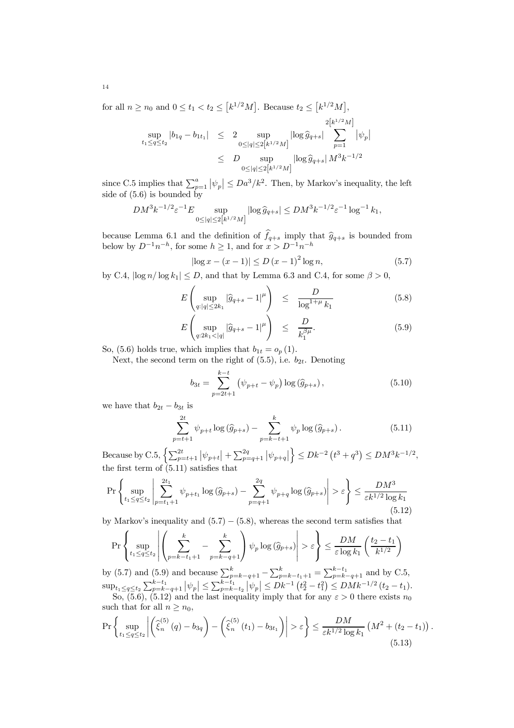for all $n \geq n_0$ and $0 \leq t_1 < t_2 \leq \left[k^{1/2}M\right]$. Because $t_2 \leq \left[k^{1/2}M\right]$,

$$
\begin{aligned}
\sup_{t_1 \leq q \leq t_2} |b_{1q} - b_{1t_1}| &\leq 2 \sup_{0 \leq |q| \leq 2\left[k^{1/2}M\right]} |\log \widehat{g}_{q+s}| \sum_{p=1}^{2\left[k^{1/2}M\right]} \left|\psi_p\right| \\
&\leq D \sup_{0 \leq |q| \leq 2\left[k^{1/2}M\right]} |\log \widehat{g}_{q+s}| \, M^3 k^{-1/2}
\end{aligned}
$$

since C.5 implies that $\sum_{p=1}^{a} \left|\psi_p\right| \leq Da^3/k^2$. Then, by Markov's inequality, the left side of (5.6) is bounded by

$$
DM^3 k^{-1/2} \varepsilon^{-1} E \sup_{0 \leq |q| \leq 2\left[k^{1/2}M\right]} |\log \widehat{g}_{q+s}| \leq DM^3 k^{-1/2} \varepsilon^{-1} \log^{-1} k_1,
$$

because Lemma 6.1 and the definition of $\widehat{f}_{q+s}$ imply that $\widehat{g}_{q+s}$ is bounded from below by $D^{-1} n^{-h}$, for some $h \geq 1$, and for $x > D^{-1} n^{-h}$

$$
|\log x - (x-1)| \leq D(x-1)^2 \log n, \tag{5.7}
$$

by C.4, $|\log n / \log k_1| \leq D$, and that by Lemma 6.3 and C.4, for some $\beta > 0$,

$$
E\left(\sup_{q: |q| \leq 2k_1} |\widehat{g}_{q+s} - 1|^{\mu}\right) \leq \frac{D}{\log^{1+\mu} k_1} \tag{5.8}
$$

$$
E\left(\sup_{q: 2k_1 < |q|} |\widehat{g}_{q+s} - 1|^{\mu}\right) \leq \frac{D}{k_1^{\beta\mu}}. \tag{5.9}
$$

So, (5.6) holds true, which implies that $b_{1t} = o_p(1)$.

Next, the second term on the right of (5.5), i.e. $b_{2t}$. Denoting

$$
b_{3t} = \sum_{p=2t+1}^{k-t} \left(\psi_{p+t} - \psi_p\right) \log\left(\widehat{g}_{p+s}\right), \tag{5.10}
$$

we have that $b_{2t} - b_{3t}$ is

$$
\sum_{p=t+1}^{2t} \psi_{p+t} \log\left(\widehat{g}_{p+s}\right) - \sum_{p=k-t+1}^{k} \psi_p \log\left(\widehat{g}_{p+s}\right). \tag{5.11}
$$

Because by C.5, $\left\{\sum_{p=t+1}^{2t} \left|\psi_{p+t}\right| + \sum_{p=q+1}^{2q} \left|\psi_{p+q}\right|\right\} \leq Dk^{-2}\left(t^3 + q^3\right) \leq DM^3 k^{-1/2}$, the first term of (5.11) satisfies that

$$
\Pr\left\{\sup_{t_1 \leq q \leq t_2} \left|\sum_{p=t_1+1}^{2t_1} \psi_{p+t_1} \log\left(\widehat{g}_{p+s}\right) - \sum_{p=q+1}^{2q} \psi_{p+q} \log\left(\widehat{g}_{p+s}\right)\right| > \varepsilon\right\} \leq \frac{DM^3}{\varepsilon k^{1/2} \log k_1} \tag{5.12}
$$

by Markov's inequality and (5.7) – (5.8), whereas the second term satisfies that

$$
\Pr\left\{\sup_{t_1 \leq q \leq t_2} \left|\left(\sum_{p=k-t_1+1}^{k} - \sum_{p=k-q+1}^{k}\right) \psi_p \log\left(\widehat{g}_{p+s}\right)\right| > \varepsilon\right\} \leq \frac{DM}{\varepsilon \log k_1}\left(\frac{t_2 - t_1}{k^{1/2}}\right)
$$

by (5.7) and (5.9) and because $\sum_{p=k-q+1}^{k} - \sum_{p=k-t_1+1}^{k} = \sum_{p=k-q+1}^{k-t_1}$ and by C.5, $\sup_{t_1 \leq q \leq t_2} \sum_{p=k-q+1}^{k-t_1} \left|\psi_p\right| \leq \sum_{p=k-t_2}^{k-t_1} \left|\psi_p\right| \leq Dk^{-1}\left(t_2^2 - t_1^2\right) \leq DMk^{-1/2}\left(t_2 - t_1\right)$.

So, (5.6), (5.12) and the last inequality imply that for any $\varepsilon > 0$ there exists $n_0$ such that for all $n \geq n_0$,

$$
\Pr\left\{\sup_{t_1 \leq q \leq t_2} \left|\left(\widehat{\xi}_n^{(5)}(q) - b_{3q}\right) - \left(\widehat{\xi}_n^{(5)}(t_1) - b_{3t_1}\right)\right| > \varepsilon\right\} \leq \frac{DM}{\varepsilon k^{1/2} \log k_1}\left(M^2 + (t_2 - t_1)\right). \tag{5.13}
$$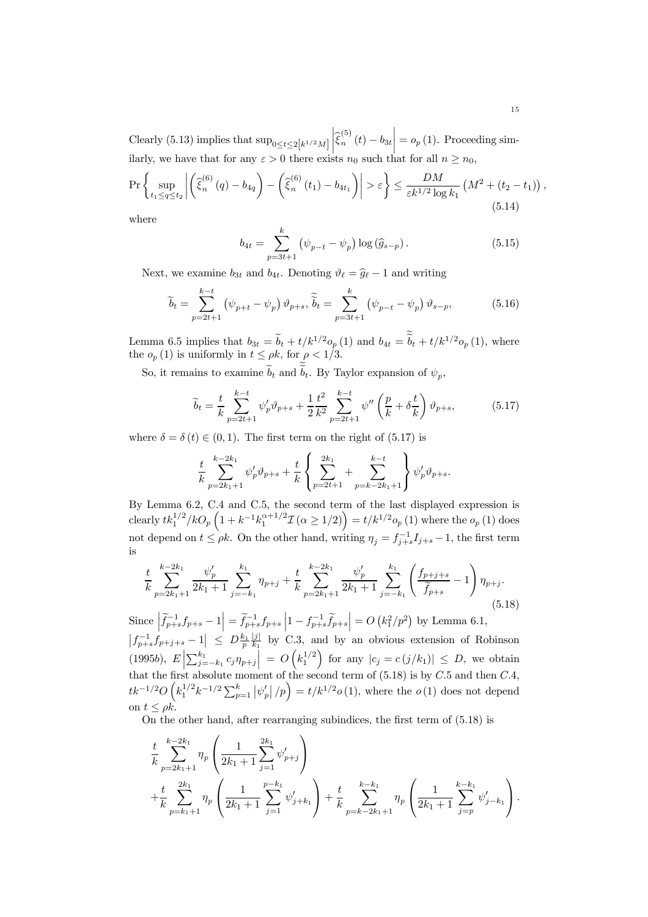Clearly (5.13) implies that $\sup_{0\leq t\leq 2[k^{1/2}M]}\left|\widehat{\xi}_n^{(5)}(t)-b_{3t}\right|=o_p(1)$. Proceeding similarly, we have that for any $\varepsilon>0$ there exists $n_0$ such that for all $n\geq n_0$,

$$\Pr\left\{\sup_{t_1\leq q\leq t_2}\left|\left(\widehat{\xi}_n^{(6)}(q)-b_{4q}\right)-\left(\widehat{\xi}_n^{(6)}(t_1)-b_{4t_1}\right)\right|>\varepsilon\right\}\leq\frac{DM}{\varepsilon k^{1/2}\log k_1}\left(M^2+(t_2-t_1)\right), \tag{5.14}$$

where

$$b_{4t}=\sum_{p=3t+1}^{k}\left(\psi_{p-t}-\psi_p\right)\log\left(\widehat{g}_{s-p}\right). \tag{5.15}$$

Next, we examine $b_{3t}$ and $b_{4t}$. Denoting $\vartheta_\ell=\widehat{g}_\ell-1$ and writing

$$\widetilde{b}_t=\sum_{p=2t+1}^{k-t}\left(\psi_{p+t}-\psi_p\right)\vartheta_{p+s},\ \widetilde{\widetilde{b}}_t=\sum_{p=3t+1}^{k}\left(\psi_{p-t}-\psi_p\right)\vartheta_{s-p}, \tag{5.16}$$

Lemma 6.5 implies that $b_{3t}=\widetilde{b}_t+t/k^{1/2}o_p(1)$ and $b_{4t}=\widetilde{\widetilde{b}}_t+t/k^{1/2}o_p(1)$, where the $o_p(1)$ is uniformly in $t\leq\rho k$, for $\rho<1/3$.

So, it remains to examine $\widetilde{b}_t$ and $\widetilde{\widetilde{b}}_t$. By Taylor expansion of $\psi_p$,

$$\widetilde{b}_t=\frac{t}{k}\sum_{p=2t+1}^{k-t}\psi_p'\vartheta_{p+s}+\frac{1}{2}\frac{t^2}{k^2}\sum_{p=2t+1}^{k-t}\psi''\left(\frac{p}{k}+\delta\frac{t}{k}\right)\vartheta_{p+s}, \tag{5.17}$$

where $\delta=\delta(t)\in(0,1)$. The first term on the right of (5.17) is

$$\frac{t}{k}\sum_{p=2k_1+1}^{k-2k_1}\psi_p'\vartheta_{p+s}+\frac{t}{k}\left\{\sum_{p=2t+1}^{2k_1}+\sum_{p=k-2k_1+1}^{k-t}\right\}\psi_p'\vartheta_{p+s}.$$

By Lemma 6.2, C.4 and C.5, the second term of the last displayed expression is clearly $tk_1^{1/2}/kO_p\left(1+k^{-1}k_1^{\alpha+1/2}\mathcal{I}(\alpha\geq 1/2)\right)=t/k^{1/2}o_p(1)$ where the $o_p(1)$ does not depend on $t\leq\rho k$. On the other hand, writing $\eta_j=f_{j+s}^{-1}I_{j+s}-1$, the first term is

$$\frac{t}{k}\sum_{p=2k_1+1}^{k-2k_1}\frac{\psi_p'}{2k_1+1}\sum_{j=-k_1}^{k_1}\eta_{p+j}+\frac{t}{k}\sum_{p=2k_1+1}^{k-2k_1}\frac{\psi_p'}{2k_1+1}\sum_{j=-k_1}^{k_1}\left(\frac{f_{p+j+s}}{\widetilde{f}_{p+s}}-1\right)\eta_{p+j}. \tag{5.18}$$

Since $\left|\widetilde{f}_{p+s}^{-1}f_{p+s}-1\right|=\widetilde{f}_{p+s}^{-1}f_{p+s}\left|1-f_{p+s}^{-1}\widetilde{f}_{p+s}\right|=O\left(k_1^2/p^2\right)$ by Lemma 6.1, $\left|f_{p+s}^{-1}f_{p+j+s}-1\right|\leq D\frac{k_1}{p}\frac{|j|}{k_1}$ by C.3, and by an obvious extension of Robinson (1995*b*), $E\left|\sum_{j=-k_1}^{k_1}c_j\eta_{p+j}\right|=O\left(k_1^{1/2}\right)$ for any $|c_j=c(j/k_1)|\leq D$, we obtain that the first absolute moment of the second term of (5.18) is by $C.5$ and then $C.4$, $tk^{-1/2}O\left(k_1^{1/2}k^{-1/2}\sum_{p=1}^{k}\left|\psi_p'\right|/p\right)=t/k^{1/2}o(1)$, where the $o(1)$ does not depend on $t\leq\rho k$.

On the other hand, after rearranging subindices, the first term of (5.18) is

$$\frac{t}{k}\sum_{p=2k_1+1}^{k-2k_1}\eta_p\left(\frac{1}{2k_1+1}\sum_{j=1}^{2k_1}\psi_{p+j}'\right)$$
$$+\frac{t}{k}\sum_{p=k_1+1}^{2k_1}\eta_p\left(\frac{1}{2k_1+1}\sum_{j=1}^{p-k_1}\psi_{j+k_1}'\right)+\frac{t}{k}\sum_{p=k-2k_1+1}^{k-k_1}\eta_p\left(\frac{1}{2k_1+1}\sum_{j=p}^{k-k_1}\psi_{j-k_1}'\right).$$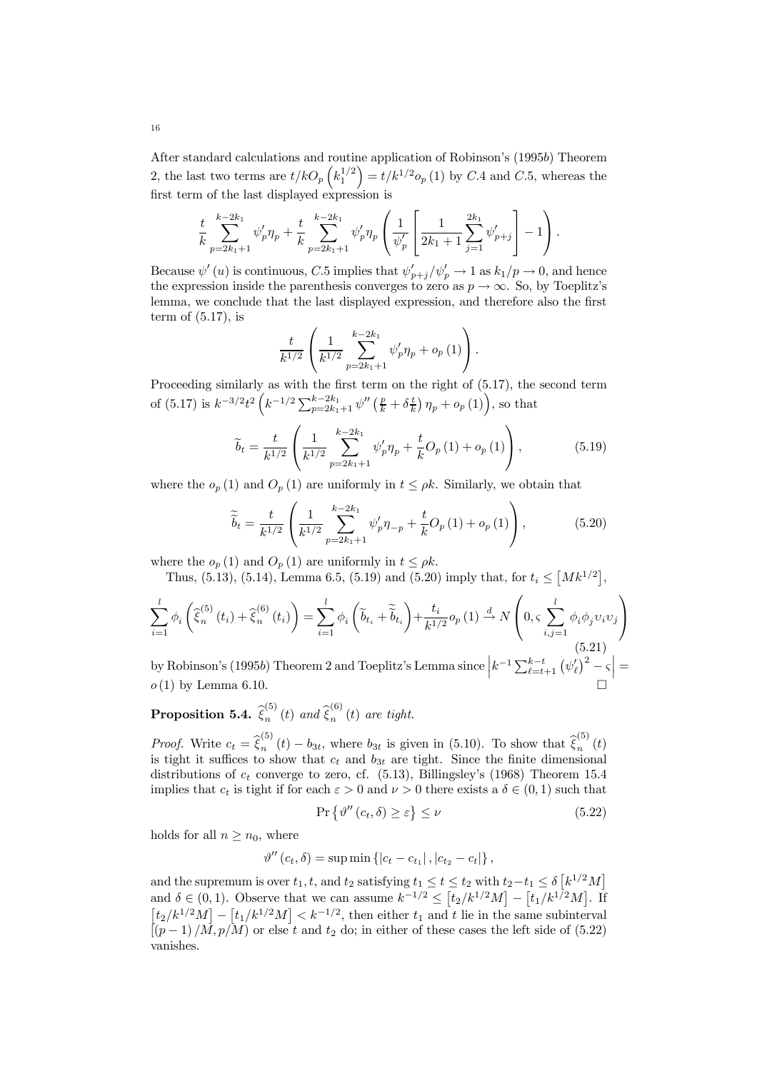After standard calculations and routine application of Robinson's (1995*b*) Theorem 2, the last two terms are $t/kO_p\left(k_1^{1/2}\right) = t/k^{1/2}o_p(1)$ by $C.4$ and $C.5$, whereas the first term of the last displayed expression is

$$\frac{t}{k}\sum_{p=2k_1+1}^{k-2k_1}\psi_p'\eta_p + \frac{t}{k}\sum_{p=2k_1+1}^{k-2k_1}\psi_p'\eta_p\left(\frac{1}{\psi_p'}\left[\frac{1}{2k_1+1}\sum_{j=1}^{2k_1}\psi_{p+j}'\right]-1\right).$$

Because $\psi'(u)$ is continuous, $C.5$ implies that $\psi_{p+j}'/\psi_p' \to 1$ as $k_1/p \to 0$, and hence the expression inside the parenthesis converges to zero as $p \to \infty$. So, by Toeplitz's lemma, we conclude that the last displayed expression, and therefore also the first term of (5.17), is

$$\frac{t}{k^{1/2}}\left(\frac{1}{k^{1/2}}\sum_{p=2k_1+1}^{k-2k_1}\psi_p'\eta_p + o_p(1)\right).$$

Proceeding similarly as with the first term on the right of (5.17), the second term of (5.17) is $k^{-3/2}t^2\left(k^{-1/2}\sum_{p=2k_1+1}^{k-2k_1}\psi''\left(\frac{p}{k}+\delta\frac{t}{k}\right)\eta_p + o_p(1)\right)$, so that

$$\widetilde{b}_t = \frac{t}{k^{1/2}}\left(\frac{1}{k^{1/2}}\sum_{p=2k_1+1}^{k-2k_1}\psi_p'\eta_p + \frac{t}{k}O_p(1) + o_p(1)\right), \tag{5.19}$$

where the $o_p(1)$ and $O_p(1)$ are uniformly in $t \le \rho k$. Similarly, we obtain that

$$\widetilde{\widetilde{b}}_t = \frac{t}{k^{1/2}}\left(\frac{1}{k^{1/2}}\sum_{p=2k_1+1}^{k-2k_1}\psi_p'\eta_{-p} + \frac{t}{k}O_p(1) + o_p(1)\right), \tag{5.20}$$

where the $o_p(1)$ and $O_p(1)$ are uniformly in $t \le \rho k$.

Thus, (5.13), (5.14), Lemma 6.5, (5.19) and (5.20) imply that, for $t_i \le \left[Mk^{1/2}\right]$,

$$\sum_{i=1}^{l}\phi_i\left(\widehat{\xi}_n^{(5)}(t_i)+\widehat{\xi}_n^{(6)}(t_i)\right) = \sum_{i=1}^{l}\phi_i\left(\widetilde{b}_{t_i}+\widetilde{\widetilde{b}}_{t_i}\right)+\frac{t_i}{k^{1/2}}o_p(1) \xrightarrow{d} N\left(0, \varsigma\sum_{i,j=1}^{l}\phi_i\phi_j\upsilon_i\upsilon_j\right) \tag{5.21}$$

by Robinson's (1995*b*) Theorem 2 and Toeplitz's Lemma since $\left|k^{-1}\sum_{\ell=t+1}^{k-t}\left(\psi_\ell'\right)^2-\varsigma\right| = o(1)$ by Lemma 6.10. $\square$

**Proposition 5.4.** *$\widehat{\xi}_n^{(5)}(t)$ and $\widehat{\xi}_n^{(6)}(t)$ are tight.*

*Proof.* Write $c_t = \widehat{\xi}_n^{(5)}(t) - b_{3t}$, where $b_{3t}$ is given in (5.10). To show that $\widehat{\xi}_n^{(5)}(t)$ is tight it suffices to show that $c_t$ and $b_{3t}$ are tight. Since the finite dimensional distributions of $c_t$ converge to zero, cf. (5.13), Billingsley's (1968) Theorem 15.4 implies that $c_t$ is tight if for each $\varepsilon > 0$ and $\nu > 0$ there exists a $\delta \in (0,1)$ such that

$$\Pr\left\{\vartheta''(c_t,\delta) \ge \varepsilon\right\} \le \nu \tag{5.22}$$

holds for all $n \ge n_0$, where

$$\vartheta''(c_t,\delta) = \sup\min\left\{\left|c_t - c_{t_1}\right|, \left|c_{t_2}-c_t\right|\right\},$$

and the supremum is over $t_1, t$, and $t_2$ satisfying $t_1 \le t \le t_2$ with $t_2 - t_1 \le \delta\left[k^{1/2}M\right]$ and $\delta \in (0,1)$. Observe that we can assume $k^{-1/2} \le \left[t_2/k^{1/2}M\right] - \left[t_1/k^{1/2}M\right]$. If $\left[t_2/k^{1/2}M\right] - \left[t_1/k^{1/2}M\right] < k^{-1/2}$, then either $t_1$ and $t$ lie in the same subinterval $\left[(p-1)/M, p/M\right)$ or else $t$ and $t_2$ do; in either of these cases the left side of (5.22) vanishes.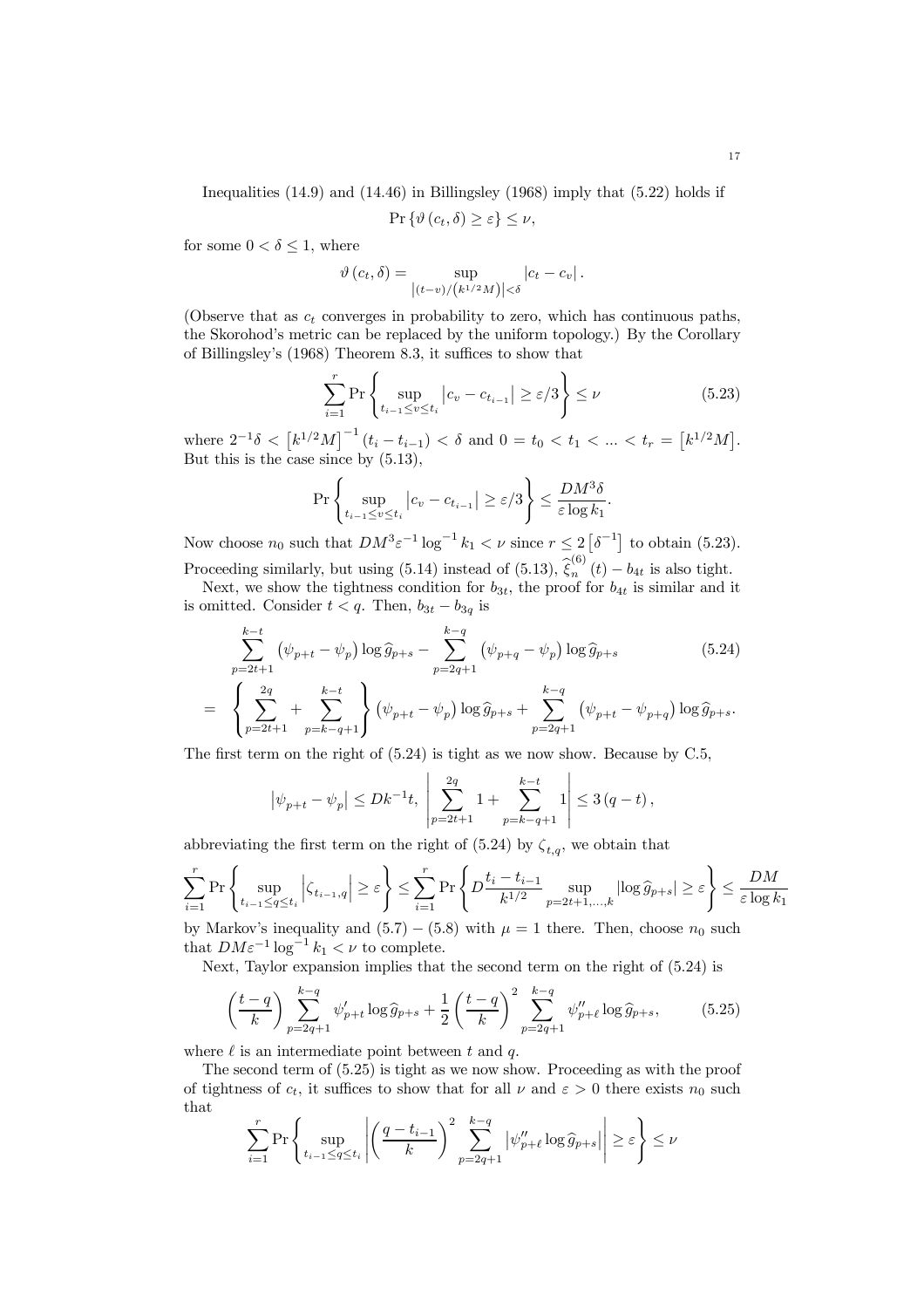Inequalities (14.9) and (14.46) in Billingsley (1968) imply that (5.22) holds if

$$\Pr\left\{\vartheta\left(c_t,\delta\right)\geq\varepsilon\right\}\leq\nu,$$

for some $0<\delta\leq 1$, where

$$\vartheta\left(c_t,\delta\right)=\sup_{\left|(t-v)/\left(k^{1/2}M\right)\right|<\delta}\left|c_t-c_v\right|.$$

(Observe that as $c_t$ converges in probability to zero, which has continuous paths, the Skorohod's metric can be replaced by the uniform topology.) By the Corollary of Billingsley's (1968) Theorem 8.3, it suffices to show that

$$\sum_{i=1}^{r}\Pr\left\{\sup_{t_{i-1}\leq v\leq t_i}\left|c_v-c_{t_{i-1}}\right|\geq\varepsilon/3\right\}\leq\nu \tag{5.23}$$

where $2^{-1}\delta<\left[k^{1/2}M\right]^{-1}\left(t_i-t_{i-1}\right)<\delta$ and $0=t_0<t_1<...<t_r=\left[k^{1/2}M\right]$. But this is the case since by (5.13),

$$\Pr\left\{\sup_{t_{i-1}\leq v\leq t_i}\left|c_v-c_{t_{i-1}}\right|\geq\varepsilon/3\right\}\leq\frac{DM^3\delta}{\varepsilon\log k_1}.$$

Now choose $n_0$ such that $DM^3\varepsilon^{-1}\log^{-1}k_1<\nu$ since $r\leq 2\left[\delta^{-1}\right]$ to obtain (5.23). Proceeding similarly, but using (5.14) instead of (5.13), $\widehat{\xi}_n^{(6)}(t)-b_{4t}$ is also tight.

Next, we show the tightness condition for $b_{3t}$, the proof for $b_{4t}$ is similar and it is omitted. Consider $t<q$. Then, $b_{3t}-b_{3q}$ is

$$\begin{aligned}
&\sum_{p=2t+1}^{k-t}\left(\psi_{p+t}-\psi_p\right)\log\widehat{g}_{p+s}-\sum_{p=2q+1}^{k-q}\left(\psi_{p+q}-\psi_p\right)\log\widehat{g}_{p+s} \qquad (5.24)\\
=&\left\{\sum_{p=2t+1}^{2q}+\sum_{p=k-q+1}^{k-t}\right\}\left(\psi_{p+t}-\psi_p\right)\log\widehat{g}_{p+s}+\sum_{p=2q+1}^{k-q}\left(\psi_{p+t}-\psi_{p+q}\right)\log\widehat{g}_{p+s}.
\end{aligned}$$

The first term on the right of (5.24) is tight as we now show. Because by C.5,

$$\left|\psi_{p+t}-\psi_p\right|\leq Dk^{-1}t,\ \left|\sum_{p=2t+1}^{2q}1+\sum_{p=k-q+1}^{k-t}1\right|\leq 3\left(q-t\right),$$

abbreviating the first term on the right of (5.24) by $\zeta_{t,q}$, we obtain that

$$\sum_{i=1}^{r}\Pr\left\{\sup_{t_{i-1}\leq q\leq t_i}\left|\zeta_{t_{i-1},q}\right|\geq\varepsilon\right\}\leq\sum_{i=1}^{r}\Pr\left\{D\frac{t_i-t_{i-1}}{k^{1/2}}\sup_{p=2t+1,\ldots,k}\left|\log\widehat{g}_{p+s}\right|\geq\varepsilon\right\}\leq\frac{DM}{\varepsilon\log k_1}$$

by Markov's inequality and (5.7) – (5.8) with $\mu=1$ there. Then, choose $n_0$ such that $DM\varepsilon^{-1}\log^{-1}k_1<\nu$ to complete.

Next, Taylor expansion implies that the second term on the right of (5.24) is

$$\left(\frac{t-q}{k}\right)\sum_{p=2q+1}^{k-q}\psi'_{p+t}\log\widehat{g}_{p+s}+\frac{1}{2}\left(\frac{t-q}{k}\right)^2\sum_{p=2q+1}^{k-q}\psi''_{p+\ell}\log\widehat{g}_{p+s}, \tag{5.25}$$

where $\ell$ is an intermediate point between $t$ and $q$.

The second term of (5.25) is tight as we now show. Proceeding as with the proof of tightness of $c_t$, it suffices to show that for all $\nu$ and $\varepsilon>0$ there exists $n_0$ such that

$$\sum_{i=1}^{r}\Pr\left\{\sup_{t_{i-1}\leq q\leq t_i}\left|\left(\frac{q-t_{i-1}}{k}\right)^2\sum_{p=2q+1}^{k-q}\left|\psi''_{p+\ell}\log\widehat{g}_{p+s}\right|\right|\geq\varepsilon\right\}\leq\nu$$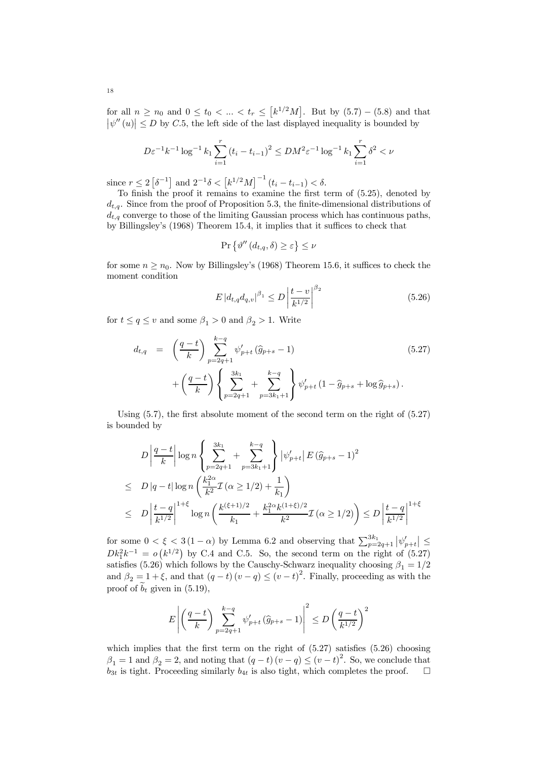for all $n \geq n_0$ and $0 \leq t_0 < ... < t_r \leq \left[k^{1/2}M\right]$. But by (5.7) − (5.8) and that $\left|\psi''(u)\right| \leq D$ by C.5, the left side of the last displayed inequality is bounded by

$$D\varepsilon^{-1}k^{-1}\log^{-1}k_1\sum_{i=1}^{r}(t_i - t_{i-1})^2 \leq DM^2\varepsilon^{-1}\log^{-1}k_1\sum_{i=1}^{r}\delta^2 < \nu$$

since $r \leq 2\left[\delta^{-1}\right]$ and $2^{-1}\delta < \left[k^{1/2}M\right]^{-1}(t_i - t_{i-1}) < \delta$.

To finish the proof it remains to examine the first term of (5.25), denoted by $d_{t,q}$. Since from the proof of Proposition 5.3, the finite-dimensional distributions of $d_{t,q}$ converge to those of the limiting Gaussian process which has continuous paths, by Billingsley's (1968) Theorem 15.4, it implies that it suffices to check that

$$\Pr\left\{\vartheta''(d_{t,q},\delta) \geq \varepsilon\right\} \leq \nu$$

for some $n \geq n_0$. Now by Billingsley's (1968) Theorem 15.6, it suffices to check the moment condition

$$E\left|d_{t,q}d_{q,v}\right|^{\beta_1} \leq D\left|\frac{t-v}{k^{1/2}}\right|^{\beta_2} \tag{5.26}$$

for $t \leq q \leq v$ and some $\beta_1 > 0$ and $\beta_2 > 1$. Write

$$\begin{aligned} d_{t,q} &= \left(\frac{q-t}{k}\right)\sum_{p=2q+1}^{k-q}\psi'_{p+t}\left(\widehat{g}_{p+s}-1\right) \\ &\quad + \left(\frac{q-t}{k}\right)\left\{\sum_{p=2q+1}^{3k_1} + \sum_{p=3k_1+1}^{k-q}\right\}\psi'_{p+t}\left(1-\widehat{g}_{p+s}+\log\widehat{g}_{p+s}\right). \end{aligned} \tag{5.27}$$

Using (5.7), the first absolute moment of the second term on the right of (5.27) is bounded by

$$\begin{aligned} & D\left|\frac{q-t}{k}\right|\log n\left\{\sum_{p=2q+1}^{3k_1} + \sum_{p=3k_1+1}^{k-q}\right\}\left|\psi'_{p+t}\right|E\left(\widehat{g}_{p+s}-1\right)^2 \\ \leq\ & D\left|q-t\right|\log n\left(\frac{k_1^{2\alpha}}{k^2}\mathcal{I}\left(\alpha \geq 1/2\right) + \frac{1}{k_1}\right) \\ \leq\ & D\left|\frac{t-q}{k^{1/2}}\right|^{1+\xi}\log n\left(\frac{k^{(\xi+1)/2}}{k_1} + \frac{k_1^{2\alpha}k^{(1+\xi)/2}}{k^2}\mathcal{I}\left(\alpha \geq 1/2\right)\right) \leq D\left|\frac{t-q}{k^{1/2}}\right|^{1+\xi} \end{aligned}$$

for some $0 < \xi < 3(1-\alpha)$ by Lemma 6.2 and observing that $\sum_{p=2q+1}^{3k_1}\left|\psi'_{p+t}\right| \leq Dk_1^2k^{-1} = o\left(k^{1/2}\right)$ by C.4 and C.5. So, the second term on the right of (5.27) satisfies (5.26) which follows by the Causchy-Schwarz inequality choosing $\beta_1 = 1/2$ and $\beta_2 = 1+\xi$, and that $(q-t)(v-q) \leq (v-t)^2$. Finally, proceeding as with the proof of $\widetilde{b}_t$ given in (5.19),

$$E\left|\left(\frac{q-t}{k}\right)\sum_{p=2q+1}^{k-q}\psi'_{p+t}\left(\widehat{g}_{p+s}-1\right)\right|^2 \leq D\left(\frac{q-t}{k^{1/2}}\right)^2$$

which implies that the first term on the right of (5.27) satisfies (5.26) choosing $\beta_1 = 1$ and $\beta_2 = 2$, and noting that $(q-t)(v-q) \leq (v-t)^2$. So, we conclude that $b_{3t}$ is tight. Proceeding similarly $b_{4t}$ is also tight, which completes the proof. $\square$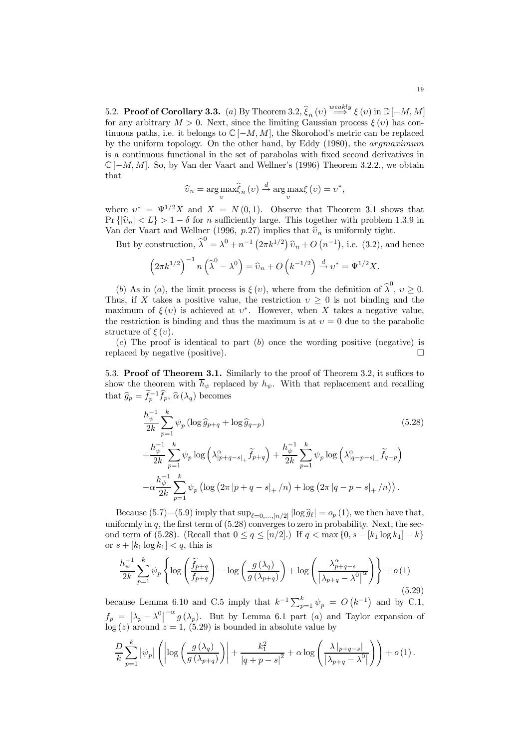5.2. **Proof of Corollary 3.3.** $(a)$ By Theorem 3.2, $\widehat{\xi}_n(\upsilon) \overset{weakly}{\Longrightarrow} \xi(\upsilon)$ in $\mathbb{D}[-M,M]$ for any arbitrary $M>0$. Next, since the limiting Gaussian process $\xi(\upsilon)$ has continuous paths, i.e. it belongs to $\mathbb{C}[-M,M]$, the Skorohod's metric can be replaced by the uniform topology. On the other hand, by Eddy (1980), the *argmaximum* is a continuous functional in the set of parabolas with fixed second derivatives in $\mathbb{C}[-M,M]$. So, by Van der Vaart and Wellner's (1996) Theorem 3.2.2., we obtain that

$$\widehat{\upsilon}_n = \arg\max_{\upsilon} \widehat{\xi}_n(\upsilon) \overset{d}{\to} \arg\max_{\upsilon} \xi(\upsilon) = \upsilon^*,$$

where $\upsilon^* = \Psi^{1/2}X$ and $X = N(0,1)$. Observe that Theorem 3.1 shows that $\Pr\{|\widehat{\upsilon}_n| < L\} > 1-\delta$ for $n$ sufficiently large. This together with problem 1.3.9 in Van der Vaart and Wellner (1996, $p.27$) implies that $\widehat{\upsilon}_n$ is uniformly tight.

But by construction, $\widehat{\lambda}^0 = \lambda^0 + n^{-1}\left(2\pi k^{1/2}\right)\widehat{\upsilon}_n + O\left(n^{-1}\right)$, i.e. (3.2), and hence

$$\left(2\pi k^{1/2}\right)^{-1} n\left(\widehat{\lambda}^0 - \lambda^0\right) = \widehat{\upsilon}_n + O\left(k^{-1/2}\right) \overset{d}{\to} \upsilon^* = \Psi^{1/2}X.$$

$(b)$ As in $(a)$, the limit process is $\xi(\upsilon)$, where from the definition of $\widehat{\lambda}^0$, $\upsilon \geq 0$. Thus, if $X$ takes a positive value, the restriction $\upsilon \geq 0$ is not binding and the maximum of $\xi(\upsilon)$ is achieved at $\upsilon^*$. However, when $X$ takes a negative value, the restriction is binding and thus the maximum is at $\upsilon = 0$ due to the parabolic structure of $\xi(\upsilon)$.

$(c)$ The proof is identical to part $(b)$ once the wording positive (negative) is replaced by negative (positive). □

5.3. **Proof of Theorem 3.1.** Similarly to the proof of Theorem 3.2, it suffices to show the theorem with $\overline{h}_\psi$ replaced by $h_\psi$. With that replacement and recalling that $\widehat{g}_p = \widetilde{f}_p^{-1}\widehat{f}_p$, $\widehat{\alpha}(\lambda_q)$ becomes

$$\begin{aligned}
&\frac{h_\psi^{-1}}{2k}\sum_{p=1}^{k}\psi_p\left(\log\widehat{g}_{p+q} + \log\widehat{g}_{q-p}\right) \qquad (5.28)\\
&+\frac{h_\psi^{-1}}{2k}\sum_{p=1}^{k}\psi_p \log\left(\lambda^\alpha_{|p+q-s|_+}\widetilde{f}_{p+q}\right) + \frac{h_\psi^{-1}}{2k}\sum_{p=1}^{k}\psi_p\log\left(\lambda^\alpha_{|q-p-s|_+}\widetilde{f}_{q-p}\right)\\
&-\alpha\frac{h_\psi^{-1}}{2k}\sum_{p=1}^{k}\psi_p\left(\log\left(2\pi\left|p+q-s\right|_+/n\right) + \log\left(2\pi\left|q-p-s\right|_+/n\right)\right).
\end{aligned}$$

Because $(5.7)-(5.9)$ imply that $\sup_{\ell=0,\ldots,[n/2]}|\log\widehat{g}_\ell| = o_p(1)$, we then have that, uniformly in $q$, the first term of (5.28) converges to zero in probability. Next, the second term of (5.28). (Recall that $0 \leq q \leq [n/2]$.) If $q < \max\{0, s - [k_1\log k_1] - k\}$ or $s + [k_1 \log k_1] < q$, this is

$$\frac{h_\psi^{-1}}{2k}\sum_{p=1}^{k}\psi_p\left\{\log\left(\frac{\widetilde{f}_{p+q}}{f_{p+q}}\right) - \log\left(\frac{g(\lambda_q)}{g(\lambda_{p+q})}\right) + \log\left(\frac{\lambda^\alpha_{p+q-s}}{\left|\lambda_{p+q}-\lambda^0\right|^\alpha}\right)\right\} + o(1) \qquad (5.29)$$

because Lemma 6.10 and C.5 imply that $k^{-1}\sum_{p=1}^{k}\psi_p = O\left(k^{-1}\right)$ and by C.1, $f_p = \left|\lambda_p - \lambda^0\right|^{-\alpha} g(\lambda_p)$. But by Lemma 6.1 part $(a)$ and Taylor expansion of $\log(z)$ around $z = 1$, (5.29) is bounded in absolute value by

$$\frac{D}{k}\sum_{p=1}^{k}\left|\psi_p\right|\left(\left|\log\left(\frac{g(\lambda_q)}{g(\lambda_{p+q})}\right)\right| + \frac{k_1^2}{\left|q+p-s\right|^2} + \alpha\log\left(\frac{\lambda_{|p+q-s|}}{\left|\lambda_{p+q}-\lambda^0\right|}\right)\right) + o(1).$$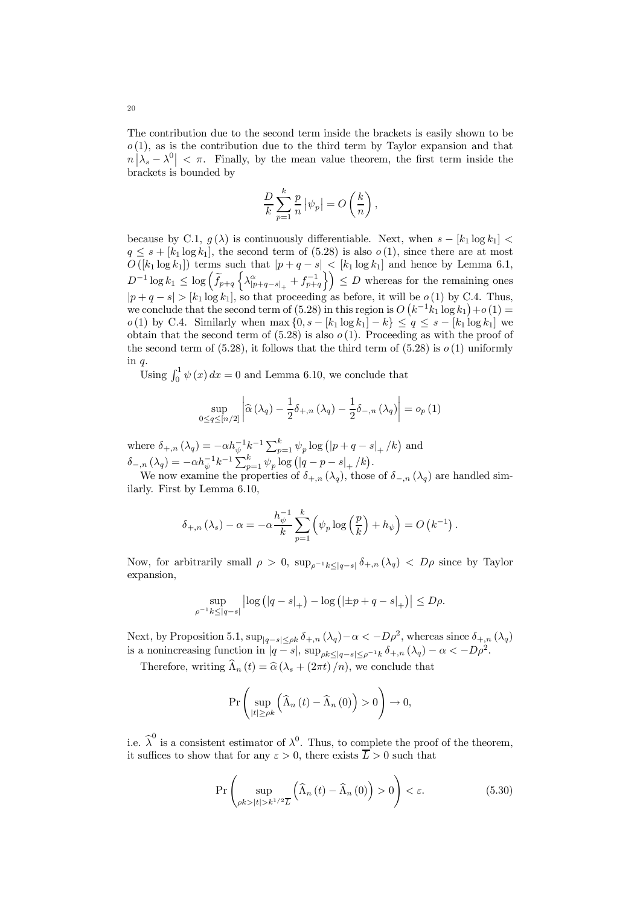The contribution due to the second term inside the brackets is easily shown to be $o(1)$, as is the contribution due to the third term by Taylor expansion and that $n\left|\lambda_s - \lambda^0\right| < \pi$. Finally, by the mean value theorem, the first term inside the brackets is bounded by

$$\frac{D}{k}\sum_{p=1}^{k}\frac{p}{n}\left|\psi_p\right| = O\left(\frac{k}{n}\right),$$

because by C.1, $g(\lambda)$ is continuously differentiable. Next, when $s - [k_1 \log k_1] < q \leq s + [k_1 \log k_1]$, the second term of (5.28) is also $o(1)$, since there are at most $O([k_1 \log k_1])$ terms such that $|p+q-s| < [k_1 \log k_1]$ and hence by Lemma 6.1, $D^{-1}\log k_1 \leq \log\left(\widetilde{f}_{p+q}\left\{\lambda^{\alpha}_{|p+q-s|_+} + f^{-1}_{p+q}\right\}\right) \leq D$ whereas for the remaining ones $|p+q-s| > [k_1 \log k_1]$, so that proceeding as before, it will be $o(1)$ by C.4. Thus, we conclude that the second term of (5.28) in this region is $O\left(k^{-1}k_1 \log k_1\right) + o(1) = o(1)$ by C.4. Similarly when $\max\{0, s - [k_1 \log k_1] - k\} \leq q \leq s - [k_1 \log k_1]$ we obtain that the second term of (5.28) is also $o(1)$. Proceeding as with the proof of the second term of (5.28), it follows that the third term of (5.28) is $o(1)$ uniformly in $q$.

Using $\int_0^1 \psi(x)\,dx = 0$ and Lemma 6.10, we conclude that

$$\sup_{0 \leq q \leq [n/2]}\left|\widehat{\alpha}(\lambda_q) - \frac{1}{2}\delta_{+,n}(\lambda_q) - \frac{1}{2}\delta_{-,n}(\lambda_q)\right| = o_p(1)$$

where $\delta_{+,n}(\lambda_q) = -\alpha h_{\psi}^{-1}k^{-1}\sum_{p=1}^{k}\psi_p \log\left(|p+q-s|_+/k\right)$ and $\delta_{-,n}(\lambda_q) = -\alpha h_{\psi}^{-1}k^{-1}\sum_{p=1}^{k}\psi_p \log\left(|q-p-s|_+/k\right)$.

We now examine the properties of $\delta_{+,n}(\lambda_q)$, those of $\delta_{-,n}(\lambda_q)$ are handled similarly. First by Lemma 6.10,

$$\delta_{+,n}(\lambda_s) - \alpha = -\alpha\frac{h_{\psi}^{-1}}{k}\sum_{p=1}^{k}\left(\psi_p \log\left(\frac{p}{k}\right) + h_{\psi}\right) = O\left(k^{-1}\right).$$

Now, for arbitrarily small $\rho > 0$, $\sup_{\rho^{-1}k \leq |q-s|}\delta_{+,n}(\lambda_q) < D\rho$ since by Taylor expansion,

$$\sup_{\rho^{-1}k \leq |q-s|}\left|\log\left(|q-s|_+\right) - \log\left(|\pm p + q - s|_+\right)\right| \leq D\rho.$$

Next, by Proposition 5.1, $\sup_{|q-s|\leq \rho k}\delta_{+,n}(\lambda_q) - \alpha < -D\rho^2$, whereas since $\delta_{+,n}(\lambda_q)$ is a nonincreasing function in $|q-s|$, $\sup_{\rho k \leq |q-s| \leq \rho^{-1}k}\delta_{+,n}(\lambda_q) - \alpha < -D\rho^2$.

Therefore, writing $\widehat{\Lambda}_n(t) = \widehat{\alpha}(\lambda_s + (2\pi t)/n)$, we conclude that

$$\Pr\left(\sup_{|t| \geq \rho k}\left(\widehat{\Lambda}_n(t) - \widehat{\Lambda}_n(0)\right) > 0\right) \to 0,$$

i.e. $\widehat{\lambda}^0$ is a consistent estimator of $\lambda^0$. Thus, to complete the proof of the theorem, it suffices to show that for any $\varepsilon > 0$, there exists $\overline{L} > 0$ such that

$$\Pr\left(\sup_{\rho k > |t| > k^{1/2}\overline{L}}\left(\widehat{\Lambda}_n(t) - \widehat{\Lambda}_n(0)\right) > 0\right) < \varepsilon. \tag{5.30}$$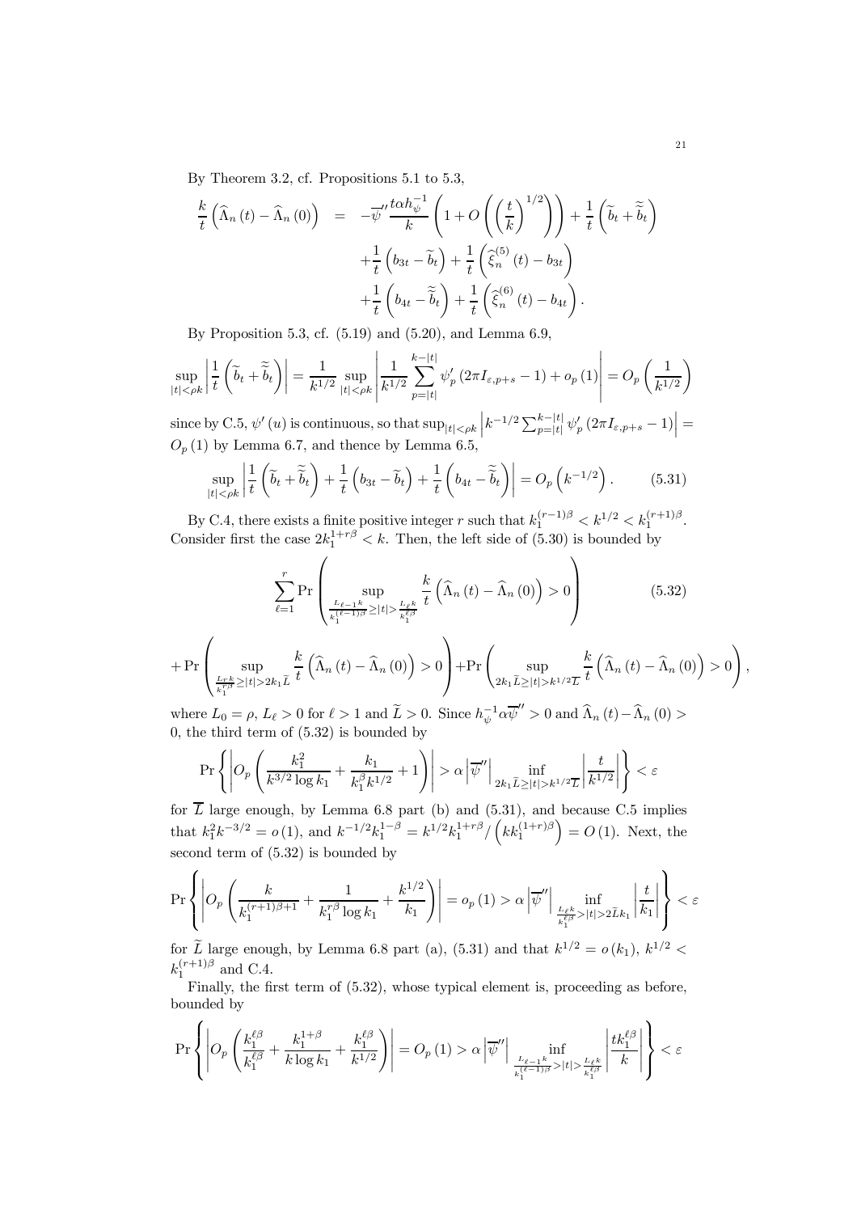By Theorem 3.2, cf. Propositions 5.1 to 5.3,

$$
\begin{aligned}
\frac{k}{t}\left(\widehat{\Lambda}_n(t)-\widehat{\Lambda}_n(0)\right) &= -\overline{\psi}''\frac{t\alpha h_\psi^{-1}}{k}\left(1+O\left(\left(\frac{t}{k}\right)^{1/2}\right)\right)+\frac{1}{t}\left(\widetilde{b}_t+\widetilde{\widetilde{b}}_t\right)\\
&\quad+\frac{1}{t}\left(b_{3t}-\widetilde{b}_t\right)+\frac{1}{t}\left(\widehat{\xi}_n^{(5)}(t)-b_{3t}\right)\\
&\quad+\frac{1}{t}\left(b_{4t}-\widetilde{\widetilde{b}}_t\right)+\frac{1}{t}\left(\widehat{\xi}_n^{(6)}(t)-b_{4t}\right).
\end{aligned}
$$

By Proposition 5.3, cf. (5.19) and (5.20), and Lemma 6.9,

$$
\sup_{|t|<\rho k}\left|\frac{1}{t}\left(\widetilde{b}_t+\widetilde{\widetilde{b}}_t\right)\right| = \frac{1}{k^{1/2}}\sup_{|t|<\rho k}\left|\frac{1}{k^{1/2}}\sum_{p=|t|}^{k-|t|}\psi_p'\left(2\pi I_{\varepsilon,p+s}-1\right)+o_p(1)\right| = O_p\left(\frac{1}{k^{1/2}}\right)
$$

since by C.5, $\psi'(u)$ is continuous, so that $\sup_{|t|<\rho k}\left|k^{-1/2}\sum_{p=|t|}^{k-|t|}\psi_p'\left(2\pi I_{\varepsilon,p+s}-1\right)\right| = O_p(1)$ by Lemma 6.7, and thence by Lemma 6.5,

$$
\sup_{|t|<\rho k}\left|\frac{1}{t}\left(\widetilde{b}_t+\widetilde{\widetilde{b}}_t\right)+\frac{1}{t}\left(b_{3t}-\widetilde{b}_t\right)+\frac{1}{t}\left(b_{4t}-\widetilde{\widetilde{b}}_t\right)\right| = O_p\left(k^{-1/2}\right). \tag{5.31}
$$

By C.4, there exists a finite positive integer $r$ such that $k_1^{(r-1)\beta} < k^{1/2} < k_1^{(r+1)\beta}$. Consider first the case $2k_1^{1+r\beta} < k$. Then, the left side of (5.30) is bounded by

$$
\sum_{\ell=1}^{r}\Pr\left(\sup_{\frac{L_{\ell-1}k}{k_1^{(\ell-1)\beta}}\geq|t|>\frac{L_\ell k}{k_1^{\ell\beta}}}\frac{k}{t}\left(\widehat{\Lambda}_n(t)-\widehat{\Lambda}_n(0)\right)>0\right) \tag{5.32}
$$

$$
+\Pr\left(\sup_{\frac{L_r k}{k_1^{r\beta}}\geq|t|>2k_1\widetilde{L}}\frac{k}{t}\left(\widehat{\Lambda}_n(t)-\widehat{\Lambda}_n(0)\right)>0\right)+\Pr\left(\sup_{2k_1\widetilde{L}\geq|t|>k^{1/2}\overline{L}}\frac{k}{t}\left(\widehat{\Lambda}_n(t)-\widehat{\Lambda}_n(0)\right)>0\right),
$$

where $L_0=\rho$, $L_\ell>0$ for $\ell>1$ and $\widetilde{L}>0$. Since $h_\psi^{-1}\alpha\overline{\psi}''>0$ and $\widehat{\Lambda}_n(t)-\widehat{\Lambda}_n(0)>0$, the third term of (5.32) is bounded by

$$
\Pr\left\{\left|O_p\left(\frac{k_1^2}{k^{3/2}\log k_1}+\frac{k_1}{k_1^{\beta}k^{1/2}}+1\right)\right|>\alpha\left|\overline{\psi}''\right|\inf_{2k_1\widetilde{L}\geq|t|>k^{1/2}\overline{L}}\left|\frac{t}{k^{1/2}}\right|\right\}<\varepsilon
$$

for $\overline{L}$ large enough, by Lemma 6.8 part (b) and (5.31), and because C.5 implies that $k_1^2k^{-3/2}=o(1)$, and $k^{-1/2}k_1^{1-\beta}=k^{1/2}k_1^{1+r\beta}/\left(kk_1^{(1+r)\beta}\right)=O(1)$. Next, the second term of (5.32) is bounded by

$$
\Pr\left\{\left|O_p\left(\frac{k}{k_1^{(r+1)\beta+1}}+\frac{1}{k_1^{r\beta}\log k_1}+\frac{k^{1/2}}{k_1}\right)\right|=o_p(1)>\alpha\left|\overline{\psi}''\right|\inf_{\frac{L_\ell k}{k_1^{\ell\beta}}>|t|>2\widetilde{L}k_1}\left|\frac{t}{k_1}\right|\right\}<\varepsilon
$$

for $\widetilde{L}$ large enough, by Lemma 6.8 part (a), (5.31) and that $k^{1/2}=o(k_1)$, $k^{1/2}<k_1^{(r+1)\beta}$ and C.4.

Finally, the first term of (5.32), whose typical element is, proceeding as before, bounded by

$$
\Pr\left\{\left|O_p\left(\frac{k_1^{\ell\beta}}{k_1^{\ell\beta}}+\frac{k_1^{1+\beta}}{k\log k_1}+\frac{k_1^{\ell\beta}}{k^{1/2}}\right)\right|=O_p(1)>\alpha\left|\overline{\psi}''\right|\inf_{\frac{L_{\ell-1}k}{k_1^{(\ell-1)\beta}}>|t|>\frac{L_\ell k}{k_1^{\ell\beta}}}\left|\frac{tk_1^{\ell\beta}}{k}\right|\right\}<\varepsilon
$$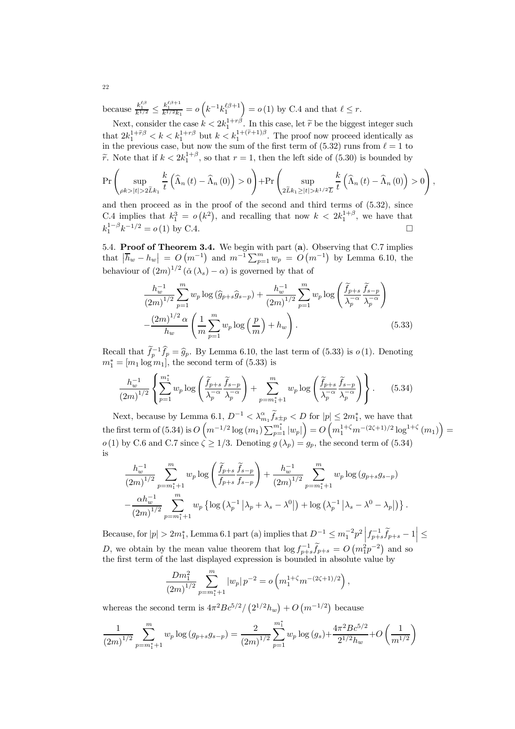because $\frac{k_1^{\ell\beta}}{k^{1/2}} \leq \frac{k_1^{\ell\beta+1}}{k^{1/2}k_1} = o\left(k^{-1}k_1^{\ell\beta+1}\right) = o(1)$ by C.4 and that $\ell \leq r$.

Next, consider the case $k < 2k_1^{1+r\beta}$. In this case, let $\widetilde{r}$ be the biggest integer such that $2k_1^{1+\widetilde{r}\beta} < k < k_1^{1+r\beta}$ but $k < k_1^{1+(\widetilde{r}+1)\beta}$. The proof now proceed identically as in the previous case, but now the sum of the first term of (5.32) runs from $\ell = 1$ to $\widetilde{r}$. Note that if $k < 2k_1^{1+\beta}$, so that $r = 1$, then the left side of (5.30) is bounded by

$$\Pr\left(\sup_{\rho k > |t| > 2\widetilde{L}k_1} \frac{k}{t}\left(\widehat{\Lambda}_n(t) - \widehat{\Lambda}_n(0)\right) > 0\right) + \Pr\left(\sup_{2\widetilde{L}k_1 \geq |t| > k^{1/2}\overline{L}} \frac{k}{t}\left(\widehat{\Lambda}_n(t) - \widehat{\Lambda}_n(0)\right) > 0\right),$$

and then proceed as in the proof of the second and third terms of (5.32), since C.4 implies that $k_1^3 = o\left(k^2\right)$, and recalling that now $k < 2k_1^{1+\beta}$, we have that $k_1^{1-\beta}k^{-1/2} = o(1)$ by C.4. $\square$

**5.4. Proof of Theorem 3.4.** We begin with part (**a**). Observing that C.7 implies that $\left|\overline{h}_w - h_w\right| = O\left(m^{-1}\right)$ and $m^{-1}\sum_{p=1}^m w_p = O\left(m^{-1}\right)$ by Lemma 6.10, the behaviour of $(2m)^{1/2}\left(\check{\alpha}(\lambda_s) - \alpha\right)$ is governed by that of

$$\begin{aligned}
&\frac{h_w^{-1}}{(2m)^{1/2}}\sum_{p=1}^m w_p \log\left(\widehat{g}_{p+s}\widehat{g}_{s-p}\right) + \frac{h_w^{-1}}{(2m)^{1/2}}\sum_{p=1}^m w_p \log\left(\frac{\widetilde{f}_{p+s}}{\lambda_p^{-\alpha}}\frac{\widetilde{f}_{s-p}}{\lambda_p^{-\alpha}}\right) \\
&-\frac{(2m)^{1/2}\alpha}{h_w}\left(\frac{1}{m}\sum_{p=1}^m w_p \log\left(\frac{p}{m}\right) + h_w\right). \qquad (5.33)
\end{aligned}$$

Recall that $\widetilde{f}_p^{-1}\widehat{f}_p = \widehat{g}_p$. By Lemma 6.10, the last term of (5.33) is $o(1)$. Denoting $m_1^* = [m_1 \log m_1]$, the second term of (5.33) is

$$\frac{h_w^{-1}}{(2m)^{1/2}}\left\{\sum_{p=1}^{m_1^*} w_p \log\left(\frac{\widetilde{f}_{p+s}}{\lambda_p^{-\alpha}}\frac{\widetilde{f}_{s-p}}{\lambda_p^{-\alpha}}\right) + \sum_{p=m_1^*+1}^{m} w_p \log\left(\frac{\widetilde{f}_{p+s}}{\lambda_p^{-\alpha}}\frac{\widetilde{f}_{s-p}}{\lambda_p^{-\alpha}}\right)\right\}. \qquad (5.34)$$

Next, because by Lemma 6.1, $D^{-1} < \lambda_{m_1}^{\alpha}\widetilde{f}_{s\pm p} < D$ for $|p| \leq 2m_1^*$, we have that the first term of (5.34) is $O\left(m^{-1/2}\log(m_1)\sum_{p=1}^{m_1^*}|w_p|\right) = O\left(m_1^{1+\zeta}m^{-(2\zeta+1)/2}\log^{1+\zeta}(m_1)\right) = o(1)$ by C.6 and C.7 since $\zeta \geq 1/3$. Denoting $g(\lambda_p) = g_p$, the second term of (5.34) is

$$\begin{aligned}
&\frac{h_w^{-1}}{(2m)^{1/2}}\sum_{p=m_1^*+1}^{m} w_p \log\left(\frac{\widetilde{f}_{p+s}}{f_{p+s}}\frac{\widetilde{f}_{s-p}}{f_{s-p}}\right) + \frac{h_w^{-1}}{(2m)^{1/2}}\sum_{p=m_1^*+1}^{m} w_p \log\left(g_{p+s}g_{s-p}\right) \\
&-\frac{\alpha h_w^{-1}}{(2m)^{1/2}}\sum_{p=m_1^*+1}^{m} w_p \left\{\log\left(\lambda_p^{-1}\left|\lambda_p + \lambda_s - \lambda^0\right|\right) + \log\left(\lambda_p^{-1}\left|\lambda_s - \lambda^0 - \lambda_p\right|\right)\right\}.
\end{aligned}$$

Because, for $|p| > 2m_1^*$, Lemma 6.1 part (a) implies that $D^{-1} \leq m_1^{-2}p^2\left|f_{p+s}^{-1}\widetilde{f}_{p+s} - 1\right| \leq D$, we obtain by the mean value theorem that $\log f_{p+s}^{-1}\widetilde{f}_{p+s} = O\left(m_1^2 p^{-2}\right)$ and so the first term of the last displayed expression is bounded in absolute value by

$$\frac{Dm_1^2}{(2m)^{1/2}}\sum_{p=m_1^*+1}^{m}|w_p|\,p^{-2} = o\left(m_1^{1+\zeta}m^{-(2\zeta+1)/2}\right),$$

whereas the second term is $4\pi^2 Bc^{5/2}/\left(2^{1/2}h_w\right) + O\left(m^{-1/2}\right)$ because

$$\frac{1}{(2m)^{1/2}}\sum_{p=m_1^*+1}^{m} w_p \log\left(g_{p+s}g_{s-p}\right) = \frac{2}{(2m)^{1/2}}\sum_{p=1}^{m_1^*} w_p \log\left(g_s\right) + \frac{4\pi^2 Bc^{5/2}}{2^{1/2}h_w} + O\left(\frac{1}{m^{1/2}}\right)$$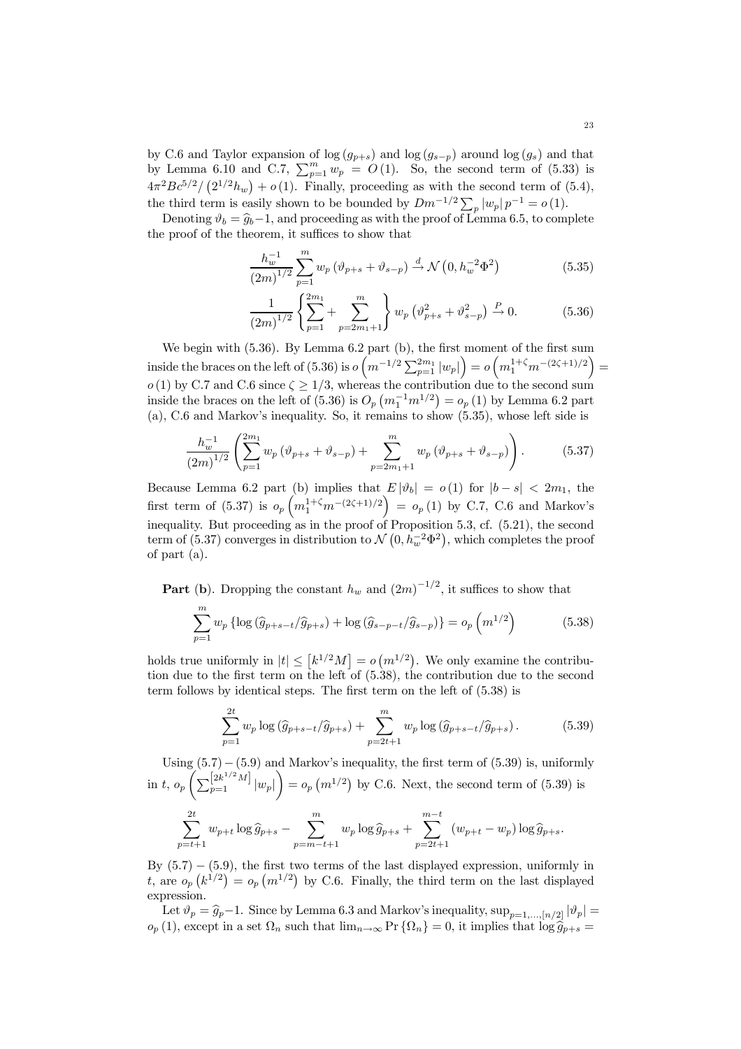by C.6 and Taylor expansion of $\log(g_{p+s})$ and $\log(g_{s-p})$ around $\log(g_s)$ and that by Lemma 6.10 and C.7, $\sum_{p=1}^{m} w_p = O(1)$. So, the second term of (5.33) is $4\pi^2 B c^{5/2} / (2^{1/2} h_w) + o(1)$. Finally, proceeding as with the second term of (5.4), the third term is easily shown to be bounded by $Dm^{-1/2}\sum_p |w_p| p^{-1} = o(1)$.

Denoting $\vartheta_b = \widehat{g}_b - 1$, and proceeding as with the proof of Lemma 6.5, to complete the proof of the theorem, it suffices to show that

$$\frac{h_w^{-1}}{(2m)^{1/2}} \sum_{p=1}^{m} w_p \left(\vartheta_{p+s} + \vartheta_{s-p}\right) \xrightarrow{d} \mathcal{N}\left(0, h_w^{-2}\Phi^2\right) \tag{5.35}$$

$$\frac{1}{(2m)^{1/2}} \left\{ \sum_{p=1}^{2m_1} + \sum_{p=2m_1+1}^{m} \right\} w_p \left(\vartheta_{p+s}^2 + \vartheta_{s-p}^2\right) \xrightarrow{P} 0. \tag{5.36}$$

We begin with (5.36). By Lemma 6.2 part (b), the first moment of the first sum inside the braces on the left of (5.36) is $o\left(m^{-1/2}\sum_{p=1}^{2m_1} |w_p|\right) = o\left(m_1^{1+\zeta} m^{-(2\zeta+1)/2}\right) = o(1)$ by C.7 and C.6 since $\zeta \geq 1/3$, whereas the contribution due to the second sum inside the braces on the left of (5.36) is $O_p\left(m_1^{-1} m^{1/2}\right) = o_p(1)$ by Lemma 6.2 part (a), C.6 and Markov's inequality. So, it remains to show (5.35), whose left side is

$$\frac{h_w^{-1}}{(2m)^{1/2}} \left( \sum_{p=1}^{2m_1} w_p \left(\vartheta_{p+s} + \vartheta_{s-p}\right) + \sum_{p=2m_1+1}^{m} w_p \left(\vartheta_{p+s} + \vartheta_{s-p}\right) \right). \tag{5.37}$$

Because Lemma 6.2 part (b) implies that $E|\vartheta_b| = o(1)$ for $|b-s| < 2m_1$, the first term of (5.37) is $o_p\left(m_1^{1+\zeta} m^{-(2\zeta+1)/2}\right) = o_p(1)$ by C.7, C.6 and Markov's inequality. But proceeding as in the proof of Proposition 5.3, cf. (5.21), the second term of (5.37) converges in distribution to $\mathcal{N}\left(0, h_w^{-2}\Phi^2\right)$, which completes the proof of part (a).

**Part (b)**. Dropping the constant $h_w$ and $(2m)^{-1/2}$, it suffices to show that

$$\sum_{p=1}^{m} w_p \left\{ \log\left(\widehat{g}_{p+s-t}/\widehat{g}_{p+s}\right) + \log\left(\widehat{g}_{s-p-t}/\widehat{g}_{s-p}\right) \right\} = o_p\left(m^{1/2}\right) \tag{5.38}$$

holds true uniformly in $|t| \leq \left[k^{1/2}M\right] = o\left(m^{1/2}\right)$. We only examine the contribution due to the first term on the left of (5.38), the contribution due to the second term follows by identical steps. The first term on the left of (5.38) is

$$\sum_{p=1}^{2t} w_p \log\left(\widehat{g}_{p+s-t}/\widehat{g}_{p+s}\right) + \sum_{p=2t+1}^{m} w_p \log\left(\widehat{g}_{p+s-t}/\widehat{g}_{p+s}\right). \tag{5.39}$$

Using (5.7) $-$ (5.9) and Markov's inequality, the first term of (5.39) is, uniformly in $t$, $o_p\left(\sum_{p=1}^{\left[2k^{1/2}M\right]} |w_p|\right) = o_p\left(m^{1/2}\right)$ by C.6. Next, the second term of (5.39) is

$$\sum_{p=t+1}^{2t} w_{p+t} \log \widehat{g}_{p+s} - \sum_{p=m-t+1}^{m} w_p \log \widehat{g}_{p+s} + \sum_{p=2t+1}^{m-t} \left(w_{p+t} - w_p\right) \log \widehat{g}_{p+s}.$$

By (5.7) $-$ (5.9), the first two terms of the last displayed expression, uniformly in $t$, are $o_p\left(k^{1/2}\right) = o_p\left(m^{1/2}\right)$ by C.6. Finally, the third term on the last displayed expression.

Let $\vartheta_p = \widehat{g}_p - 1$. Since by Lemma 6.3 and Markov's inequality, $\sup_{p=1,\ldots,[n/2]} |\vartheta_p| = o_p(1)$, except in a set $\Omega_n$ such that $\lim_{n\to\infty} \Pr\{\Omega_n\} = 0$, it implies that $\log \widehat{g}_{p+s} =$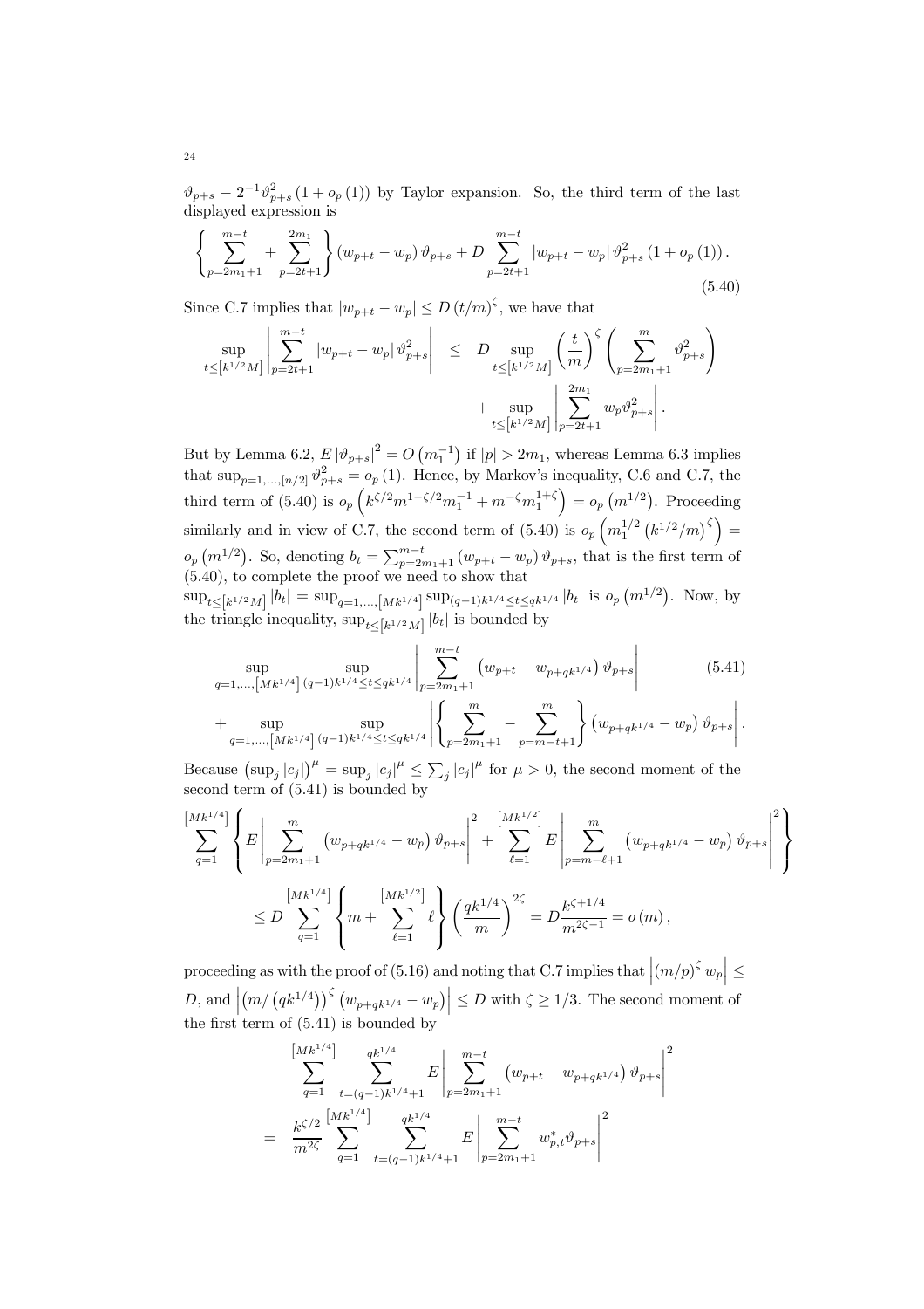$\vartheta_{p+s} - 2^{-1}\vartheta_{p+s}^2(1+o_p(1))$ by Taylor expansion. So, the third term of the last displayed expression is

$$\left\{\sum_{p=2m_1+1}^{m-t} + \sum_{p=2t+1}^{2m_1}\right\}(w_{p+t}-w_p)\,\vartheta_{p+s} + D\sum_{p=2t+1}^{m-t}|w_{p+t}-w_p|\,\vartheta_{p+s}^2(1+o_p(1)). \tag{5.40}$$

Since C.7 implies that $|w_{p+t}-w_p| \le D(t/m)^{\zeta}$, we have that

$$\begin{aligned}\sup_{t\le[k^{1/2}M]}\left|\sum_{p=2t+1}^{m-t}|w_{p+t}-w_p|\,\vartheta_{p+s}^2\right| &\le D\sup_{t\le[k^{1/2}M]}\left(\frac{t}{m}\right)^{\zeta}\left(\sum_{p=2m_1+1}^{m}\vartheta_{p+s}^2\right)\\ &\quad+\sup_{t\le[k^{1/2}M]}\left|\sum_{p=2t+1}^{2m_1}w_p\vartheta_{p+s}^2\right|.\end{aligned}$$

But by Lemma 6.2, $E|\vartheta_{p+s}|^2 = O(m_1^{-1})$ if $|p|>2m_1$, whereas Lemma 6.3 implies that $\sup_{p=1,\ldots,[n/2]}\vartheta_{p+s}^2 = o_p(1)$. Hence, by Markov's inequality, C.6 and C.7, the third term of (5.40) is $o_p\left(k^{\zeta/2}m^{1-\zeta/2}m_1^{-1} + m^{-\zeta}m_1^{1+\zeta}\right) = o_p(m^{1/2})$. Proceeding similarly and in view of C.7, the second term of (5.40) is $o_p\left(m_1^{1/2}(k^{1/2}/m)^{\zeta}\right) = o_p(m^{1/2})$. So, denoting $b_t = \sum_{p=2m_1+1}^{m-t}(w_{p+t}-w_p)\,\vartheta_{p+s}$, that is the first term of (5.40), to complete the proof we need to show that $\sup_{t\le[k^{1/2}M]}|b_t| = \sup_{q=1,\ldots,[Mk^{1/4}]}\sup_{(q-1)k^{1/4}\le t\le qk^{1/4}}|b_t|$ is $o_p(m^{1/2})$. Now, by the triangle inequality, $\sup_{t\le[k^{1/2}M]}|b_t|$ is bounded by

$$\begin{aligned}&\sup_{q=1,\ldots,[Mk^{1/4}]}\ \sup_{(q-1)k^{1/4}\le t\le qk^{1/4}}\left|\sum_{p=2m_1+1}^{m-t}\left(w_{p+t}-w_{p+qk^{1/4}}\right)\vartheta_{p+s}\right| \qquad (5.41)\\ &+\sup_{q=1,\ldots,[Mk^{1/4}]}\ \sup_{(q-1)k^{1/4}\le t\le qk^{1/4}}\left|\left\{\sum_{p=2m_1+1}^{m}-\sum_{p=m-t+1}^{m}\right\}\left(w_{p+qk^{1/4}}-w_p\right)\vartheta_{p+s}\right|.\end{aligned}$$

Because $\left(\sup_j|c_j|\right)^{\mu} = \sup_j|c_j|^{\mu} \le \sum_j|c_j|^{\mu}$ for $\mu>0$, the second moment of the second term of (5.41) is bounded by

$$\begin{aligned}&\sum_{q=1}^{[Mk^{1/4}]}\left\{E\left|\sum_{p=2m_1+1}^{m}\left(w_{p+qk^{1/4}}-w_p\right)\vartheta_{p+s}\right|^2 + \sum_{\ell=1}^{[Mk^{1/2}]}E\left|\sum_{p=m-\ell+1}^{m}\left(w_{p+qk^{1/4}}-w_p\right)\vartheta_{p+s}\right|^2\right\}\\ &\qquad\le D\sum_{q=1}^{[Mk^{1/4}]}\left\{m+\sum_{\ell=1}^{[Mk^{1/2}]}\ell\right\}\left(\frac{qk^{1/4}}{m}\right)^{2\zeta} = D\frac{k^{\zeta+1/4}}{m^{2\zeta-1}} = o(m),\end{aligned}$$

proceeding as with the proof of (5.16) and noting that C.7 implies that $\left|(m/p)^{\zeta}w_p\right| \le D$, and $\left|\left(m/(qk^{1/4})\right)^{\zeta}\left(w_{p+qk^{1/4}}-w_p\right)\right| \le D$ with $\zeta\ge 1/3$. The second moment of the first term of (5.41) is bounded by

$$\begin{aligned}&\sum_{q=1}^{[Mk^{1/4}]}\ \sum_{t=(q-1)k^{1/4}+1}^{qk^{1/4}}E\left|\sum_{p=2m_1+1}^{m-t}\left(w_{p+t}-w_{p+qk^{1/4}}\right)\vartheta_{p+s}\right|^2\\ &= \frac{k^{\zeta/2}}{m^{2\zeta}}\sum_{q=1}^{[Mk^{1/4}]}\ \sum_{t=(q-1)k^{1/4}+1}^{qk^{1/4}}E\left|\sum_{p=2m_1+1}^{m-t}w_{p,t}^{*}\vartheta_{p+s}\right|^2\end{aligned}$$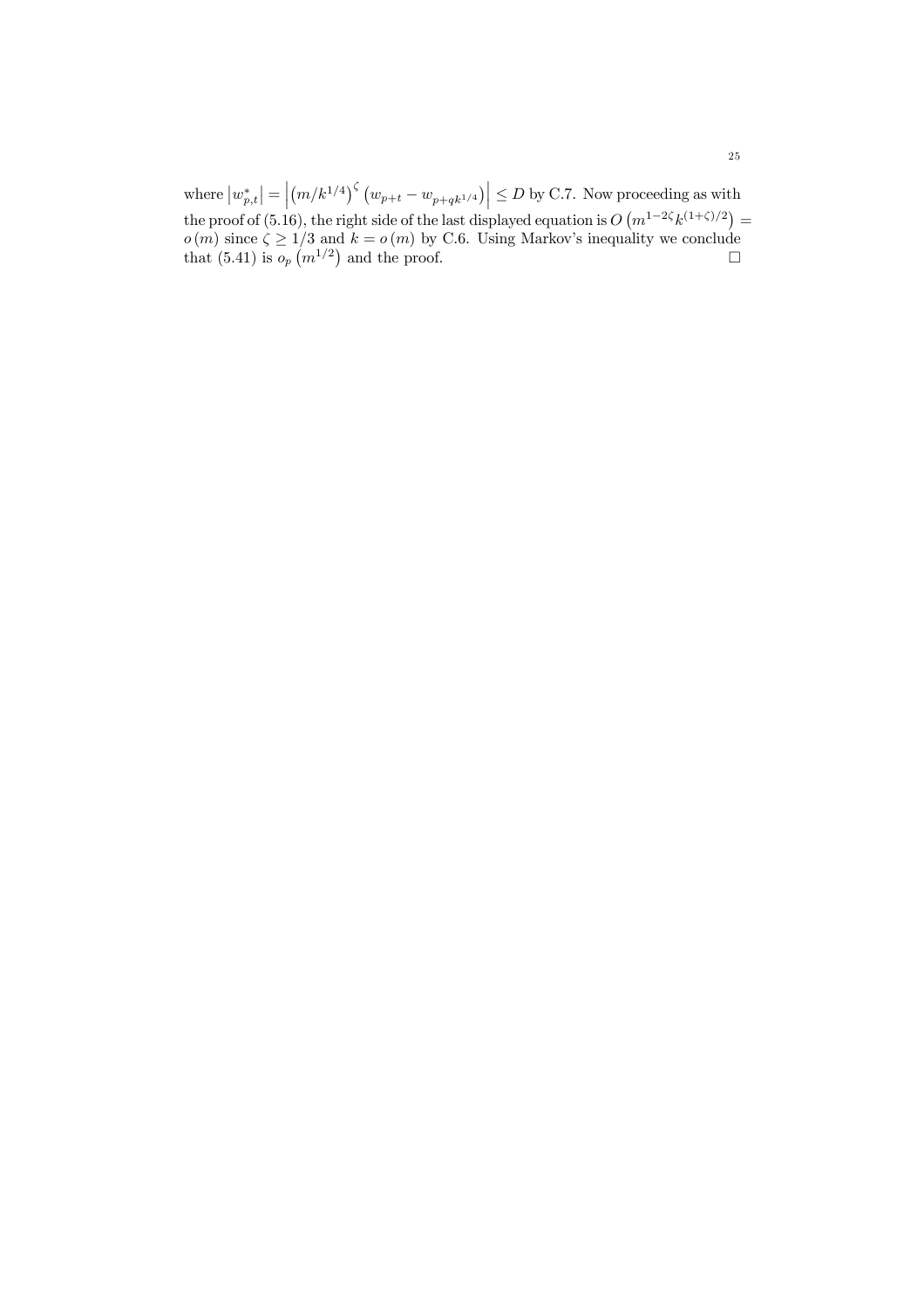where $\left|w_{p,t}^*\right| = \left|\left(m/k^{1/4}\right)^{\zeta}\left(w_{p+t} - w_{p+qk^{1/4}}\right)\right| \leq D$ by C.7. Now proceeding as with the proof of (5.16), the right side of the last displayed equation is $O\left(m^{1-2\zeta}k^{(1+\zeta)/2}\right) = o\left(m\right)$ since $\zeta \geq 1/3$ and $k = o\left(m\right)$ by C.6. Using Markov's inequality we conclude that (5.41) is $o_p\left(m^{1/2}\right)$ and the proof. $\square$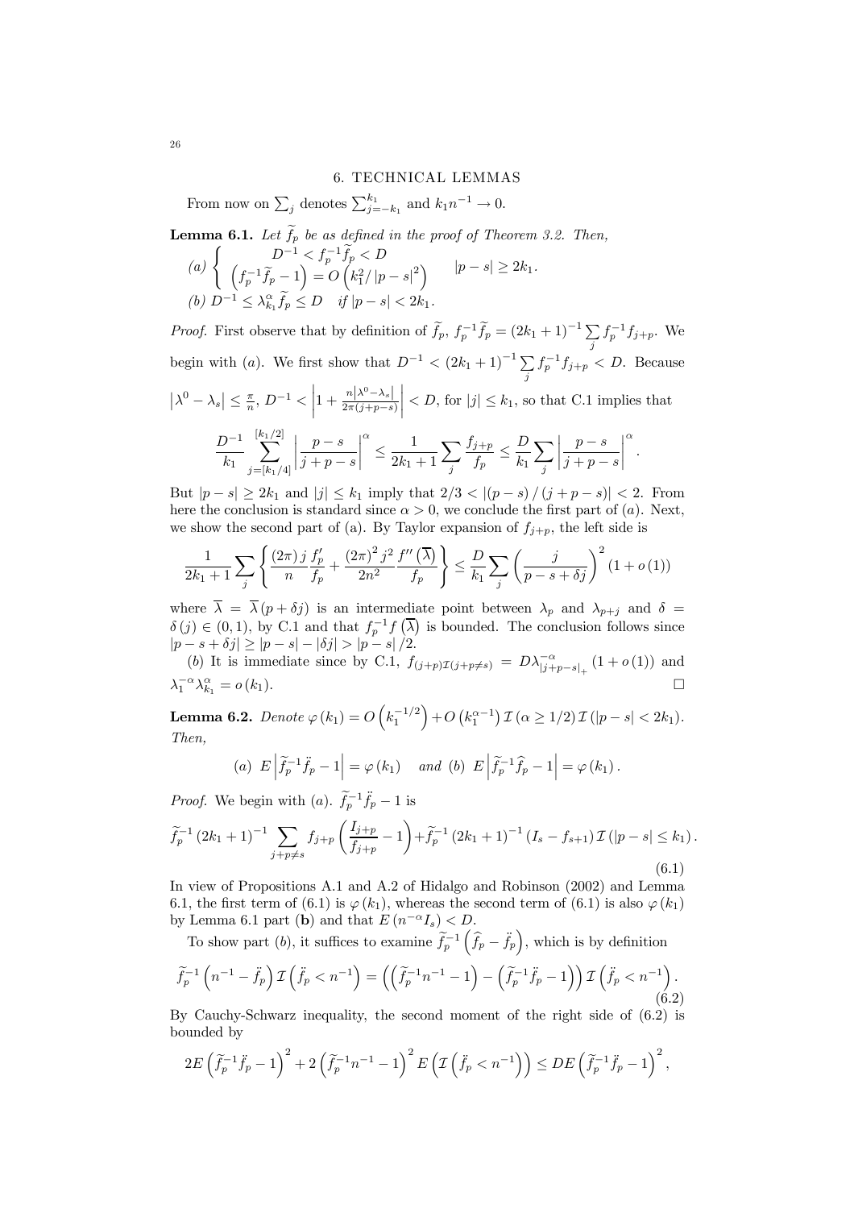## 6. TECHNICAL LEMMAS

From now on $\sum_j$ denotes $\sum_{j=-k_1}^{k_1}$ and $k_1 n^{-1} \to 0$.

**Lemma 6.1.** *Let $\widetilde{f}_p$ be as defined in the proof of Theorem 3.2. Then,*

*(a)* $\begin{cases} D^{-1} < f_p^{-1}\widetilde{f}_p < D \\ \left(f_p^{-1}\widetilde{f}_p - 1\right) = O\left(k_1^2/|p-s|^2\right) \end{cases} \quad |p-s| \geq 2k_1.$

*(b)* $D^{-1} \leq \lambda_{k_1}^{\alpha}\widetilde{f}_p \leq D \quad$ *if* $|p-s| < 2k_1$.

*Proof.* First observe that by definition of $\widetilde{f}_p$, $f_p^{-1}\widetilde{f}_p = (2k_1+1)^{-1}\sum_j f_p^{-1} f_{j+p}$. We begin with $(a)$. We first show that $D^{-1} < (2k_1+1)^{-1}\sum_j f_p^{-1} f_{j+p} < D$. Because $\left|\lambda^0 - \lambda_s\right| \leq \frac{\pi}{n}$, $D^{-1} < \left|1 + \frac{n\left|\lambda^0-\lambda_s\right|}{2\pi(j+p-s)}\right| < D$, for $|j| \leq k_1$, so that C.1 implies that

$$\frac{D^{-1}}{k_1}\sum_{j=[k_1/4]}^{[k_1/2]}\left|\frac{p-s}{j+p-s}\right|^{\alpha} \leq \frac{1}{2k_1+1}\sum_j \frac{f_{j+p}}{f_p} \leq \frac{D}{k_1}\sum_j\left|\frac{p-s}{j+p-s}\right|^{\alpha}.$$

But $|p-s| \geq 2k_1$ and $|j| \leq k_1$ imply that $2/3 < |(p-s)/(j+p-s)| < 2$. From here the conclusion is standard since $\alpha > 0$, we conclude the first part of $(a)$. Next, we show the second part of (a). By Taylor expansion of $f_{j+p}$, the left side is

$$\frac{1}{2k_1+1}\sum_j\left\{\frac{(2\pi)j}{n}\frac{f_p'}{f_p} + \frac{(2\pi)^2 j^2}{2n^2}\frac{f''\left(\overline{\lambda}\right)}{f_p}\right\} \leq \frac{D}{k_1}\sum_j\left(\frac{j}{p-s+\delta j}\right)^2(1+o(1))$$

where $\overline{\lambda} = \overline{\lambda}(p+\delta j)$ is an intermediate point between $\lambda_p$ and $\lambda_{p+j}$ and $\delta = \delta(j) \in (0,1)$, by C.1 and that $f_p^{-1}f\left(\overline{\lambda}\right)$ is bounded. The conclusion follows since $|p-s+\delta j| \geq |p-s| - |\delta j| > |p-s|/2$.

$(b)$ It is immediate since by C.1, $f_{(j+p)\mathcal{I}(j+p\neq s)} = D\lambda_{|j+p-s|_+}^{-\alpha}(1+o(1))$ and $\lambda_1^{-\alpha}\lambda_{k_1}^{\alpha} = o(k_1)$. $\square$

**Lemma 6.2.** *Denote* $\varphi(k_1) = O\left(k_1^{-1/2}\right) + O\left(k_1^{\alpha-1}\right)\mathcal{I}(\alpha \geq 1/2)\mathcal{I}(|p-s| < 2k_1)$. *Then,*

$$(a) \;\; E\left|\widetilde{f}_p^{-1}\ddot{f}_p - 1\right| = \varphi(k_1) \quad \text{and} \;\; (b) \;\; E\left|\widetilde{f}_p^{-1}\widehat{f}_p - 1\right| = \varphi(k_1).$$

*Proof.* We begin with $(a)$. $\widetilde{f}_p^{-1}\ddot{f}_p - 1$ is

$$\widetilde{f}_p^{-1}(2k_1+1)^{-1}\sum_{j+p\neq s} f_{j+p}\left(\frac{I_{j+p}}{f_{j+p}} - 1\right) + \widetilde{f}_p^{-1}(2k_1+1)^{-1}(I_s - f_{s+1})\mathcal{I}(|p-s| \leq k_1). \tag{6.1}$$

In view of Propositions A.1 and A.2 of Hidalgo and Robinson (2002) and Lemma 6.1, the first term of (6.1) is $\varphi(k_1)$, whereas the second term of (6.1) is also $\varphi(k_1)$ by Lemma 6.1 part (**b**) and that $E\left(n^{-\alpha}I_s\right) < D$.

To show part $(b)$, it suffices to examine $\widetilde{f}_p^{-1}\left(\widehat{f}_p - \ddot{f}_p\right)$, which is by definition

$$\widetilde{f}_p^{-1}\left(n^{-1} - \ddot{f}_p\right)\mathcal{I}\left(\ddot{f}_p < n^{-1}\right) = \left(\left(\widetilde{f}_p^{-1}n^{-1} - 1\right) - \left(\widetilde{f}_p^{-1}\ddot{f}_p - 1\right)\right)\mathcal{I}\left(\ddot{f}_p < n^{-1}\right). \tag{6.2}$$

By Cauchy-Schwarz inequality, the second moment of the right side of (6.2) is bounded by

$$2E\left(\widetilde{f}_p^{-1}\ddot{f}_p - 1\right)^2 + 2\left(\widetilde{f}_p^{-1}n^{-1} - 1\right)^2 E\left(\mathcal{I}\left(\ddot{f}_p < n^{-1}\right)\right) \leq DE\left(\widetilde{f}_p^{-1}\ddot{f}_p - 1\right)^2,$$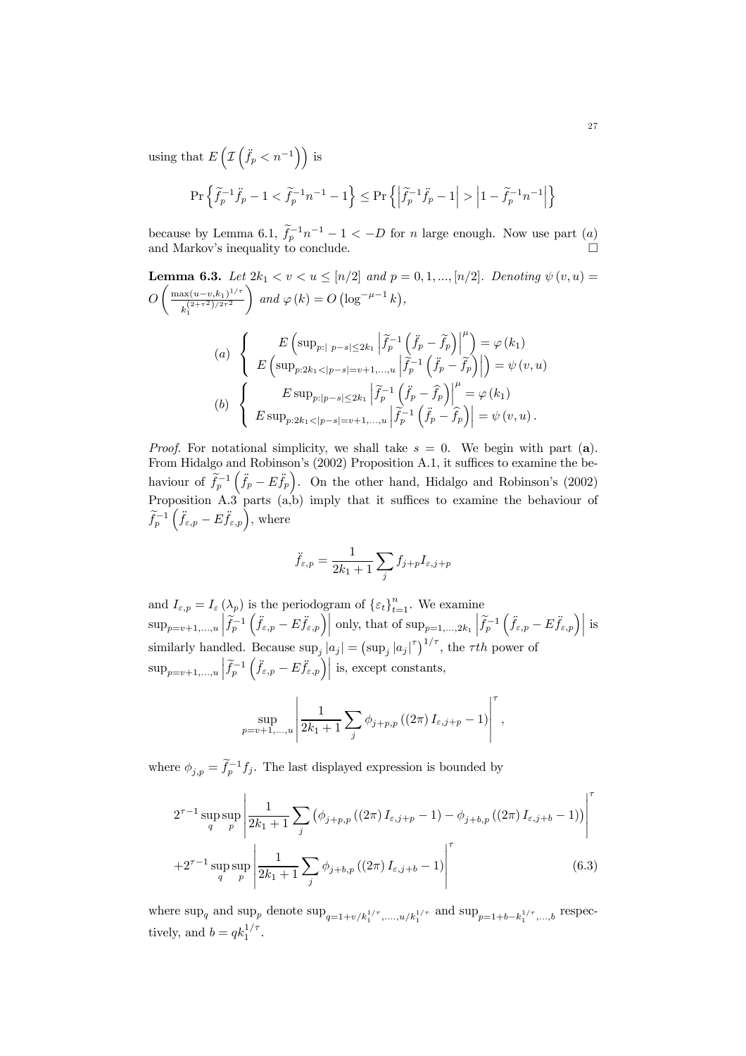using that $E\left(\mathcal{I}\left(\ddot{f}_p < n^{-1}\right)\right)$ is

$$\Pr\left\{\widetilde{f}_p^{-1}\ddot{f}_p - 1 < \widetilde{f}_p^{-1}n^{-1} - 1\right\} \leq \Pr\left\{\left|\widetilde{f}_p^{-1}\ddot{f}_p - 1\right| > \left|1 - \widetilde{f}_p^{-1}n^{-1}\right|\right\}$$

because by Lemma 6.1, $\widetilde{f}_p^{-1}n^{-1} - 1 < -D$ for $n$ large enough. Now use part $(a)$ and Markov's inequality to conclude. $\square$

**Lemma 6.3.** *Let $2k_1 < v < u \leq [n/2]$ and $p = 0, 1, ..., [n/2]$. Denoting $\psi(v,u) = O\left(\frac{\max(u-v,k_1)^{1/\tau}}{k_1^{(2+\tau^2)/2\tau^2}}\right)$ and $\varphi(k) = O\left(\log^{-\mu-1} k\right)$,*

$$(a) \quad \begin{cases} E\left(\sup_{p:|\ p-s|\leq 2k_1}\left|\widetilde{f}_p^{-1}\left(\ddot{f}_p - \widetilde{f}_p\right)\right|^{\mu}\right) = \varphi(k_1) \\ E\left(\sup_{p:2k_1<|p-s|=v+1,...,u}\left|\widetilde{f}_p^{-1}\left(\ddot{f}_p - \widetilde{f}_p\right)\right|\right) = \psi(v,u) \end{cases}$$

$$(b) \quad \begin{cases} E\sup_{p:|p-s|\leq 2k_1}\left|\widetilde{f}_p^{-1}\left(\ddot{f}_p - \widehat{f}_p\right)\right|^{\mu} = \varphi(k_1) \\ E\sup_{p:2k_1<|p-s|=v+1,...,u}\left|\widetilde{f}_p^{-1}\left(\ddot{f}_p - \widehat{f}_p\right)\right| = \psi(v,u). \end{cases}$$

*Proof.* For notational simplicity, we shall take $s = 0$. We begin with part (**a**). From Hidalgo and Robinson's (2002) Proposition A.1, it suffices to examine the behaviour of $\widetilde{f}_p^{-1}\left(\ddot{f}_p - E\ddot{f}_p\right)$. On the other hand, Hidalgo and Robinson's (2002) Proposition A.3 parts (a,b) imply that it suffices to examine the behaviour of $\widetilde{f}_p^{-1}\left(\ddot{f}_{\varepsilon,p} - E\ddot{f}_{\varepsilon,p}\right)$, where

$$\ddot{f}_{\varepsilon,p} = \frac{1}{2k_1+1}\sum_j f_{j+p}I_{\varepsilon,j+p}$$

and $I_{\varepsilon,p} = I_{\varepsilon}(\lambda_p)$ is the periodogram of $\{\varepsilon_t\}_{t=1}^n$. We examine $\sup_{p=v+1,...,u}\left|\widetilde{f}_p^{-1}\left(\ddot{f}_{\varepsilon,p} - E\ddot{f}_{\varepsilon,p}\right)\right|$ only, that of $\sup_{p=1,...,2k_1}\left|\widetilde{f}_p^{-1}\left(\ddot{f}_{\varepsilon,p} - E\ddot{f}_{\varepsilon,p}\right)\right|$ is similarly handled. Because $\sup_j|a_j| = \left(\sup_j|a_j|^{\tau}\right)^{1/\tau}$, the $\tau th$ power of $\sup_{p=v+1,...,u}\left|\widetilde{f}_p^{-1}\left(\ddot{f}_{\varepsilon,p} - E\ddot{f}_{\varepsilon,p}\right)\right|$ is, except constants,

$$\sup_{p=v+1,...,u}\left|\frac{1}{2k_1+1}\sum_j \phi_{j+p,p}\left((2\pi)I_{\varepsilon,j+p} - 1\right)\right|^{\tau},$$

where $\phi_{j,p} = \widetilde{f}_p^{-1}f_j$. The last displayed expression is bounded by

$$2^{\tau-1}\sup_q\sup_p\left|\frac{1}{2k_1+1}\sum_j\left(\phi_{j+p,p}\left((2\pi)I_{\varepsilon,j+p} - 1\right) - \phi_{j+b,p}\left((2\pi)I_{\varepsilon,j+b} - 1\right)\right)\right|^{\tau}$$
$$+2^{\tau-1}\sup_q\sup_p\left|\frac{1}{2k_1+1}\sum_j\phi_{j+b,p}\left((2\pi)I_{\varepsilon,j+b} - 1\right)\right|^{\tau} \tag{6.3}$$

where $\sup_q$ and $\sup_p$ denote $\sup_{q=1+v/k_1^{1/\tau},....,u/k_1^{1/\tau}}$ and $\sup_{p=1+b-k_1^{1/\tau},...,b}$ respectively, and $b = qk_1^{1/\tau}$.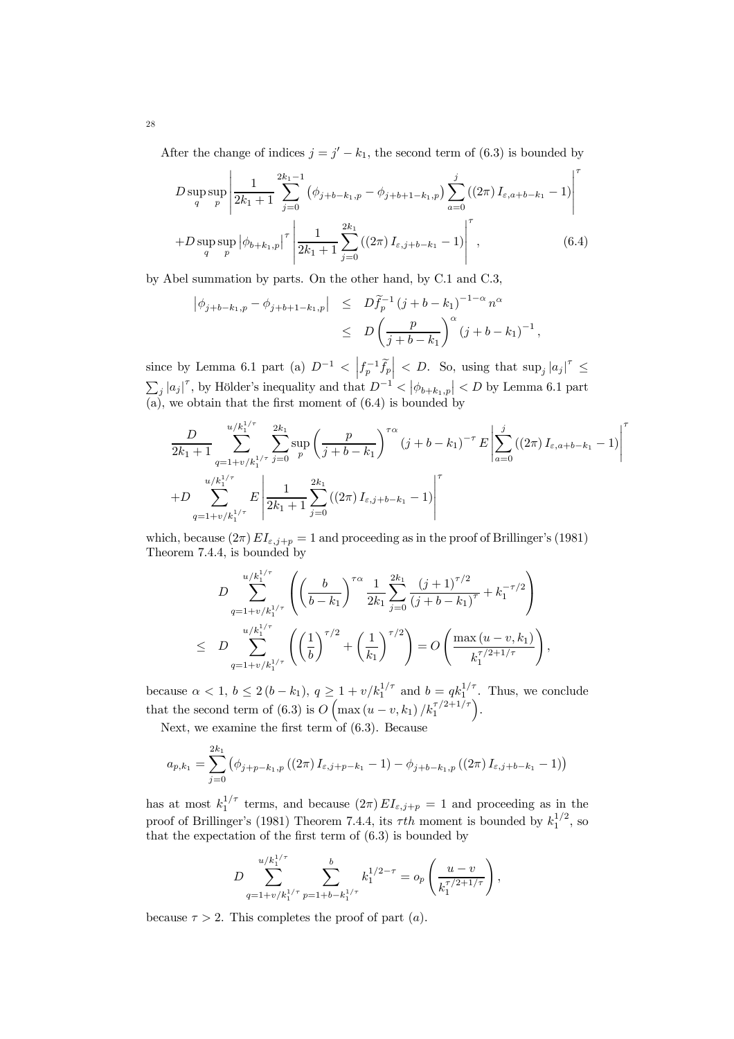After the change of indices $j = j' - k_1$, the second term of (6.3) is bounded by

$$D \sup_q \sup_p \left| \frac{1}{2k_1+1} \sum_{j=0}^{2k_1-1} \left( \phi_{j+b-k_1,p} - \phi_{j+b+1-k_1,p} \right) \sum_{a=0}^{j} \left( (2\pi) I_{\varepsilon,a+b-k_1} - 1 \right) \right|^{\tau}$$
$$+ D \sup_q \sup_p \left| \phi_{b+k_1,p} \right|^{\tau} \left| \frac{1}{2k_1+1} \sum_{j=0}^{2k_1} \left( (2\pi) I_{\varepsilon,j+b-k_1} - 1 \right) \right|^{\tau}, \tag{6.4}$$

by Abel summation by parts. On the other hand, by C.1 and C.3,

$$\begin{aligned}
\left| \phi_{j+b-k_1,p} - \phi_{j+b+1-k_1,p} \right| &\leq D \widetilde{f}_p^{-1} \left( j+b-k_1 \right)^{-1-\alpha} n^{\alpha} \\
&\leq D \left( \frac{p}{j+b-k_1} \right)^{\alpha} \left( j+b-k_1 \right)^{-1},
\end{aligned}$$

since by Lemma 6.1 part (a) $D^{-1} < \left| f_p^{-1} \widetilde{f}_p \right| < D$. So, using that $\sup_j |a_j|^{\tau} \leq \sum_j |a_j|^{\tau}$, by Hölder's inequality and that $D^{-1} < \left| \phi_{b+k_1,p} \right| < D$ by Lemma 6.1 part (a), we obtain that the first moment of (6.4) is bounded by

$$\frac{D}{2k_1+1} \sum_{q=1+v/k_1^{1/\tau}}^{u/k_1^{1/\tau}} \sum_{j=0}^{2k_1} \sup_p \left( \frac{p}{j+b-k_1} \right)^{\tau\alpha} \left( j+b-k_1 \right)^{-\tau} E \left| \sum_{a=0}^{j} \left( (2\pi) I_{\varepsilon,a+b-k_1} - 1 \right) \right|^{\tau}$$
$$+ D \sum_{q=1+v/k_1^{1/\tau}}^{u/k_1^{1/\tau}} E \left| \frac{1}{2k_1+1} \sum_{j=0}^{2k_1} \left( (2\pi) I_{\varepsilon,j+b-k_1} - 1 \right) \right|^{\tau}$$

which, because $(2\pi) E I_{\varepsilon,j+p} = 1$ and proceeding as in the proof of Brillinger's (1981) Theorem 7.4.4, is bounded by

$$\begin{aligned}
& D \sum_{q=1+v/k_1^{1/\tau}}^{u/k_1^{1/\tau}} \left( \left( \frac{b}{b-k_1} \right)^{\tau\alpha} \frac{1}{2k_1} \sum_{j=0}^{2k_1} \frac{(j+1)^{\tau/2}}{\left( j+b-k_1 \right)^{\tau}} + k_1^{-\tau/2} \right) \\
\leq \; & D \sum_{q=1+v/k_1^{1/\tau}}^{u/k_1^{1/\tau}} \left( \left( \frac{1}{b} \right)^{\tau/2} + \left( \frac{1}{k_1} \right)^{\tau/2} \right) = O\left( \frac{\max\left( u-v, k_1 \right)}{k_1^{\tau/2+1/\tau}} \right),
\end{aligned}$$

because $\alpha < 1$, $b \leq 2(b-k_1)$, $q \geq 1 + v/k_1^{1/\tau}$ and $b = q k_1^{1/\tau}$. Thus, we conclude that the second term of (6.3) is $O\left( \max\left( u-v, k_1 \right) / k_1^{\tau/2+1/\tau} \right)$.

Next, we examine the first term of (6.3). Because

$$a_{p,k_1} = \sum_{j=0}^{2k_1} \left( \phi_{j+p-k_1,p} \left( (2\pi) I_{\varepsilon,j+p-k_1} - 1 \right) - \phi_{j+b-k_1,p} \left( (2\pi) I_{\varepsilon,j+b-k_1} - 1 \right) \right)$$

has at most $k_1^{1/\tau}$ terms, and because $(2\pi) E I_{\varepsilon,j+p} = 1$ and proceeding as in the proof of Brillinger's (1981) Theorem 7.4.4, its $\tau th$ moment is bounded by $k_1^{1/2}$, so that the expectation of the first term of (6.3) is bounded by

$$D \sum_{q=1+v/k_1^{1/\tau}}^{u/k_1^{1/\tau}} \sum_{p=1+b-k_1^{1/\tau}}^{b} k_1^{1/2-\tau} = o_p\left( \frac{u-v}{k_1^{\tau/2+1/\tau}} \right),$$

because $\tau > 2$. This completes the proof of part $(a)$.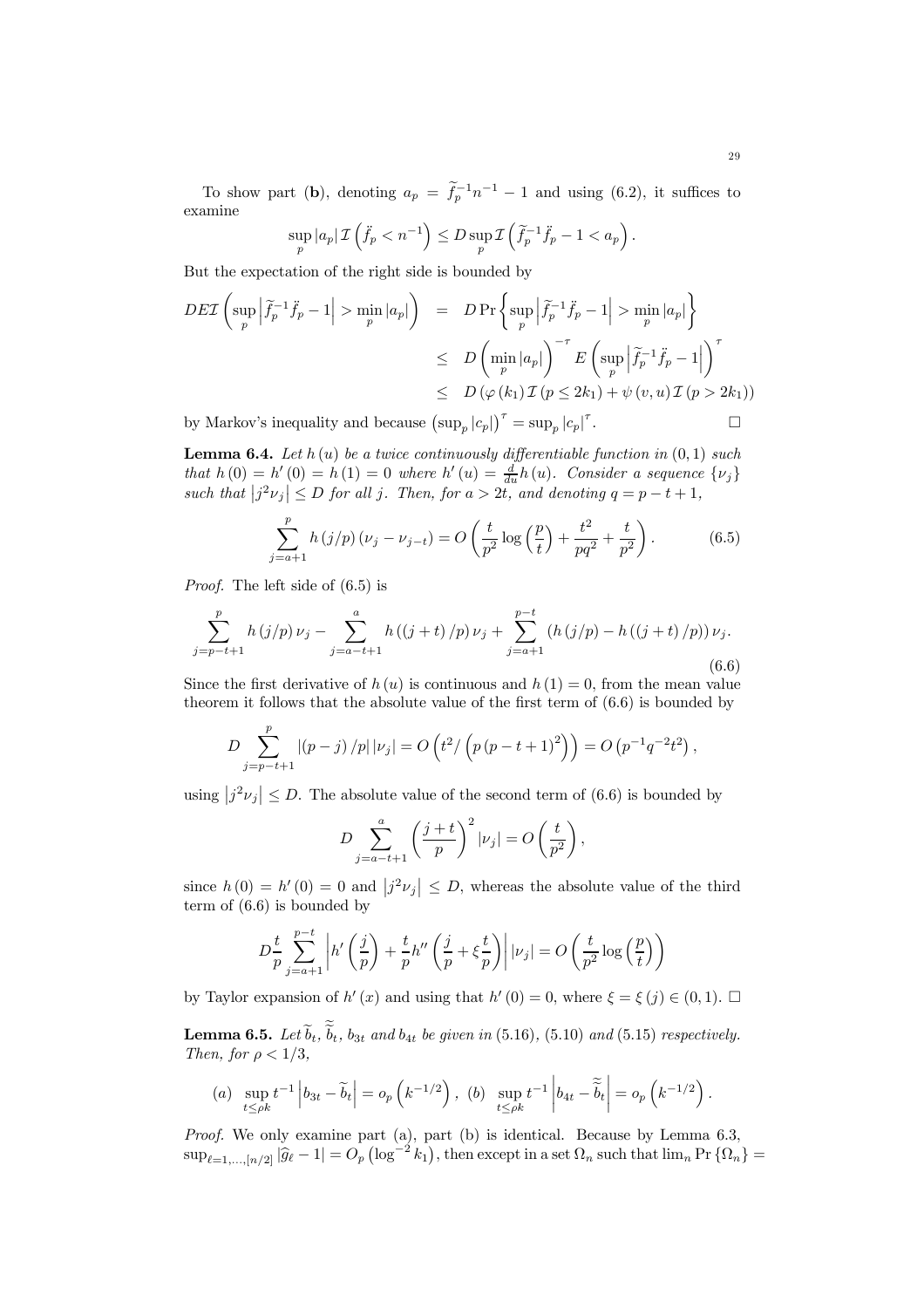To show part (**b**), denoting $a_p = \widetilde{f}_p^{-1} n^{-1} - 1$ and using (6.2), it suffices to examine

$$\sup_p |a_p| \mathcal{I}\left(\ddot{f}_p < n^{-1}\right) \leq D \sup_p \mathcal{I}\left(\widetilde{f}_p^{-1} \ddot{f}_p - 1 < a_p\right).$$

But the expectation of the right side is bounded by

$$\begin{aligned}
DE\mathcal{I}\left(\sup_p \left|\widetilde{f}_p^{-1} \ddot{f}_p - 1\right| > \min_p |a_p|\right) &= D \Pr\left\{\sup_p \left|\widetilde{f}_p^{-1} \ddot{f}_p - 1\right| > \min_p |a_p|\right\} \\
&\leq D\left(\min_p |a_p|\right)^{-\tau} E\left(\sup_p \left|\widetilde{f}_p^{-1} \ddot{f}_p - 1\right|\right)^{\tau} \\
&\leq D\left(\varphi(k_1) \mathcal{I}(p \leq 2k_1) + \psi(v,u) \mathcal{I}(p > 2k_1)\right)
\end{aligned}$$

by Markov's inequality and because $\left(\sup_p |c_p|\right)^{\tau} = \sup_p |c_p|^{\tau}$. $\square$

**Lemma 6.4.** *Let $h(u)$ be a twice continuously differentiable function in $(0,1)$ such that $h(0) = h'(0) = h(1) = 0$ where $h'(u) = \frac{d}{du} h(u)$. Consider a sequence $\{\nu_j\}$ such that $\left|j^2 \nu_j\right| \leq D$ for all $j$. Then, for $a > 2t$, and denoting $q = p - t + 1$,*

$$\sum_{j=a+1}^{p} h(j/p)(\nu_j - \nu_{j-t}) = O\left(\frac{t}{p^2} \log\left(\frac{p}{t}\right) + \frac{t^2}{pq^2} + \frac{t}{p^2}\right). \tag{6.5}$$

*Proof.* The left side of (6.5) is

$$\sum_{j=p-t+1}^{p} h(j/p)\nu_j - \sum_{j=a-t+1}^{a} h((j+t)/p)\nu_j + \sum_{j=a+1}^{p-t} (h(j/p) - h((j+t)/p))\nu_j. \tag{6.6}$$

Since the first derivative of $h(u)$ is continuous and $h(1) = 0$, from the mean value theorem it follows that the absolute value of the first term of (6.6) is bounded by

$$D \sum_{j=p-t+1}^{p} |(p-j)/p| |\nu_j| = O\left(t^2 / \left(p(p-t+1)^2\right)\right) = O\left(p^{-1} q^{-2} t^2\right),$$

using $\left|j^2 \nu_j\right| \leq D$. The absolute value of the second term of (6.6) is bounded by

$$D \sum_{j=a-t+1}^{a} \left(\frac{j+t}{p}\right)^2 |\nu_j| = O\left(\frac{t}{p^2}\right),$$

since $h(0) = h'(0) = 0$ and $\left|j^2 \nu_j\right| \leq D$, whereas the absolute value of the third term of (6.6) is bounded by

$$D \frac{t}{p} \sum_{j=a+1}^{p-t} \left|h'\left(\frac{j}{p}\right) + \frac{t}{p} h''\left(\frac{j}{p} + \xi \frac{t}{p}\right)\right| |\nu_j| = O\left(\frac{t}{p^2} \log\left(\frac{p}{t}\right)\right)$$

by Taylor expansion of $h'(x)$ and using that $h'(0) = 0$, where $\xi = \xi(j) \in (0,1)$. $\square$

**Lemma 6.5.** *Let $\widetilde{b}_t$, $\widetilde{\widetilde{b}}_t$, $b_{3t}$ and $b_{4t}$ be given in (5.16), (5.10) and (5.15) respectively. Then, for $\rho < 1/3$,*

$$(a) \sup_{t \leq \rho k} t^{-1} \left|b_{3t} - \widetilde{b}_t\right| = o_p\left(k^{-1/2}\right), \quad (b) \sup_{t \leq \rho k} t^{-1} \left|b_{4t} - \widetilde{\widetilde{b}}_t\right| = o_p\left(k^{-1/2}\right).$$

*Proof.* We only examine part (a), part (b) is identical. Because by Lemma 6.3, $\sup_{\ell=1,\ldots,[n/2]} |\widehat{g}_\ell - 1| = O_p\left(\log^{-2} k_1\right)$, then except in a set $\Omega_n$ such that $\lim_n \Pr\{\Omega_n\} =$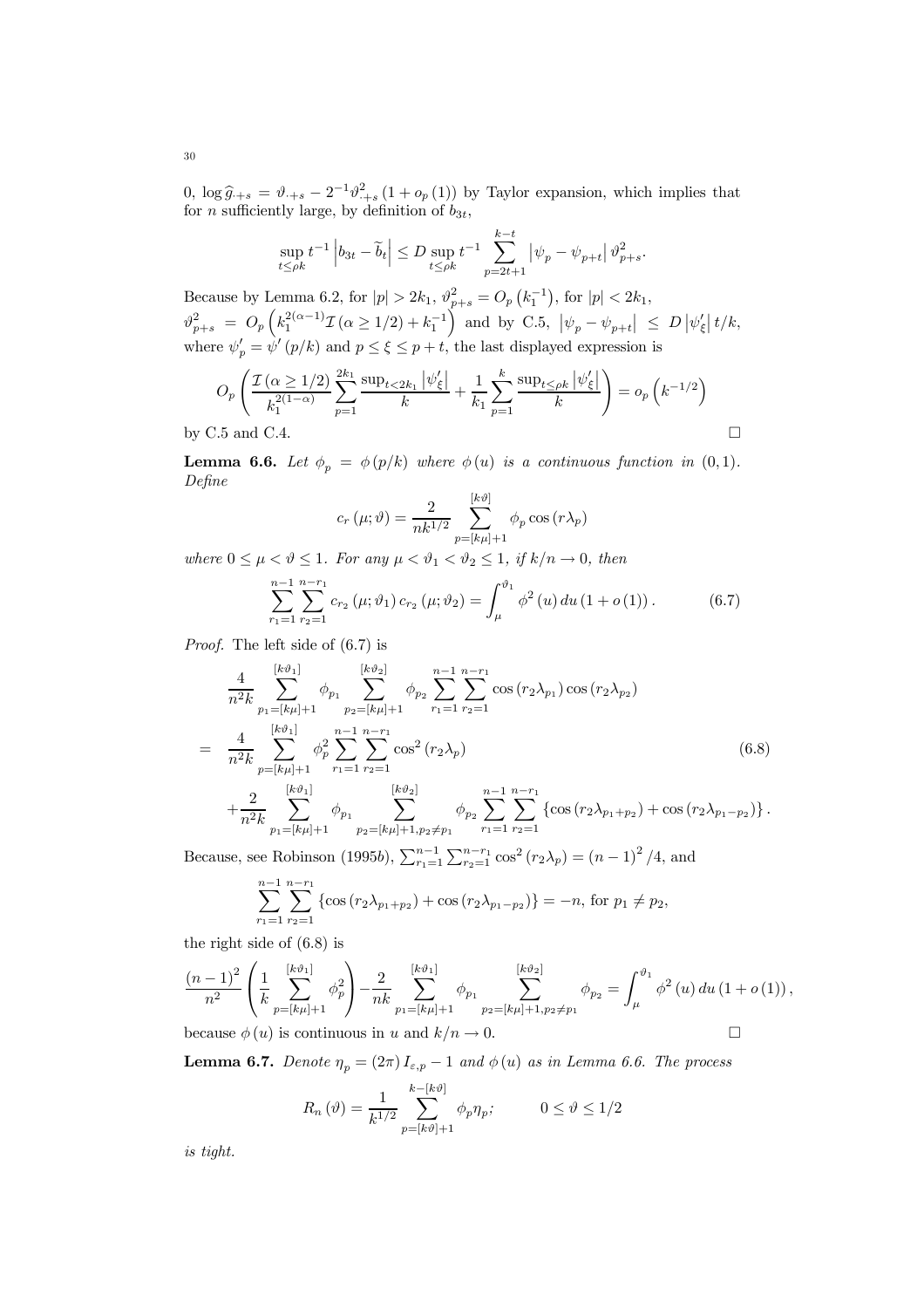0, $\log \widehat{g}_{\cdot+s} = \vartheta_{\cdot+s} - 2^{-1}\vartheta^2_{\cdot+s}(1+o_p(1))$ by Taylor expansion, which implies that for $n$ sufficiently large, by definition of $b_{3t}$,

$$\sup_{t\le\rho k} t^{-1}\left|b_{3t} - \widetilde{b}_t\right| \le D \sup_{t\le \rho k} t^{-1}\sum_{p=2t+1}^{k-t}\left|\psi_p - \psi_{p+t}\right|\vartheta^2_{p+s}.$$

Because by Lemma 6.2, for $|p| > 2k_1$, $\vartheta^2_{p+s} = O_p\left(k_1^{-1}\right)$, for $|p| < 2k_1$, $\vartheta^2_{p+s} = O_p\left(k_1^{2(\alpha-1)}\mathcal{I}(\alpha\ge 1/2) + k_1^{-1}\right)$ and by C.5, $\left|\psi_p - \psi_{p+t}\right| \le D\left|\psi'_\xi\right| t/k$, where $\psi'_p = \psi'(p/k)$ and $p \le \xi \le p+t$, the last displayed expression is

$$O_p\left(\frac{\mathcal{I}(\alpha\ge 1/2)}{k_1^{2(1-\alpha)}}\sum_{p=1}^{2k_1}\frac{\sup_{t<2k_1}\left|\psi'_\xi\right|}{k} + \frac{1}{k_1}\sum_{p=1}^{k}\frac{\sup_{t\le\rho k}\left|\psi'_\xi\right|}{k}\right) = o_p\left(k^{-1/2}\right)$$

by C.5 and C.4. $\square$

**Lemma 6.6.** *Let $\phi_p = \phi(p/k)$ where $\phi(u)$ is a continuous function in $(0,1)$. Define*

$$c_r(\mu;\vartheta) = \frac{2}{nk^{1/2}}\sum_{p=[k\mu]+1}^{[k\vartheta]}\phi_p\cos(r\lambda_p)$$

*where $0\le\mu<\vartheta\le 1$. For any $\mu<\vartheta_1<\vartheta_2\le 1$, if $k/n\to 0$, then*

$$\sum_{r_1=1}^{n-1}\sum_{r_2=1}^{n-r_1} c_{r_2}(\mu;\vartheta_1)\,c_{r_2}(\mu;\vartheta_2) = \int_\mu^{\vartheta_1}\phi^2(u)\,du\,(1+o(1)). \tag{6.7}$$

*Proof.* The left side of (6.7) is

$$\begin{aligned}
&\frac{4}{n^2k}\sum_{p_1=[k\mu]+1}^{[k\vartheta_1]}\phi_{p_1}\sum_{p_2=[k\mu]+1}^{[k\vartheta_2]}\phi_{p_2}\sum_{r_1=1}^{n-1}\sum_{r_2=1}^{n-r_1}\cos(r_2\lambda_{p_1})\cos(r_2\lambda_{p_2})\\
=\;&\frac{4}{n^2k}\sum_{p=[k\mu]+1}^{[k\vartheta_1]}\phi_p^2\sum_{r_1=1}^{n-1}\sum_{r_2=1}^{n-r_1}\cos^2(r_2\lambda_p) \qquad\qquad (6.8)\\
&+\frac{2}{n^2k}\sum_{p_1=[k\mu]+1}^{[k\vartheta_1]}\phi_{p_1}\sum_{p_2=[k\mu]+1,p_2\ne p_1}^{[k\vartheta_2]}\phi_{p_2}\sum_{r_1=1}^{n-1}\sum_{r_2=1}^{n-r_1}\left\{\cos(r_2\lambda_{p_1+p_2}) + \cos(r_2\lambda_{p_1-p_2})\right\}.
\end{aligned}$$

Because, see Robinson (1995*b*), $\sum_{r_1=1}^{n-1}\sum_{r_2=1}^{n-r_1}\cos^2(r_2\lambda_p) = (n-1)^2/4$, and

$$\sum_{r_1=1}^{n-1}\sum_{r_2=1}^{n-r_1}\left\{\cos(r_2\lambda_{p_1+p_2}) + \cos(r_2\lambda_{p_1-p_2})\right\} = -n, \text{ for } p_1\ne p_2,$$

the right side of (6.8) is

$$\frac{(n-1)^2}{n^2}\left(\frac{1}{k}\sum_{p=[k\mu]+1}^{[k\vartheta_1]}\phi_p^2\right) - \frac{2}{nk}\sum_{p_1=[k\mu]+1}^{[k\vartheta_1]}\phi_{p_1}\sum_{p_2=[k\mu]+1,p_2\ne p_1}^{[k\vartheta_2]}\phi_{p_2} = \int_\mu^{\vartheta_1}\phi^2(u)\,du\,(1+o(1)),$$

because $\phi(u)$ is continuous in $u$ and $k/n\to 0$. $\square$

**Lemma 6.7.** *Denote $\eta_p = (2\pi)I_{\varepsilon,p} - 1$ and $\phi(u)$ as in Lemma 6.6. The process*

$$R_n(\vartheta) = \frac{1}{k^{1/2}}\sum_{p=[k\vartheta]+1}^{k-[k\vartheta]}\phi_p\eta_p; \qquad 0\le\vartheta\le 1/2$$

*is tight.*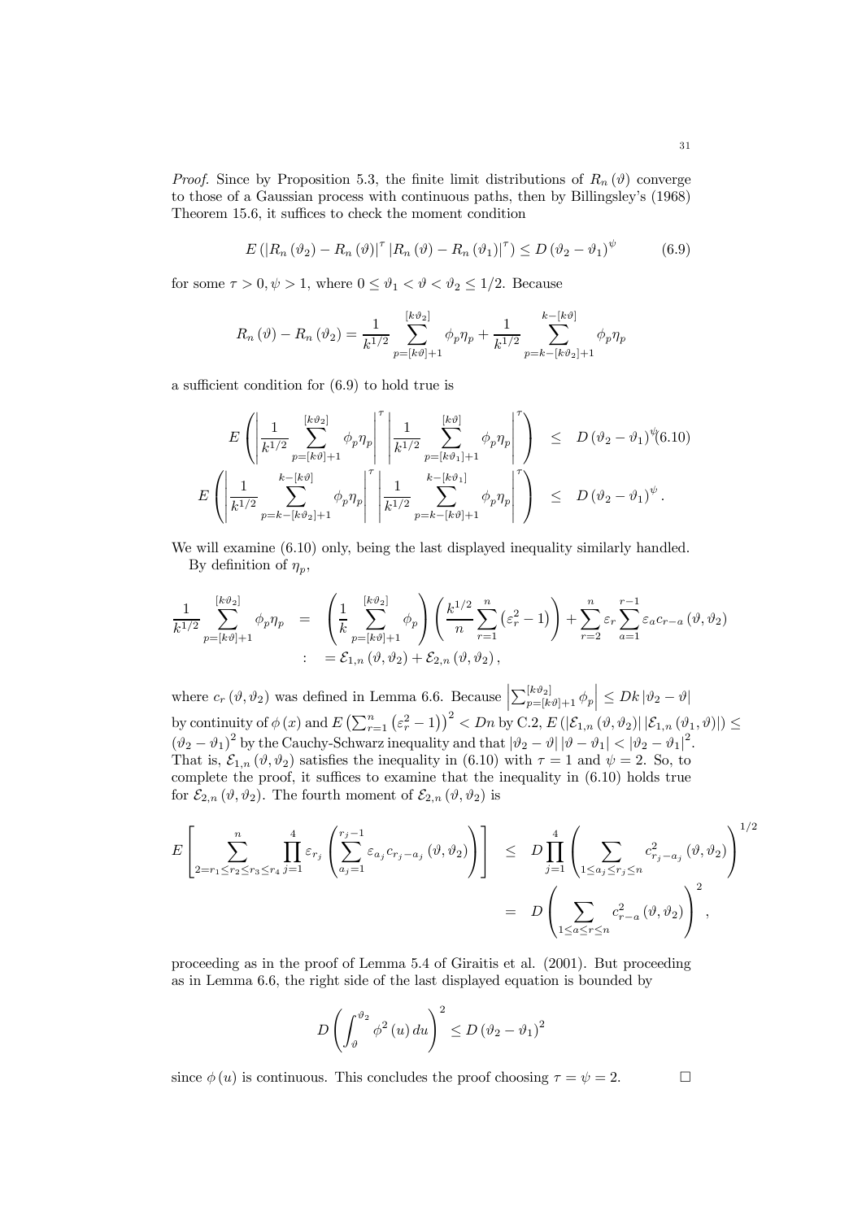*Proof.* Since by Proposition 5.3, the finite limit distributions of $R_n(\vartheta)$ converge to those of a Gaussian process with continuous paths, then by Billingsley's (1968) Theorem 15.6, it suffices to check the moment condition

$$E\left(\left|R_n(\vartheta_2)-R_n(\vartheta)\right|^{\tau}\left|R_n(\vartheta)-R_n(\vartheta_1)\right|^{\tau}\right)\leq D\left(\vartheta_2-\vartheta_1\right)^{\psi} \tag{6.9}$$

for some $\tau>0, \psi>1$, where $0\leq\vartheta_1<\vartheta<\vartheta_2\leq 1/2$. Because

$$R_n(\vartheta)-R_n(\vartheta_2)=\frac{1}{k^{1/2}}\sum_{p=[k\vartheta]+1}^{[k\vartheta_2]}\phi_p\eta_p+\frac{1}{k^{1/2}}\sum_{p=k-[k\vartheta_2]+1}^{k-[k\vartheta]}\phi_p\eta_p$$

a sufficient condition for (6.9) to hold true is

$$\begin{aligned}
E\left(\left|\frac{1}{k^{1/2}}\sum_{p=[k\vartheta]+1}^{[k\vartheta_2]}\phi_p\eta_p\right|^{\tau}\left|\frac{1}{k^{1/2}}\sum_{p=[k\vartheta_1]+1}^{[k\vartheta]}\phi_p\eta_p\right|^{\tau}\right) &\leq D\left(\vartheta_2-\vartheta_1\right)^{\psi} \quad (6.10)\\
E\left(\left|\frac{1}{k^{1/2}}\sum_{p=k-[k\vartheta_2]+1}^{k-[k\vartheta]}\phi_p\eta_p\right|^{\tau}\left|\frac{1}{k^{1/2}}\sum_{p=k-[k\vartheta]+1}^{k-[k\vartheta_1]}\phi_p\eta_p\right|^{\tau}\right) &\leq D\left(\vartheta_2-\vartheta_1\right)^{\psi}.
\end{aligned}$$

We will examine (6.10) only, being the last displayed inequality similarly handled.

By definition of $\eta_p$,

$$\begin{aligned}
\frac{1}{k^{1/2}}\sum_{p=[k\vartheta]+1}^{[k\vartheta_2]}\phi_p\eta_p &= \left(\frac{1}{k}\sum_{p=[k\vartheta]+1}^{[k\vartheta_2]}\phi_p\right)\left(\frac{k^{1/2}}{n}\sum_{r=1}^{n}\left(\varepsilon_r^2-1\right)\right)+\sum_{r=2}^{n}\varepsilon_r\sum_{a=1}^{r-1}\varepsilon_a c_{r-a}(\vartheta,\vartheta_2)\\
:&= \mathcal{E}_{1,n}(\vartheta,\vartheta_2)+\mathcal{E}_{2,n}(\vartheta,\vartheta_2),
\end{aligned}$$

where $c_r(\vartheta,\vartheta_2)$ was defined in Lemma 6.6. Because $\left|\sum_{p=[k\vartheta]+1}^{[k\vartheta_2]}\phi_p\right|\leq Dk\left|\vartheta_2-\vartheta\right|$ by continuity of $\phi(x)$ and $E\left(\sum_{r=1}^{n}\left(\varepsilon_r^2-1\right)\right)^2<Dn$ by C.2, $E\left(\left|\mathcal{E}_{1,n}(\vartheta,\vartheta_2)\right|\left|\mathcal{E}_{1,n}(\vartheta_1,\vartheta)\right|\right)\leq\left(\vartheta_2-\vartheta_1\right)^2$ by the Cauchy-Schwarz inequality and that $\left|\vartheta_2-\vartheta\right|\left|\vartheta-\vartheta_1\right|<\left|\vartheta_2-\vartheta_1\right|^2$. That is, $\mathcal{E}_{1,n}(\vartheta,\vartheta_2)$ satisfies the inequality in (6.10) with $\tau=1$ and $\psi=2$. So, to complete the proof, it suffices to examine that the inequality in (6.10) holds true for $\mathcal{E}_{2,n}(\vartheta,\vartheta_2)$. The fourth moment of $\mathcal{E}_{2,n}(\vartheta,\vartheta_2)$ is

$$\begin{aligned}
E\left[\sum_{2=r_1\leq r_2\leq r_3\leq r_4}^{n}\prod_{j=1}^{4}\varepsilon_{r_j}\left(\sum_{a_j=1}^{r_j-1}\varepsilon_{a_j}c_{r_j-a_j}(\vartheta,\vartheta_2)\right)\right] &\leq D\prod_{j=1}^{4}\left(\sum_{1\leq a_j\leq r_j\leq n}c^2_{r_j-a_j}(\vartheta,\vartheta_2)\right)^{1/2}\\
&= D\left(\sum_{1\leq a\leq r\leq n}c^2_{r-a}(\vartheta,\vartheta_2)\right)^2,
\end{aligned}$$

proceeding as in the proof of Lemma 5.4 of Giraitis et al. (2001). But proceeding as in Lemma 6.6, the right side of the last displayed equation is bounded by

$$D\left(\int_{\vartheta}^{\vartheta_2}\phi^2(u)\,du\right)^2\leq D\left(\vartheta_2-\vartheta_1\right)^2$$

since $\phi(u)$ is continuous. This concludes the proof choosing $\tau=\psi=2$. $\square$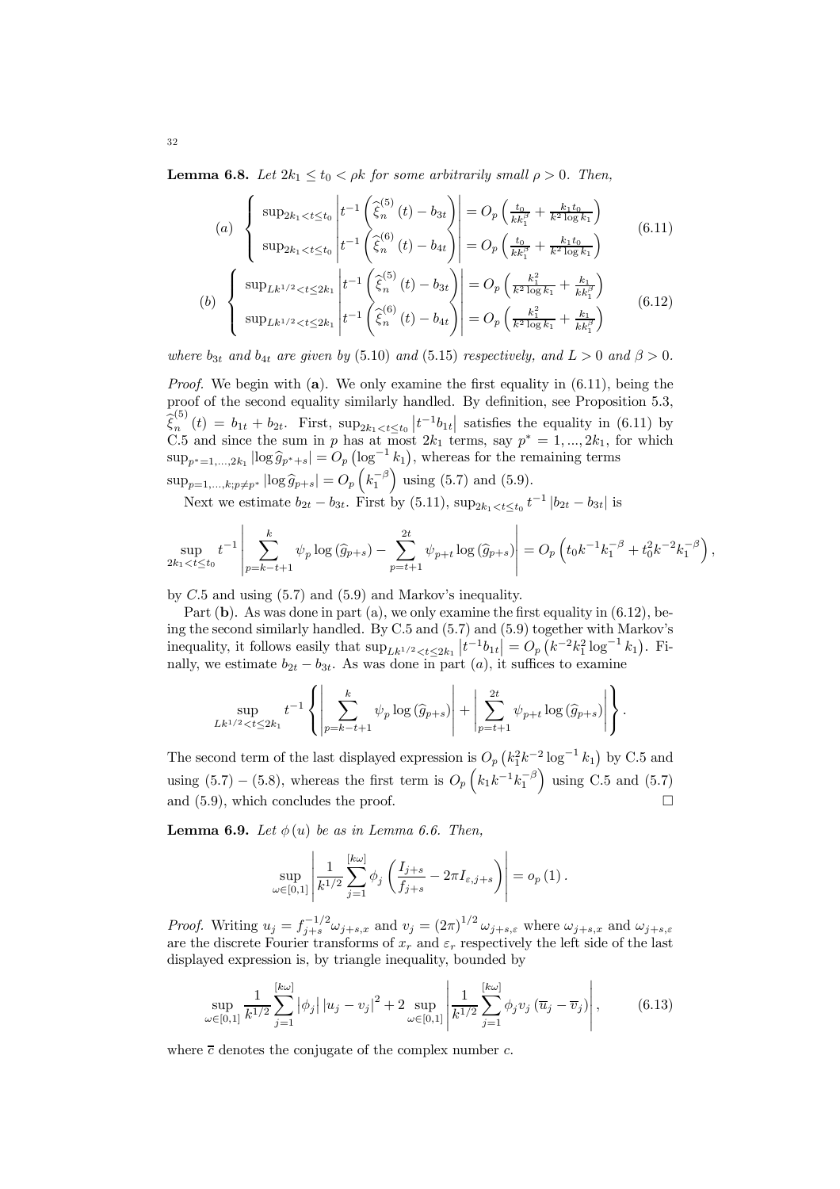**Lemma 6.8.** *Let $2k_1 \leq t_0 < \rho k$ for some arbitrarily small $\rho > 0$. Then,*

$$
(a) \quad \left\{ \begin{array}{l} \sup_{2k_1 < t \leq t_0} \left| t^{-1} \left( \widehat{\xi}_n^{(5)}(t) - b_{3t} \right) \right| = O_p \left( \frac{t_0}{k k_1^{\beta}} + \frac{k_1 t_0}{k^2 \log k_1} \right) \\ \sup_{2k_1 < t \leq t_0} \left| t^{-1} \left( \widehat{\xi}_n^{(6)}(t) - b_{4t} \right) \right| = O_p \left( \frac{t_0}{k k_1^{\beta}} + \frac{k_1 t_0}{k^2 \log k_1} \right) \end{array} \right. \tag{6.11}
$$

$$
(b) \quad \left\{ \begin{array}{l} \sup_{Lk^{1/2} < t \leq 2k_1} \left| t^{-1} \left( \widehat{\xi}_n^{(5)}(t) - b_{3t} \right) \right| = O_p \left( \frac{k_1^2}{k^2 \log k_1} + \frac{k_1}{k k_1^{\beta}} \right) \\ \sup_{Lk^{1/2} < t \leq 2k_1} \left| t^{-1} \left( \widehat{\xi}_n^{(6)}(t) - b_{4t} \right) \right| = O_p \left( \frac{k_1^2}{k^2 \log k_1} + \frac{k_1}{k k_1^{\beta}} \right) \end{array} \right. \tag{6.12}
$$

*where $b_{3t}$ and $b_{4t}$ are given by* (5.10) *and* (5.15) *respectively, and $L > 0$ and $\beta > 0$.*

*Proof.* We begin with (**a**). We only examine the first equality in (6.11), being the proof of the second equality similarly handled. By definition, see Proposition 5.3, $\widehat{\xi}_n^{(5)}(t) = b_{1t} + b_{2t}$. First, $\sup_{2k_1 < t \leq t_0} \left| t^{-1} b_{1t} \right|$ satisfies the equality in (6.11) by C.5 and since the sum in $p$ has at most $2k_1$ terms, say $p^* = 1, ..., 2k_1$, for which $\sup_{p^*=1,...,2k_1} \left| \log \widehat{g}_{p^*+s} \right| = O_p \left( \log^{-1} k_1 \right)$, whereas for the remaining terms $\sup_{p=1,...,k; p \neq p^*} \left| \log \widehat{g}_{p+s} \right| = O_p \left( k_1^{-\beta} \right)$ using (5.7) and (5.9).

Next we estimate $b_{2t} - b_{3t}$. First by (5.11), $\sup_{2k_1 < t \leq t_0} t^{-1} \left| b_{2t} - b_{3t} \right|$ is

$$
\sup_{2k_1 < t \leq t_0} t^{-1} \left| \sum_{p=k-t+1}^{k} \psi_p \log \left( \widehat{g}_{p+s} \right) - \sum_{p=t+1}^{2t} \psi_{p+t} \log \left( \widehat{g}_{p+s} \right) \right| = O_p \left( t_0 k^{-1} k_1^{-\beta} + t_0^2 k^{-2} k_1^{-\beta} \right),
$$

by $C.5$ and using (5.7) and (5.9) and Markov's inequality.

Part (**b**). As was done in part (a), we only examine the first equality in (6.12), being the second similarly handled. By C.5 and (5.7) and (5.9) together with Markov's inequality, it follows easily that $\sup_{Lk^{1/2} < t \leq 2k_1} \left| t^{-1} b_{1t} \right| = O_p \left( k^{-2} k_1^2 \log^{-1} k_1 \right)$. Finally, we estimate $b_{2t} - b_{3t}$. As was done in part $(a)$, it suffices to examine

$$
\sup_{Lk^{1/2} < t \leq 2k_1} t^{-1} \left\{ \left| \sum_{p=k-t+1}^{k} \psi_p \log \left( \widehat{g}_{p+s} \right) \right| + \left| \sum_{p=t+1}^{2t} \psi_{p+t} \log \left( \widehat{g}_{p+s} \right) \right| \right\}.
$$

The second term of the last displayed expression is $O_p \left( k_1^2 k^{-2} \log^{-1} k_1 \right)$ by C.5 and using (5.7) – (5.8), whereas the first term is $O_p \left( k_1 k^{-1} k_1^{-\beta} \right)$ using C.5 and (5.7) and (5.9), which concludes the proof. $\square$

**Lemma 6.9.** *Let $\phi(u)$ be as in Lemma 6.6. Then,*

$$
\sup_{\omega \in [0,1]} \left| \frac{1}{k^{1/2}} \sum_{j=1}^{[k\omega]} \phi_j \left( \frac{I_{j+s}}{f_{j+s}} - 2\pi I_{\varepsilon, j+s} \right) \right| = o_p(1).
$$

*Proof.* Writing $u_j = f_{j+s}^{-1/2} \omega_{j+s,x}$ and $v_j = (2\pi)^{1/2} \omega_{j+s,\varepsilon}$ where $\omega_{j+s,x}$ and $\omega_{j+s,\varepsilon}$ are the discrete Fourier transforms of $x_r$ and $\varepsilon_r$ respectively the left side of the last displayed expression is, by triangle inequality, bounded by

$$
\sup_{\omega \in [0,1]} \frac{1}{k^{1/2}} \sum_{j=1}^{[k\omega]} \left| \phi_j \right| \left| u_j - v_j \right|^2 + 2 \sup_{\omega \in [0,1]} \left| \frac{1}{k^{1/2}} \sum_{j=1}^{[k\omega]} \phi_j v_j \left( \overline{u}_j - \overline{v}_j \right) \right|, \tag{6.13}
$$

where $\overline{c}$ denotes the conjugate of the complex number $c$.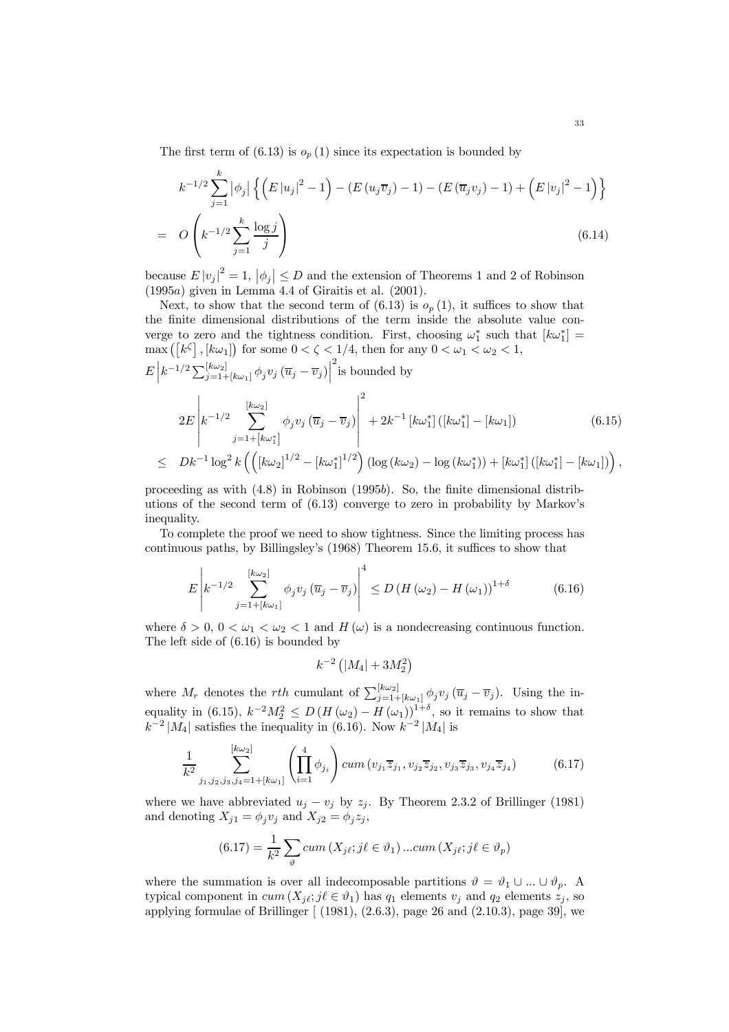The first term of (6.13) is $o_p(1)$ since its expectation is bounded by

$$
\begin{aligned}
& k^{-1/2}\sum_{j=1}^{k}\left|\phi_j\right|\left\{\left(E\left|u_j\right|^2-1\right)-\left(E\left(u_j\overline{v}_j\right)-1\right)-\left(E\left(\overline{u}_j v_j\right)-1\right)+\left(E\left|v_j\right|^2-1\right)\right\} \\
= \; & O\left(k^{-1/2}\sum_{j=1}^{k}\frac{\log j}{j}\right) \qquad (6.14)
\end{aligned}
$$

because $E\left|v_j\right|^2=1$, $\left|\phi_j\right|\le D$ and the extension of Theorems 1 and 2 of Robinson (1995*a*) given in Lemma 4.4 of Giraitis et al. (2001).

Next, to show that the second term of (6.13) is $o_p(1)$, it suffices to show that the finite dimensional distributions of the term inside the absolute value converge to zero and the tightness condition. First, choosing $\omega_1^*$ such that $[k\omega_1^*]=\max\left(\left[k^{\zeta}\right],[k\omega_1]\right)$ for some $0<\zeta<1/4$, then for any $0<\omega_1<\omega_2<1$, $E\left|k^{-1/2}\sum_{j=1+[k\omega_1]}^{[k\omega_2]}\phi_j v_j\left(\overline{u}_j-\overline{v}_j\right)\right|^2$ is bounded by

$$
\begin{aligned}
& 2E\left|k^{-1/2}\sum_{j=1+\left[k\omega_1^*\right]}^{[k\omega_2]}\phi_j v_j\left(\overline{u}_j-\overline{v}_j\right)\right|^2+2k^{-1}\left[k\omega_1^*\right]\left(\left[k\omega_1^*\right]-\left[k\omega_1\right]\right) \qquad (6.15) \\
\le \; & Dk^{-1}\log^2 k\left(\left(\left[k\omega_2\right]^{1/2}-\left[k\omega_1^*\right]^{1/2}\right)\left(\log\left(k\omega_2\right)-\log\left(k\omega_1^*\right)\right)+\left[k\omega_1^*\right]\left(\left[k\omega_1^*\right]-\left[k\omega_1\right]\right)\right),
\end{aligned}
$$

proceeding as with (4.8) in Robinson (1995*b*). So, the finite dimensional distributions of the second term of (6.13) converge to zero in probability by Markov's inequality.

To complete the proof we need to show tightness. Since the limiting process has continuous paths, by Billingsley's (1968) Theorem 15.6, it suffices to show that

$$
E\left|k^{-1/2}\sum_{j=1+[k\omega_1]}^{[k\omega_2]}\phi_j v_j\left(\overline{u}_j-\overline{v}_j\right)\right|^4\le D\left(H\left(\omega_2\right)-H\left(\omega_1\right)\right)^{1+\delta} \qquad (6.16)
$$

where $\delta>0$, $0<\omega_1<\omega_2<1$ and $H(\omega)$ is a nondecreasing continuous function. The left side of (6.16) is bounded by

$$
k^{-2}\left(\left|M_4\right|+3M_2^2\right)
$$

where $M_r$ denotes the *rth* cumulant of $\sum_{j=1+[k\omega_1]}^{[k\omega_2]}\phi_j v_j\left(\overline{u}_j-\overline{v}_j\right)$. Using the inequality in (6.15), $k^{-2}M_2^2\le D\left(H\left(\omega_2\right)-H\left(\omega_1\right)\right)^{1+\delta}$, so it remains to show that $k^{-2}\left|M_4\right|$ satisfies the inequality in (6.16). Now $k^{-2}\left|M_4\right|$ is

$$
\frac{1}{k^2}\sum_{j_1,j_2,j_3,j_4=1+[k\omega_1]}^{[k\omega_2]}\left(\prod_{i=1}^{4}\phi_{j_i}\right)cum\left(v_{j_1}\overline{z}_{j_1},v_{j_2}\overline{z}_{j_2},v_{j_3}\overline{z}_{j_3},v_{j_4}\overline{z}_{j_4}\right) \qquad (6.17)
$$

where we have abbreviated $u_j-v_j$ by $z_j$. By Theorem 2.3.2 of Brillinger (1981) and denoting $X_{j1}=\phi_j v_j$ and $X_{j2}=\phi_j z_j$,

$$
(6.17)=\frac{1}{k^2}\sum_{\vartheta}cum\left(X_{j\ell};j\ell\in\vartheta_1\right)...cum\left(X_{j\ell};j\ell\in\vartheta_p\right)
$$

where the summation is over all indecomposable partitions $\vartheta=\vartheta_1\cup...\cup\vartheta_p$. A typical component in $cum\left(X_{j\ell};j\ell\in\vartheta_1\right)$ has $q_1$ elements $v_j$ and $q_2$ elements $z_j$, so applying formulae of Brillinger [ (1981), (2.6.3), page 26 and (2.10.3), page 39], we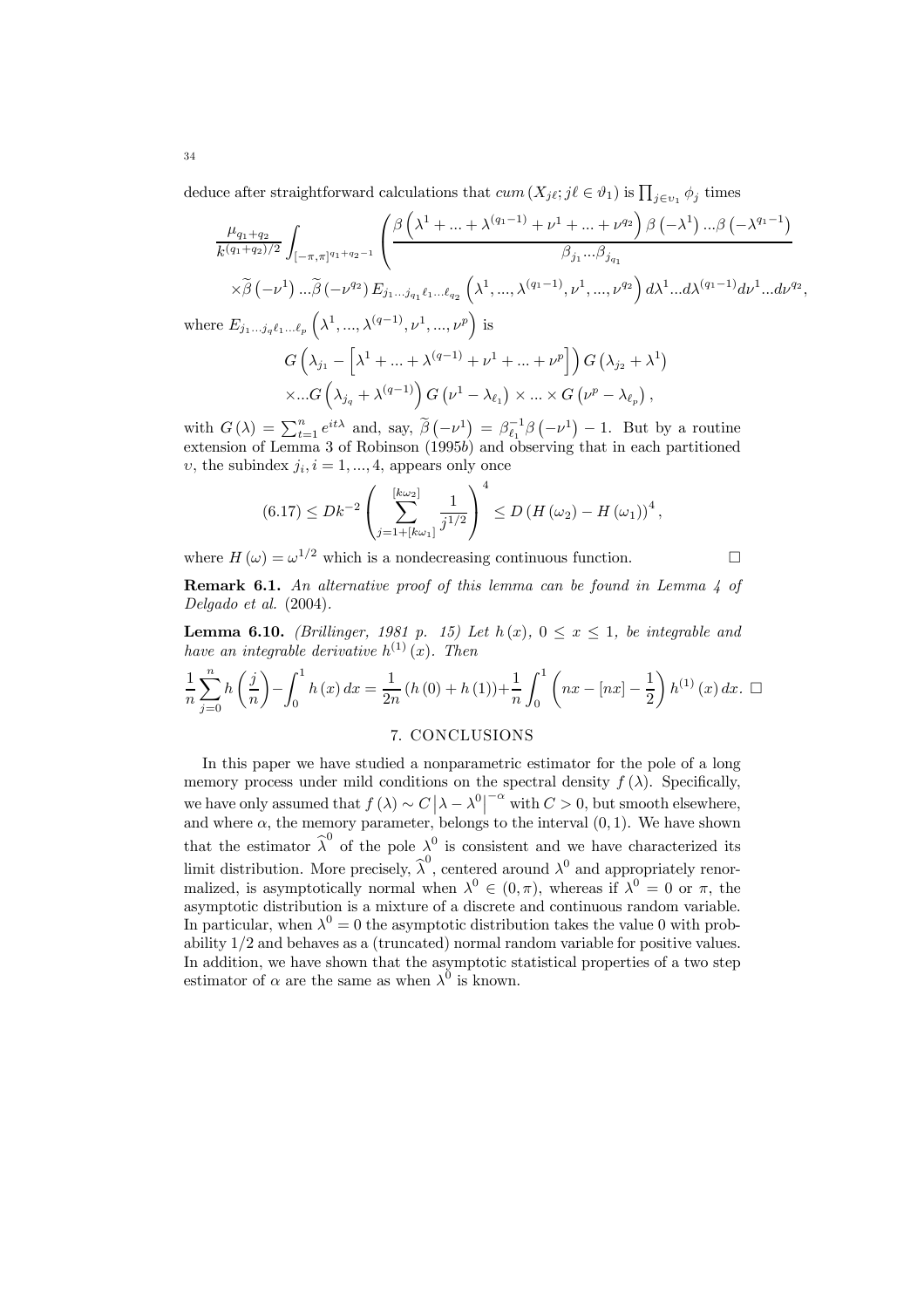deduce after straightforward calculations that $cum\left(X_{j\ell}; j\ell \in \vartheta_1\right)$ is $\prod_{j\in\upsilon_1}\phi_j$ times

$$
\frac{\mu_{q_1+q_2}}{k^{(q_1+q_2)/2}}\int_{[-\pi,\pi]^{q_1+q_2-1}}\left(\frac{\beta\left(\lambda^1+...+\lambda^{(q_1-1)}+\nu^1+...+\nu^{q_2}\right)\beta\left(-\lambda^1\right)...\beta\left(-\lambda^{q_1-1}\right)}{\beta_{j_1}...\beta_{j_{q_1}}}\right.
$$

$$
\times\widetilde{\beta}\left(-\nu^1\right)...\widetilde{\beta}\left(-\nu^{q_2}\right)E_{j_1...j_{q_1}\ell_1...\ell_{q_2}}\left(\lambda^1,...,\lambda^{(q_1-1)},\nu^1,...,\nu^{q_2}\right)d\lambda^1...d\lambda^{(q_1-1)}d\nu^1...d\nu^{q_2},
$$

where $E_{j_1...j_q\ell_1...\ell_p}\left(\lambda^1,...,\lambda^{(q-1)},\nu^1,...,\nu^p\right)$ is

$$
G\left(\lambda_{j_1}-\left[\lambda^1+...+\lambda^{(q-1)}+\nu^1+...+\nu^p\right]\right)G\left(\lambda_{j_2}+\lambda^1\right)
$$

$$
\times...G\left(\lambda_{j_q}+\lambda^{(q-1)}\right)G\left(\nu^1-\lambda_{\ell_1}\right)\times...\times G\left(\nu^p-\lambda_{\ell_p}\right),
$$

with $G(\lambda)=\sum_{t=1}^n e^{it\lambda}$ and, say, $\widetilde{\beta}\left(-\nu^1\right)=\beta_{\ell_1}^{-1}\beta\left(-\nu^1\right)-1$. But by a routine extension of Lemma 3 of Robinson (1995*b*) and observing that in each partitioned $\upsilon$, the subindex $j_i, i=1,...,4$, appears only once

$$
(6.17)\leq Dk^{-2}\left(\sum_{j=1+[k\omega_1]}^{[k\omega_2]}\frac{1}{j^{1/2}}\right)^4\leq D\left(H\left(\omega_2\right)-H\left(\omega_1\right)\right)^4,
$$

where $H(\omega)=\omega^{1/2}$ which is a nondecreasing continuous function. □

**Remark 6.1.** *An alternative proof of this lemma can be found in Lemma 4 of Delgado et al.* (2004).

**Lemma 6.10.** *(Brillinger, 1981 p. 15) Let $h(x)$, $0\leq x\leq 1$, be integrable and have an integrable derivative $h^{(1)}(x)$. Then*

$$
\frac{1}{n}\sum_{j=0}^{n}h\left(\frac{j}{n}\right)-\int_0^1 h(x)\,dx=\frac{1}{2n}\left(h(0)+h(1)\right)+\frac{1}{n}\int_0^1\left(nx-[nx]-\frac{1}{2}\right)h^{(1)}(x)\,dx.\ \square
$$

## 7. CONCLUSIONS

In this paper we have studied a nonparametric estimator for the pole of a long memory process under mild conditions on the spectral density $f(\lambda)$. Specifically, we have only assumed that $f(\lambda)\sim C\left|\lambda-\lambda^0\right|^{-\alpha}$ with $C>0$, but smooth elsewhere, and where $\alpha$, the memory parameter, belongs to the interval $(0,1)$. We have shown that the estimator $\widehat{\lambda}^0$ of the pole $\lambda^0$ is consistent and we have characterized its limit distribution. More precisely, $\widehat{\lambda}^0$, centered around $\lambda^0$ and appropriately renormalized, is asymptotically normal when $\lambda^0\in(0,\pi)$, whereas if $\lambda^0=0$ or $\pi$, the asymptotic distribution is a mixture of a discrete and continuous random variable. In particular, when $\lambda^0=0$ the asymptotic distribution takes the value 0 with probability 1/2 and behaves as a (truncated) normal random variable for positive values. In addition, we have shown that the asymptotic statistical properties of a two step estimator of $\alpha$ are the same as when $\lambda^0$ is known.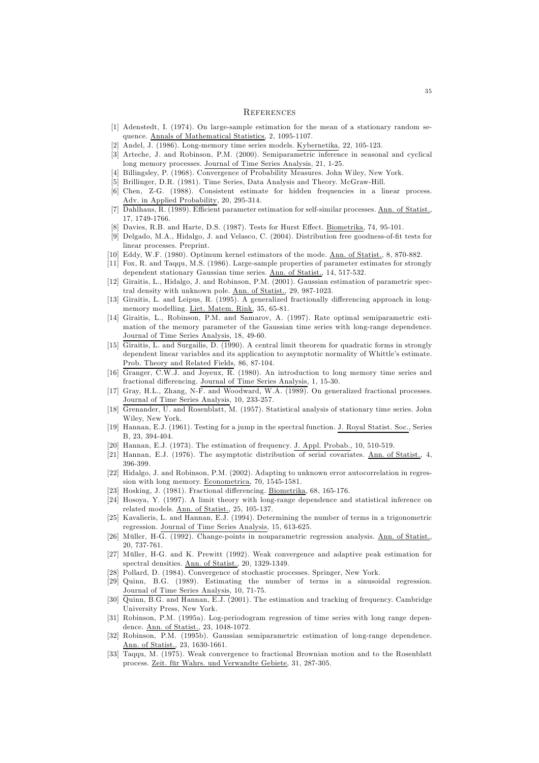## References

[1] Adenstedt, I. (1974). On large-sample estimation for the mean of a stationary random sequence. Annals of Mathematical Statistics, 2, 1095-1107.

[2] Andel, J. (1986). Long-memory time series models. Kybernetika, 22, 105-123.

[3] Arteche, J. and Robinson, P.M. (2000). Semiparametric inference in seasonal and cyclical long memory processes. Journal of Time Series Analysis, 21, 1-25.

[4] Billingsley, P. (1968). Convergence of Probability Measures. John Wiley, New York.

[5] Brillinger, D.R. (1981). Time Series, Data Analysis and Theory. McGraw-Hill.

[6] Chen, Z-G. (1988). Consistent estimate for hidden frequencies in a linear process. Adv. in Applied Probability, 20, 295-314.

[7] Dahlhaus, R. (1989). Efficient parameter estimation for self-similar processes. Ann. of Statist., 17, 1749-1766.

[8] Davies, R.B. and Harte, D.S. (1987). Tests for Hurst Effect. Biometrika, 74, 95-101.

[9] Delgado, M.A., Hidalgo, J. and Velasco, C. (2004). Distribution free goodness-of-fit tests for linear processes. Preprint.

[10] Eddy, W.F. (1980). Optimum kernel estimators of the mode. Ann. of Statist., 8, 870-882.

[11] Fox, R. and Taqqu, M.S. (1986). Large-sample properties of parameter estimates for strongly dependent stationary Gaussian time series. Ann. of Statist., 14, 517-532.

[12] Giraitis, L., Hidalgo, J. and Robinson, P.M. (2001). Gaussian estimation of parametric spectral density with unknown pole. Ann. of Statist., 29, 987-1023.

[13] Giraitis, L. and Leipus, R. (1995). A generalized fractionally differencing approach in long-memory modelling. Liet. Matem. Rink, 35, 65-81.

[14] Giraitis, L., Robinson, P.M. and Samarov, A. (1997). Rate optimal semiparametric estimation of the memory parameter of the Gaussian time series with long-range dependence. Journal of Time Series Analysis, 18, 49-60.

[15] Giraitis, L. and Surgailis, D. (1990). A central limit theorem for quadratic forms in strongly dependent linear variables and its application to asymptotic normality of Whittle's estimate. Prob. Theory and Related Fields, 86, 87-104.

[16] Granger, C.W.J. and Joyeux, R. (1980). An introduction to long memory time series and fractional differencing. Journal of Time Series Analysis, 1, 15-30.

[17] Gray, H.L., Zhang, N-F. and Woodward, W.A. (1989). On generalized fractional processes. Journal of Time Series Analysis, 10, 233-257.

[18] Grenander, U. and Rosenblatt, M. (1957). Statistical analysis of stationary time series. John Wiley, New York.

[19] Hannan, E.J. (1961). Testing for a jump in the spectral function. J. Royal Statist. Soc., Series B, 23, 394-404.

[20] Hannan, E.J. (1973). The estimation of frequency. J. Appl. Probab., 10, 510-519.

[21] Hannan, E.J. (1976). The asymptotic distribution of serial covariates. Ann. of Statist., 4, 396-399.

[22] Hidalgo, J. and Robinson, P.M. (2002). Adapting to unknown error autocorrelation in regression with long memory. Econometrica, 70, 1545-1581.

[23] Hosking, J. (1981). Fractional differencing. Biometrika, 68, 165-176.

[24] Hosoya, Y. (1997). A limit theory with long-range dependence and statistical inference on related models. Ann. of Statist., 25, 105-137.

[25] Kavalieris, L. and Hannan, E.J. (1994). Determining the number of terms in a trigonometric regression. Journal of Time Series Analysis, 15, 613-625.

[26] Müller, H-G. (1992). Change-points in nonparametric regression analysis. Ann. of Statist., 20, 737-761.

[27] Müller, H-G. and K. Prewitt (1992). Weak convergence and adaptive peak estimation for spectral densities. Ann. of Statist., 20, 1329-1349.

[28] Pollard, D. (1984). Convergence of stochastic processes. Springer, New York.

[29] Quinn, B.G. (1989). Estimating the number of terms in a sinusoidal regression. Journal of Time Series Analysis, 10, 71-75.

[30] Quinn, B.G. and Hannan, E.J. (2001). The estimation and tracking of frequency. Cambridge University Press, New York.

[31] Robinson, P.M. (1995a). Log-periodogram regression of time series with long range dependence. Ann. of Statist., 23, 1048-1072.

[32] Robinson, P.M. (1995b). Gaussian semiparametric estimation of long-range dependence. Ann. of Statist., 23, 1630-1661.

[33] Taqqu, M. (1975). Weak convergence to fractional Brownian motion and to the Rosenblatt process. Zeit. für Wahrs. und Verwandte Gebiete, 31, 287-305.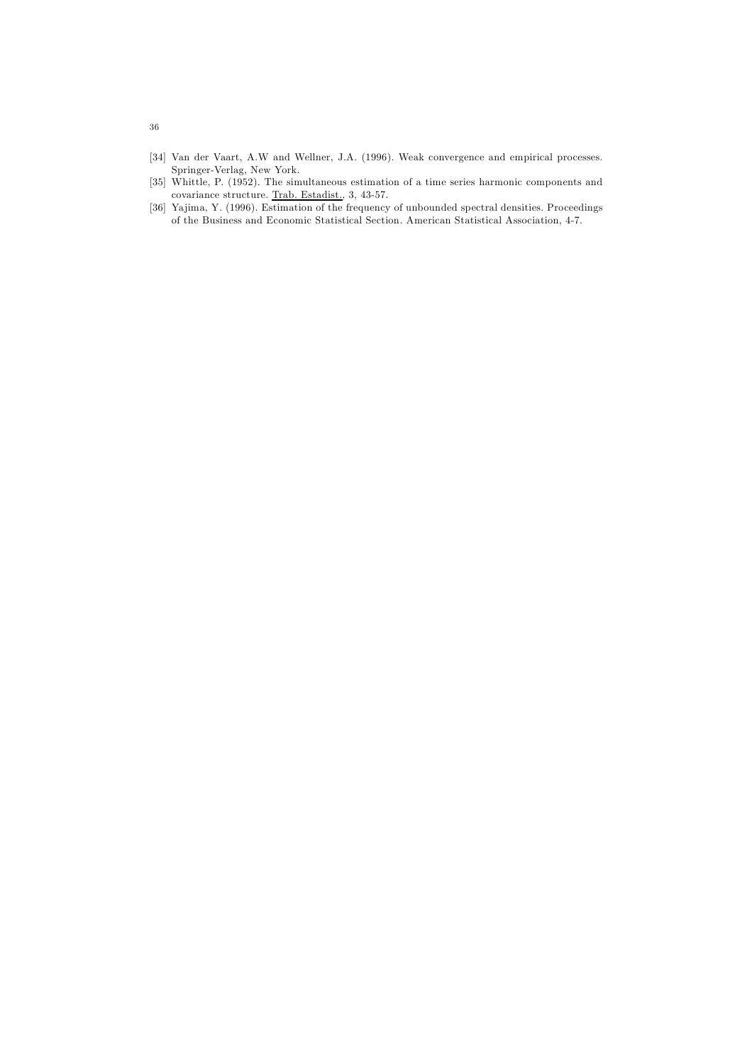[34] Van der Vaart, A.W and Wellner, J.A. (1996). Weak convergence and empirical processes. Springer-Verlag, New York.

[35] Whittle, P. (1952). The simultaneous estimation of a time series harmonic components and covariance structure. Trab. Estadist., 3, 43-57.

[36] Yajima, Y. (1996). Estimation of the frequency of unbounded spectral densities. Proceedings of the Business and Economic Statistical Section. American Statistical Association, 4-7.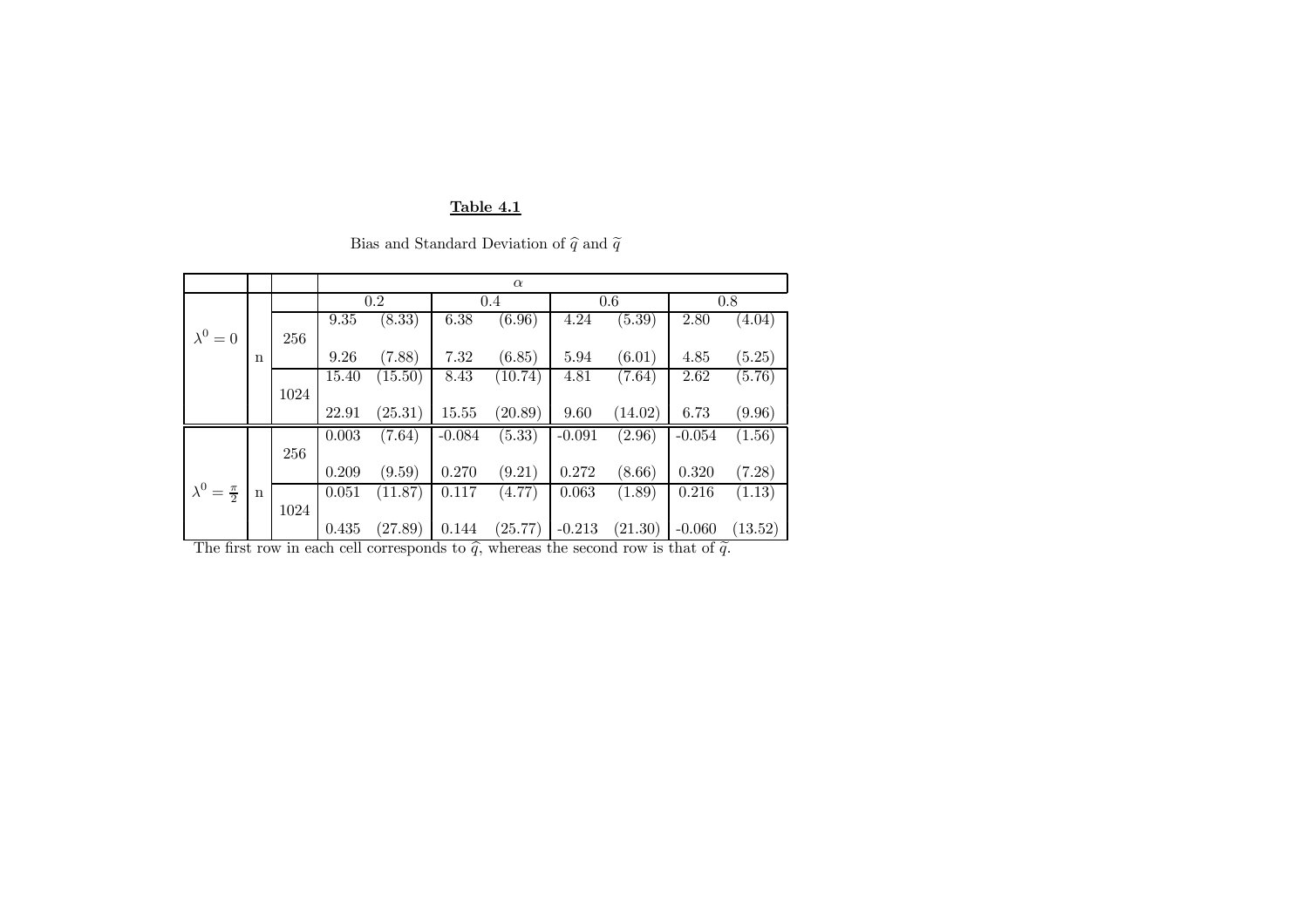**Table 4.1**

Bias and Standard Deviation of $\widehat{q}$ and $\widetilde{q}$

| | | | $\alpha$ | | | | | | | |
|---|---|---|---|---|---|---|---|---|---|---|
| | | | 0.2 | | 0.4 | | 0.6 | | 0.8 | |
| $\lambda^0 = 0$ | n | 256 | 9.35 | (8.33) | 6.38 | (6.96) | 4.24 | (5.39) | 2.80 | (4.04) |
| | | | 9.26 | (7.88) | 7.32 | (6.85) | 5.94 | (6.01) | 4.85 | (5.25) |
| | | 1024 | 15.40 | (15.50) | 8.43 | (10.74) | 4.81 | (7.64) | 2.62 | (5.76) |
| | | | 22.91 | (25.31) | 15.55 | (20.89) | 9.60 | (14.02) | 6.73 | (9.96) |
| $\lambda^0 = \frac{\pi}{2}$ | n | 256 | 0.003 | (7.64) | -0.084 | (5.33) | -0.091 | (2.96) | -0.054 | (1.56) |
| | | | 0.209 | (9.59) | 0.270 | (9.21) | 0.272 | (8.66) | 0.320 | (7.28) |
| | | 1024 | 0.051 | (11.87) | 0.117 | (4.77) | 0.063 | (1.89) | 0.216 | (1.13) |
| | | | 0.435 | (27.89) | 0.144 | (25.77) | -0.213 | (21.30) | -0.060 | (13.52) |

The first row in each cell corresponds to $\widehat{q}$, whereas the second row is that of $\widetilde{q}$.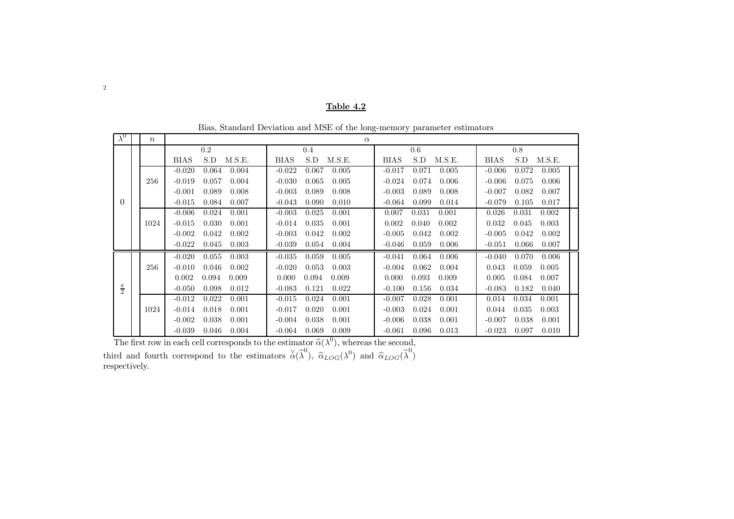**Table 4.2**

Bias, Standard Deviation and MSE of the long-memory parameter estimators

| $\lambda^0$ | $n$ | $\alpha$ | | | | | | | | | | | |
|---|---|---|---|---|---|---|---|---|---|---|---|---|---|
| | | 0.2 | | | 0.4 | | | 0.6 | | | 0.8 | | |
| | | BIAS | S.D | M.S.E. | BIAS | S.D | M.S.E. | BIAS | S.D | M.S.E. | BIAS | S.D | M.S.E. |
| 0 | 256 | -0.020 | 0.064 | 0.004 | -0.022 | 0.067 | 0.005 | -0.017 | 0.071 | 0.005 | -0.006 | 0.072 | 0.005 |
| | | -0.019 | 0.057 | 0.004 | -0.030 | 0.065 | 0.005 | -0.024 | 0.074 | 0.006 | -0.006 | 0.075 | 0.006 |
| | | -0.001 | 0.089 | 0.008 | -0.003 | 0.089 | 0.008 | -0.003 | 0.089 | 0.008 | -0.007 | 0.082 | 0.007 |
| | | -0.015 | 0.084 | 0.007 | -0.043 | 0.090 | 0.010 | -0.064 | 0.099 | 0.014 | -0.079 | 0.105 | 0.017 |
| | 1024 | -0.006 | 0.024 | 0.001 | -0.003 | 0.025 | 0.001 | 0.007 | 0.031 | 0.001 | 0.026 | 0.031 | 0.002 |
| | | -0.015 | 0.030 | 0.001 | -0.014 | 0.035 | 0.001 | 0.002 | 0.040 | 0.002 | 0.032 | 0.045 | 0.003 |
| | | -0.002 | 0.042 | 0.002 | -0.003 | 0.042 | 0.002 | -0.005 | 0.042 | 0.002 | -0.005 | 0.042 | 0.002 |
| | | -0.022 | 0.045 | 0.003 | -0.039 | 0.054 | 0.004 | -0.046 | 0.059 | 0.006 | -0.051 | 0.066 | 0.007 |
| $\frac{\pi}{2}$ | 256 | -0.020 | 0.055 | 0.003 | -0.035 | 0.059 | 0.005 | -0.041 | 0.064 | 0.006 | -0.040 | 0.070 | 0.006 |
| | | -0.010 | 0.046 | 0.002 | -0.020 | 0.053 | 0.003 | -0.004 | 0.062 | 0.004 | 0.043 | 0.059 | 0.005 |
| | | 0.002 | 0.094 | 0.009 | 0.000 | 0.094 | 0.009 | 0.000 | 0.093 | 0.009 | 0.005 | 0.084 | 0.007 |
| | | -0.050 | 0.098 | 0.012 | -0.083 | 0.121 | 0.022 | -0.100 | 0.156 | 0.034 | -0.083 | 0.182 | 0.040 |
| | 1024 | -0.012 | 0.022 | 0.001 | -0.015 | 0.024 | 0.001 | -0.007 | 0.028 | 0.001 | 0.014 | 0.034 | 0.001 |
| | | -0.014 | 0.018 | 0.001 | -0.017 | 0.020 | 0.001 | -0.003 | 0.024 | 0.001 | 0.044 | 0.035 | 0.003 |
| | | -0.002 | 0.038 | 0.001 | -0.004 | 0.038 | 0.001 | -0.006 | 0.038 | 0.001 | -0.007 | 0.038 | 0.001 |
| | | -0.039 | 0.046 | 0.004 | -0.064 | 0.069 | 0.009 | -0.061 | 0.096 | 0.013 | -0.023 | 0.097 | 0.010 |

The first row in each cell corresponds to the estimator $\widehat{\alpha}(\lambda^0)$, whereas the second, third and fourth correspond to the estimators $\overset{\vee}{\alpha}(\widehat{\lambda}^0)$, $\widehat{\alpha}_{LOG}(\lambda^0)$ and $\widehat{\alpha}_{LOG}(\widetilde{\lambda}^0)$ respectively.